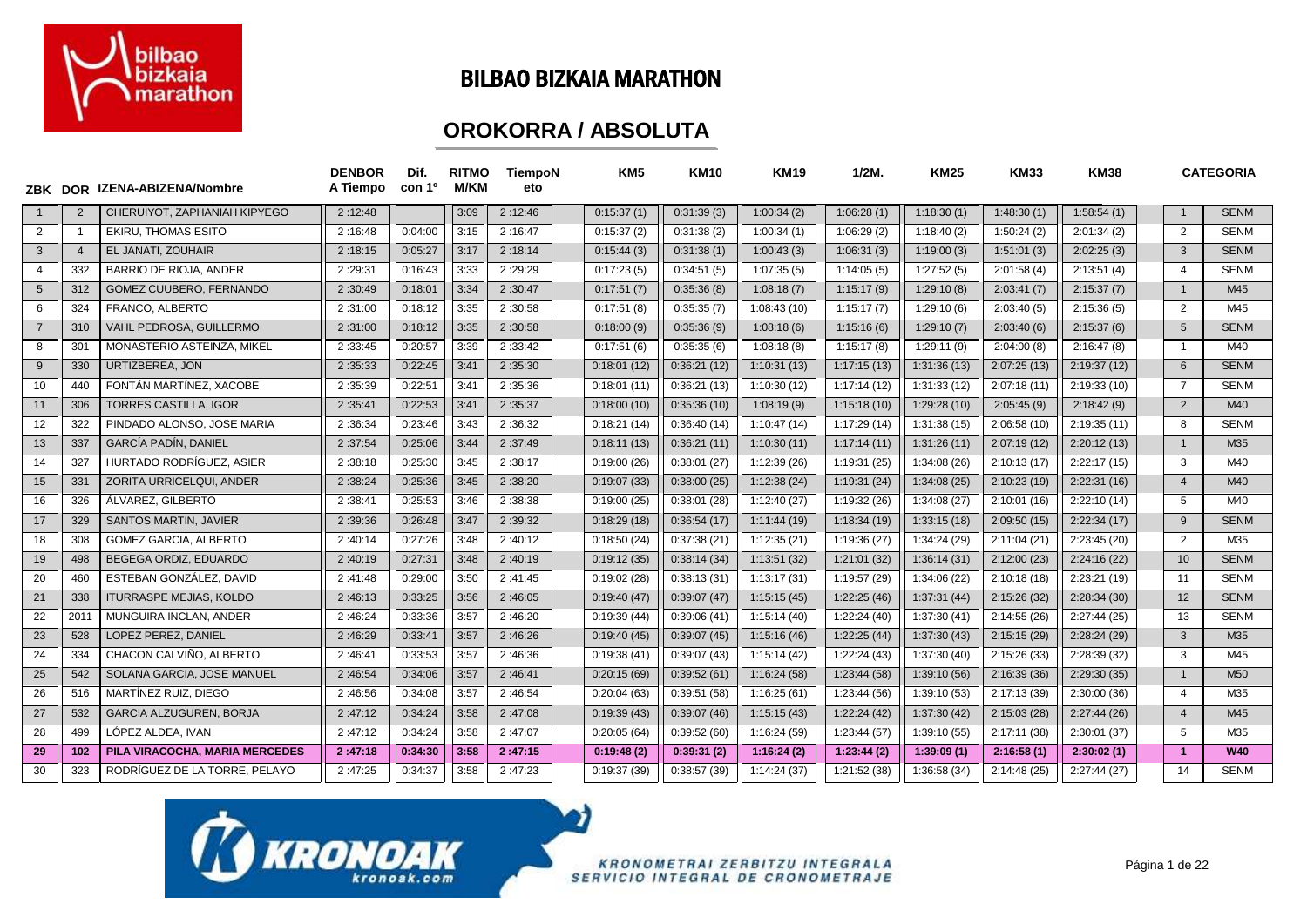# BILBAO BIZKAIA MARATHON

## OROKORRA / ABSOLUTA

| ZBK | DOR | IZENA-ABIZENA/Nombre | DENBOR A Tiempo | Dif. con 1º | RITMO M/KM | TiempoNeto | KM5 | KM10 | KM19 | 1/2M. | KM25 | KM33 | KM38 | CATEGORIA | |
|---|---|---|---|---|---|---|---|---|---|---|---|---|---|---|---|
| 1 | 2 | CHERUIYOT, ZAPHANIAH KIPYEGO | 2:12:48 | | 3:09 | 2:12:46 | 0:15:37 (1) | 0:31:39 (3) | 1:00:34 (2) | 1:06:28 (1) | 1:18:30 (1) | 1:48:30 (1) | 1:58:54 (1) | 1 | SENM |
| 2 | 1 | EKIRU, THOMAS ESITO | 2:16:48 | 0:04:00 | 3:15 | 2:16:47 | 0:15:37 (2) | 0:31:38 (2) | 1:00:34 (1) | 1:06:29 (2) | 1:18:40 (2) | 1:50:24 (2) | 2:01:34 (2) | 2 | SENM |
| 3 | 4 | EL JANATI, ZOUHAIR | 2:18:15 | 0:05:27 | 3:17 | 2:18:14 | 0:15:44 (3) | 0:31:38 (1) | 1:00:43 (3) | 1:06:31 (3) | 1:19:00 (3) | 1:51:01 (3) | 2:02:25 (3) | 3 | SENM |
| 4 | 332 | BARRIO DE RIOJA, ANDER | 2:29:31 | 0:16:43 | 3:33 | 2:29:29 | 0:17:23 (5) | 0:34:51 (5) | 1:07:35 (5) | 1:14:05 (5) | 1:27:52 (5) | 2:01:58 (4) | 2:13:51 (4) | 4 | SENM |
| 5 | 312 | GOMEZ CUUBERO, FERNANDO | 2:30:49 | 0:18:01 | 3:34 | 2:30:47 | 0:17:51 (7) | 0:35:36 (8) | 1:08:18 (7) | 1:15:17 (9) | 1:29:10 (8) | 2:03:41 (7) | 2:15:37 (7) | 1 | M45 |
| 6 | 324 | FRANCO, ALBERTO | 2:31:00 | 0:18:12 | 3:35 | 2:30:58 | 0:17:51 (8) | 0:35:35 (7) | 1:08:43 (10) | 1:15:17 (7) | 1:29:10 (6) | 2:03:40 (5) | 2:15:36 (5) | 2 | M45 |
| 7 | 310 | VAHL PEDROSA, GUILLERMO | 2:31:00 | 0:18:12 | 3:35 | 2:30:58 | 0:18:00 (9) | 0:35:36 (9) | 1:08:18 (6) | 1:15:16 (6) | 1:29:10 (7) | 2:03:40 (6) | 2:15:37 (6) | 5 | SENM |
| 8 | 301 | MONASTERIO ASTEINZA, MIKEL | 2:33:45 | 0:20:57 | 3:39 | 2:33:42 | 0:17:51 (6) | 0:35:35 (6) | 1:08:18 (8) | 1:15:17 (8) | 1:29:11 (9) | 2:04:00 (8) | 2:16:47 (8) | 1 | M40 |
| 9 | 330 | URTIZBEREA, JON | 2:35:33 | 0:22:45 | 3:41 | 2:35:30 | 0:18:01 (12) | 0:36:21 (12) | 1:10:31 (13) | 1:17:15 (13) | 1:31:36 (13) | 2:07:25 (13) | 2:19:37 (12) | 6 | SENM |
| 10 | 440 | FONTÁN MARTÍNEZ, XACOBE | 2:35:39 | 0:22:51 | 3:41 | 2:35:36 | 0:18:01 (11) | 0:36:21 (13) | 1:10:30 (12) | 1:17:14 (12) | 1:31:33 (12) | 2:07:18 (11) | 2:19:33 (10) | 7 | SENM |
| 11 | 306 | TORRES CASTILLA, IGOR | 2:35:41 | 0:22:53 | 3:41 | 2:35:37 | 0:18:00 (10) | 0:35:36 (10) | 1:08:19 (9) | 1:15:18 (10) | 1:29:28 (10) | 2:05:45 (9) | 2:18:42 (9) | 2 | M40 |
| 12 | 322 | PINDADO ALONSO, JOSE MARIA | 2:36:34 | 0:23:46 | 3:43 | 2:36:32 | 0:18:21 (14) | 0:36:40 (14) | 1:10:47 (14) | 1:17:29 (14) | 1:31:38 (15) | 2:06:58 (10) | 2:19:35 (11) | 8 | SENM |
| 13 | 337 | GARCÍA PADÍN, DANIEL | 2:37:54 | 0:25:06 | 3:44 | 2:37:49 | 0:18:11 (13) | 0:36:21 (11) | 1:10:30 (11) | 1:17:14 (11) | 1:31:26 (11) | 2:07:19 (12) | 2:20:12 (13) | 1 | M35 |
| 14 | 327 | HURTADO RODRÍGUEZ, ASIER | 2:38:18 | 0:25:30 | 3:45 | 2:38:17 | 0:19:00 (26) | 0:38:01 (27) | 1:12:39 (26) | 1:19:31 (25) | 1:34:08 (26) | 2:10:13 (17) | 2:22:17 (15) | 3 | M40 |
| 15 | 331 | ZORITA URRICELQUI, ANDER | 2:38:24 | 0:25:36 | 3:45 | 2:38:20 | 0:19:07 (33) | 0:38:00 (25) | 1:12:38 (24) | 1:19:31 (24) | 1:34:08 (25) | 2:10:23 (19) | 2:22:31 (16) | 4 | M40 |
| 16 | 326 | ÁLVAREZ, GILBERTO | 2:38:41 | 0:25:53 | 3:46 | 2:38:38 | 0:19:00 (25) | 0:38:01 (28) | 1:12:40 (27) | 1:19:32 (26) | 1:34:08 (27) | 2:10:01 (16) | 2:22:10 (14) | 5 | M40 |
| 17 | 329 | SANTOS MARTIN, JAVIER | 2:39:36 | 0:26:48 | 3:47 | 2:39:32 | 0:18:29 (18) | 0:36:54 (17) | 1:11:44 (19) | 1:18:34 (19) | 1:33:15 (18) | 2:09:50 (15) | 2:22:34 (17) | 9 | SENM |
| 18 | 308 | GOMEZ GARCIA, ALBERTO | 2:40:14 | 0:27:26 | 3:48 | 2:40:12 | 0:18:50 (24) | 0:37:38 (21) | 1:12:35 (21) | 1:19:36 (27) | 1:34:24 (29) | 2:11:04 (21) | 2:23:45 (20) | 2 | M35 |
| 19 | 498 | BEGEGA ORDIZ, EDUARDO | 2:40:19 | 0:27:31 | 3:48 | 2:40:19 | 0:19:12 (35) | 0:38:14 (34) | 1:13:51 (32) | 1:21:01 (32) | 1:36:14 (31) | 2:12:00 (23) | 2:24:16 (22) | 10 | SENM |
| 20 | 460 | ESTEBAN GONZÁLEZ, DAVID | 2:41:48 | 0:29:00 | 3:50 | 2:41:45 | 0:19:02 (28) | 0:38:13 (31) | 1:13:17 (31) | 1:19:57 (29) | 1:34:06 (22) | 2:10:18 (18) | 2:23:21 (19) | 11 | SENM |
| 21 | 338 | ITURRASPE MEJIAS, KOLDO | 2:46:13 | 0:33:25 | 3:56 | 2:46:05 | 0:19:40 (47) | 0:39:07 (47) | 1:15:15 (45) | 1:22:25 (46) | 1:37:31 (44) | 2:15:26 (32) | 2:28:34 (30) | 12 | SENM |
| 22 | 2011 | MUNGUIRA INCLAN, ANDER | 2:46:24 | 0:33:36 | 3:57 | 2:46:20 | 0:19:39 (44) | 0:39:06 (41) | 1:15:14 (40) | 1:22:24 (40) | 1:37:30 (41) | 2:14:55 (26) | 2:27:44 (25) | 13 | SENM |
| 23 | 528 | LOPEZ PEREZ, DANIEL | 2:46:29 | 0:33:41 | 3:57 | 2:46:26 | 0:19:40 (45) | 0:39:07 (45) | 1:15:16 (46) | 1:22:25 (44) | 1:37:30 (43) | 2:15:15 (29) | 2:28:24 (29) | 3 | M35 |
| 24 | 334 | CHACON CALVIÑO, ALBERTO | 2:46:41 | 0:33:53 | 3:57 | 2:46:36 | 0:19:38 (41) | 0:39:07 (43) | 1:15:14 (42) | 1:22:24 (43) | 1:37:30 (40) | 2:15:26 (33) | 2:28:39 (32) | 3 | M45 |
| 25 | 542 | SOLANA GARCIA, JOSE MANUEL | 2:46:54 | 0:34:06 | 3:57 | 2:46:41 | 0:20:15 (69) | 0:39:52 (61) | 1:16:24 (58) | 1:23:44 (58) | 1:39:10 (56) | 2:16:39 (36) | 2:29:30 (35) | 1 | M50 |
| 26 | 516 | MARTÍNEZ RUIZ, DIEGO | 2:46:56 | 0:34:08 | 3:57 | 2:46:54 | 0:20:04 (63) | 0:39:51 (58) | 1:16:25 (61) | 1:23:44 (56) | 1:39:10 (53) | 2:17:13 (39) | 2:30:00 (36) | 4 | M35 |
| 27 | 532 | GARCIA ALZUGUREN, BORJA | 2:47:12 | 0:34:24 | 3:58 | 2:47:08 | 0:19:39 (43) | 0:39:07 (46) | 1:15:15 (43) | 1:22:24 (42) | 1:37:30 (42) | 2:15:03 (28) | 2:27:44 (26) | 4 | M45 |
| 28 | 499 | LÓPEZ ALDEA, IVAN | 2:47:12 | 0:34:24 | 3:58 | 2:47:07 | 0:20:05 (64) | 0:39:52 (60) | 1:16:24 (59) | 1:23:44 (57) | 1:39:10 (55) | 2:17:11 (38) | 2:30:01 (37) | 5 | M35 |
| **29** | **102** | **PILA VIRACOCHA, MARIA MERCEDES** | **2:47:18** | **0:34:30** | **3:58** | **2:47:15** | **0:19:48 (2)** | **0:39:31 (2)** | **1:16:24 (2)** | **1:23:44 (2)** | **1:39:09 (1)** | **2:16:58 (1)** | **2:30:02 (1)** | **1** | **W40** |
| 30 | 323 | RODRÍGUEZ DE LA TORRE, PELAYO | 2:47:25 | 0:34:37 | 3:58 | 2:47:23 | 0:19:37 (39) | 0:38:57 (39) | 1:14:24 (37) | 1:21:52 (38) | 1:36:58 (34) | 2:14:48 (25) | 2:27:44 (27) | 14 | SENM |

KRONOAK kronoak.com

KRONOMETRAI ZERBITZU INTEGRALA
SERVICIO INTEGRAL DE CRONOMETRAJE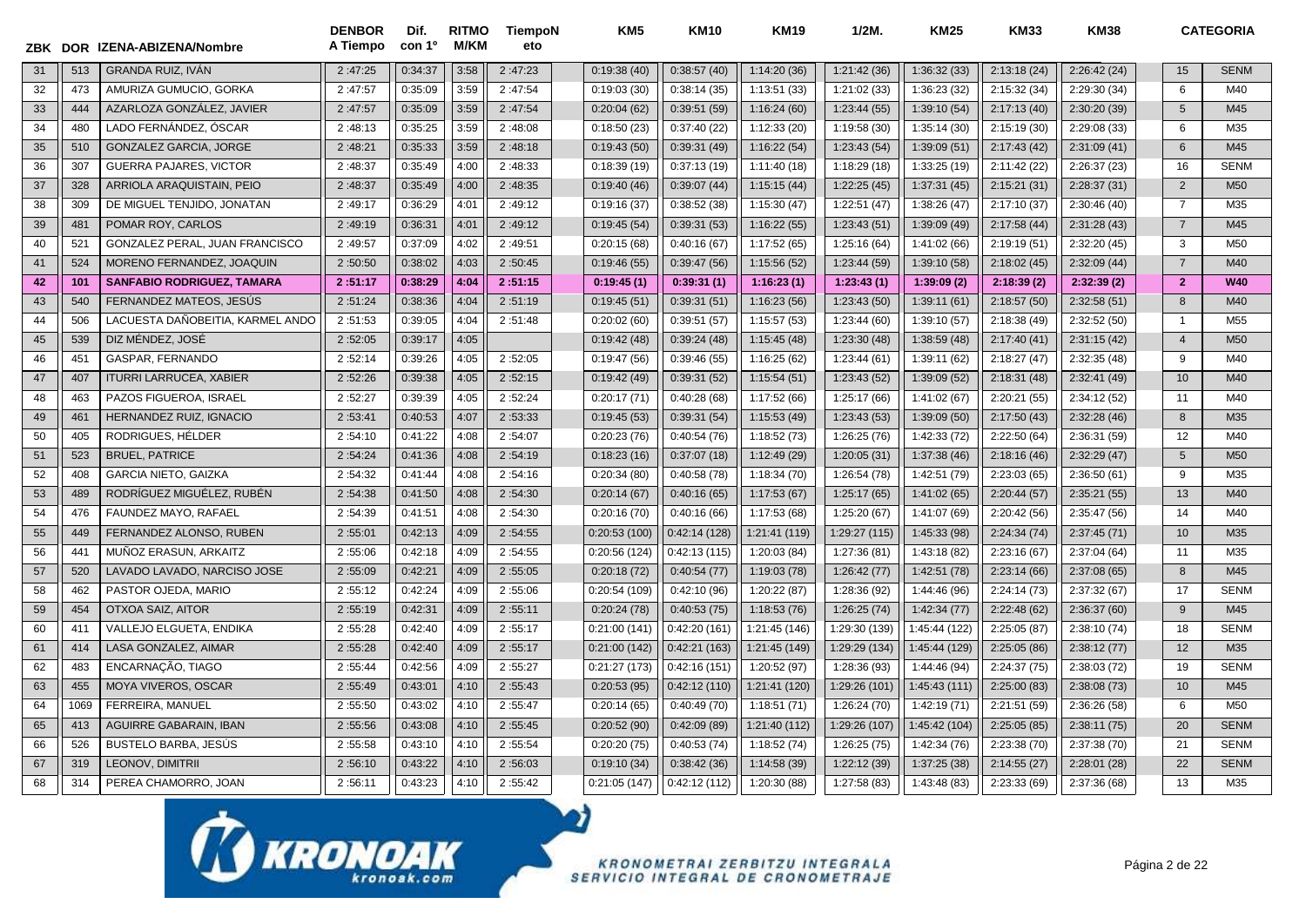| ZBK | DOR | IZENA-ABIZENA/Nombre | DENBOR A Tiempo | Dif. con 1º | RITMO M/KM | TiempoN eto | KM5 | KM10 | KM19 | 1/2M. | KM25 | KM33 | KM38 | | CATEGORIA |
|---|---|---|---|---|---|---|---|---|---|---|---|---|---|---|---|
| 31 | 513 | GRANDA RUIZ, IVÁN | 2 :47:25 | 0:34:37 | 3:58 | 2 :47:23 | 0:19:38 (40) | 0:38:57 (40) | 1:14:20 (36) | 1:21:42 (36) | 1:36:32 (33) | 2:13:18 (24) | 2:26:42 (24) | 15 | SENM |
| 32 | 473 | AMURIZA GUMUCIO, GORKA | 2 :47:57 | 0:35:09 | 3:59 | 2 :47:54 | 0:19:03 (30) | 0:38:14 (35) | 1:13:51 (33) | 1:21:02 (33) | 1:36:23 (32) | 2:15:32 (34) | 2:29:30 (34) | 6 | M40 |
| 33 | 444 | AZARLOZA GONZÁLEZ, JAVIER | 2 :47:57 | 0:35:09 | 3:59 | 2 :47:54 | 0:20:04 (62) | 0:39:51 (59) | 1:16:24 (60) | 1:23:44 (55) | 1:39:10 (54) | 2:17:13 (40) | 2:30:20 (39) | 5 | M45 |
| 34 | 480 | LADO FERNÁNDEZ, ÓSCAR | 2 :48:13 | 0:35:25 | 3:59 | 2 :48:08 | 0:18:50 (23) | 0:37:40 (22) | 1:12:33 (20) | 1:19:58 (30) | 1:35:14 (30) | 2:15:19 (30) | 2:29:08 (33) | 6 | M35 |
| 35 | 510 | GONZALEZ GARCIA, JORGE | 2 :48:21 | 0:35:33 | 3:59 | 2 :48:18 | 0:19:43 (50) | 0:39:31 (49) | 1:16:22 (54) | 1:23:43 (54) | 1:39:09 (51) | 2:17:43 (42) | 2:31:09 (41) | 6 | M45 |
| 36 | 307 | GUERRA PAJARES, VICTOR | 2 :48:37 | 0:35:49 | 4:00 | 2 :48:33 | 0:18:39 (19) | 0:37:13 (19) | 1:11:40 (18) | 1:18:29 (18) | 1:33:25 (19) | 2:11:42 (22) | 2:26:37 (23) | 16 | SENM |
| 37 | 328 | ARRIOLA ARAQUISTAIN, PEIO | 2 :48:37 | 0:35:49 | 4:00 | 2 :48:35 | 0:19:40 (46) | 0:39:07 (44) | 1:15:15 (44) | 1:22:25 (45) | 1:37:31 (45) | 2:15:21 (31) | 2:28:37 (31) | 2 | M50 |
| 38 | 309 | DE MIGUEL TENJIDO, JONATAN | 2 :49:17 | 0:36:29 | 4:01 | 2 :49:12 | 0:19:16 (37) | 0:38:52 (38) | 1:15:30 (47) | 1:22:51 (47) | 1:38:26 (47) | 2:17:10 (37) | 2:30:46 (40) | 7 | M35 |
| 39 | 481 | POMAR ROY, CARLOS | 2 :49:19 | 0:36:31 | 4:01 | 2 :49:12 | 0:19:45 (54) | 0:39:31 (53) | 1:16:22 (55) | 1:23:43 (51) | 1:39:09 (49) | 2:17:58 (44) | 2:31:28 (43) | 7 | M45 |
| 40 | 521 | GONZALEZ PERAL, JUAN FRANCISCO | 2 :49:57 | 0:37:09 | 4:02 | 2 :49:51 | 0:20:15 (68) | 0:40:16 (67) | 1:17:52 (65) | 1:25:16 (64) | 1:41:02 (66) | 2:19:19 (51) | 2:32:20 (45) | 3 | M50 |
| 41 | 524 | MORENO FERNANDEZ, JOAQUIN | 2 :50:50 | 0:38:02 | 4:03 | 2 :50:45 | 0:19:46 (55) | 0:39:47 (56) | 1:15:56 (52) | 1:23:44 (59) | 1:39:10 (58) | 2:18:02 (45) | 2:32:09 (44) | 7 | M40 |
| **42** | **101** | **SANFABIO RODRIGUEZ, TAMARA** | **2 :51:17** | **0:38:29** | **4:04** | **2 :51:15** | **0:19:45 (1)** | **0:39:31 (1)** | **1:16:23 (1)** | **1:23:43 (1)** | **1:39:09 (2)** | **2:18:39 (2)** | **2:32:39 (2)** | **2** | **W40** |
| 43 | 540 | FERNANDEZ MATEOS, JESÚS | 2 :51:24 | 0:38:36 | 4:04 | 2 :51:19 | 0:19:45 (51) | 0:39:31 (51) | 1:16:23 (56) | 1:23:43 (50) | 1:39:11 (61) | 2:18:57 (50) | 2:32:58 (51) | 8 | M40 |
| 44 | 506 | LACUESTA DAÑOBEITIA, KARMEL ANDO | 2 :51:53 | 0:39:05 | 4:04 | 2 :51:48 | 0:20:02 (60) | 0:39:51 (57) | 1:15:57 (53) | 1:23:44 (60) | 1:39:10 (57) | 2:18:38 (49) | 2:32:52 (50) | 1 | M55 |
| 45 | 539 | DIZ MÉNDEZ, JOSÉ | 2 :52:05 | 0:39:17 | 4:05 | | 0:19:42 (48) | 0:39:24 (48) | 1:15:45 (48) | 1:23:30 (48) | 1:38:59 (48) | 2:17:40 (41) | 2:31:15 (42) | 4 | M50 |
| 46 | 451 | GASPAR, FERNANDO | 2 :52:14 | 0:39:26 | 4:05 | 2 :52:05 | 0:19:47 (56) | 0:39:46 (55) | 1:16:25 (62) | 1:23:44 (61) | 1:39:11 (62) | 2:18:27 (47) | 2:32:35 (48) | 9 | M40 |
| 47 | 407 | ITURRI LARRUCEA, XABIER | 2 :52:26 | 0:39:38 | 4:05 | 2 :52:15 | 0:19:42 (49) | 0:39:31 (52) | 1:15:54 (51) | 1:23:43 (52) | 1:39:09 (52) | 2:18:31 (48) | 2:32:41 (49) | 10 | M40 |
| 48 | 463 | PAZOS FIGUEROA, ISRAEL | 2 :52:27 | 0:39:39 | 4:05 | 2 :52:24 | 0:20:17 (71) | 0:40:28 (68) | 1:17:52 (66) | 1:25:17 (66) | 1:41:02 (67) | 2:20:21 (55) | 2:34:12 (52) | 11 | M40 |
| 49 | 461 | HERNANDEZ RUIZ, IGNACIO | 2 :53:41 | 0:40:53 | 4:07 | 2 :53:33 | 0:19:45 (53) | 0:39:31 (54) | 1:15:53 (49) | 1:23:43 (53) | 1:39:09 (50) | 2:17:50 (43) | 2:32:28 (46) | 8 | M35 |
| 50 | 405 | RODRIGUES, HÉLDER | 2 :54:10 | 0:41:22 | 4:08 | 2 :54:07 | 0:20:23 (76) | 0:40:54 (76) | 1:18:52 (73) | 1:26:25 (76) | 1:42:33 (72) | 2:22:50 (64) | 2:36:31 (59) | 12 | M40 |
| 51 | 523 | BRUEL, PATRICE | 2 :54:24 | 0:41:36 | 4:08 | 2 :54:19 | 0:18:23 (16) | 0:37:07 (18) | 1:12:49 (29) | 1:20:05 (31) | 1:37:38 (46) | 2:18:16 (46) | 2:32:29 (47) | 5 | M50 |
| 52 | 408 | GARCIA NIETO, GAIZKA | 2 :54:32 | 0:41:44 | 4:08 | 2 :54:16 | 0:20:34 (80) | 0:40:58 (78) | 1:18:34 (70) | 1:26:54 (78) | 1:42:51 (79) | 2:23:03 (65) | 2:36:50 (61) | 9 | M35 |
| 53 | 489 | RODRÍGUEZ MIGUÉLEZ, RUBÉN | 2 :54:38 | 0:41:50 | 4:08 | 2 :54:30 | 0:20:14 (67) | 0:40:16 (65) | 1:17:53 (67) | 1:25:17 (65) | 1:41:02 (65) | 2:20:44 (57) | 2:35:21 (55) | 13 | M40 |
| 54 | 476 | FAUNDEZ MAYO, RAFAEL | 2 :54:39 | 0:41:51 | 4:08 | 2 :54:30 | 0:20:16 (70) | 0:40:16 (66) | 1:17:53 (68) | 1:25:20 (67) | 1:41:07 (69) | 2:20:42 (56) | 2:35:47 (56) | 14 | M40 |
| 55 | 449 | FERNANDEZ ALONSO, RUBEN | 2 :55:01 | 0:42:13 | 4:09 | 2 :54:55 | 0:20:53 (100) | 0:42:14 (128) | 1:21:41 (119) | 1:29:27 (115) | 1:45:33 (98) | 2:24:34 (74) | 2:37:45 (71) | 10 | M35 |
| 56 | 441 | MUÑOZ ERASUN, ARKAITZ | 2 :55:06 | 0:42:18 | 4:09 | 2 :54:55 | 0:20:56 (124) | 0:42:13 (115) | 1:20:03 (84) | 1:27:36 (81) | 1:43:18 (82) | 2:23:16 (67) | 2:37:04 (64) | 11 | M35 |
| 57 | 520 | LAVADO LAVADO, NARCISO JOSE | 2 :55:09 | 0:42:21 | 4:09 | 2 :55:05 | 0:20:18 (72) | 0:40:54 (77) | 1:19:03 (78) | 1:26:42 (77) | 1:42:51 (78) | 2:23:14 (66) | 2:37:08 (65) | 8 | M45 |
| 58 | 462 | PASTOR OJEDA, MARIO | 2 :55:12 | 0:42:24 | 4:09 | 2 :55:06 | 0:20:54 (109) | 0:42:10 (96) | 1:20:22 (87) | 1:28:36 (92) | 1:44:46 (96) | 2:24:14 (73) | 2:37:32 (67) | 17 | SENM |
| 59 | 454 | OTXOA SAIZ, AITOR | 2 :55:19 | 0:42:31 | 4:09 | 2 :55:11 | 0:20:24 (78) | 0:40:53 (75) | 1:18:53 (76) | 1:26:25 (74) | 1:42:34 (77) | 2:22:48 (62) | 2:36:37 (60) | 9 | M45 |
| 60 | 411 | VALLEJO ELGUETA, ENDIKA | 2 :55:28 | 0:42:40 | 4:09 | 2 :55:17 | 0:21:00 (141) | 0:42:20 (161) | 1:21:45 (146) | 1:29:30 (139) | 1:45:44 (122) | 2:25:05 (87) | 2:38:10 (74) | 18 | SENM |
| 61 | 414 | LASA GONZALEZ, AIMAR | 2 :55:28 | 0:42:40 | 4:09 | 2 :55:17 | 0:21:00 (142) | 0:42:21 (163) | 1:21:45 (149) | 1:29:29 (134) | 1:45:44 (129) | 2:25:05 (86) | 2:38:12 (77) | 12 | M35 |
| 62 | 483 | ENCARNAÇÃO, TIAGO | 2 :55:44 | 0:42:56 | 4:09 | 2 :55:27 | 0:21:27 (173) | 0:42:16 (151) | 1:20:52 (97) | 1:28:36 (93) | 1:44:46 (94) | 2:24:37 (75) | 2:38:03 (72) | 19 | SENM |
| 63 | 455 | MOYA VIVEROS, OSCAR | 2 :55:49 | 0:43:01 | 4:10 | 2 :55:43 | 0:20:53 (95) | 0:42:12 (110) | 1:21:41 (120) | 1:29:26 (101) | 1:45:43 (111) | 2:25:00 (83) | 2:38:08 (73) | 10 | M45 |
| 64 | 1069 | FERREIRA, MANUEL | 2 :55:50 | 0:43:02 | 4:10 | 2 :55:47 | 0:20:14 (65) | 0:40:49 (70) | 1:18:51 (71) | 1:26:24 (70) | 1:42:19 (71) | 2:21:51 (59) | 2:36:26 (58) | 6 | M50 |
| 65 | 413 | AGUIRRE GABARAIN, IBAN | 2 :55:56 | 0:43:08 | 4:10 | 2 :55:45 | 0:20:52 (90) | 0:42:09 (89) | 1:21:40 (112) | 1:29:26 (107) | 1:45:42 (104) | 2:25:05 (85) | 2:38:11 (75) | 20 | SENM |
| 66 | 526 | BUSTELO BARBA, JESÚS | 2 :55:58 | 0:43:10 | 4:10 | 2 :55:54 | 0:20:20 (75) | 0:40:53 (74) | 1:18:52 (74) | 1:26:25 (75) | 1:42:34 (76) | 2:23:38 (70) | 2:37:38 (70) | 21 | SENM |
| 67 | 319 | LEONOV, DIMITRII | 2 :56:10 | 0:43:22 | 4:10 | 2 :56:03 | 0:19:10 (34) | 0:38:42 (36) | 1:14:58 (39) | 1:22:12 (39) | 1:37:25 (38) | 2:14:55 (27) | 2:28:01 (28) | 22 | SENM |
| 68 | 314 | PEREA CHAMORRO, JOAN | 2 :56:11 | 0:43:23 | 4:10 | 2 :55:42 | 0:21:05 (147) | 0:42:12 (112) | 1:20:30 (88) | 1:27:58 (83) | 1:43:48 (83) | 2:23:33 (69) | 2:37:36 (68) | 13 | M35 |

KRONOAK kronoak.com

KRONOMETRAI ZERBITZU INTEGRALA
SERVICIO INTEGRAL DE CRONOMETRAJE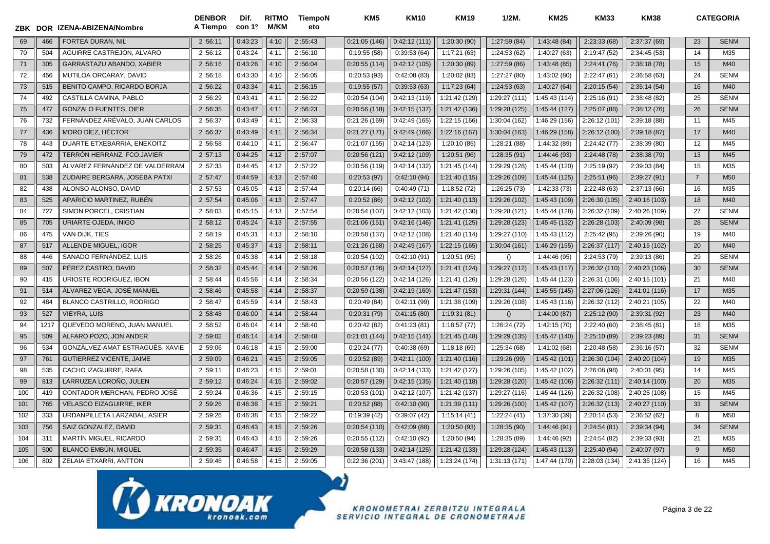| ZBK | DOR | IZENA-ABIZENA/Nombre | DENBOR A Tiempo | Dif. con 1º | RITMO M/KM | TiempoNeto | KM5 | KM10 | KM19 | 1/2M. | KM25 | KM33 | KM38 | | CATEGORIA |
|---|---|---|---|---|---|---|---|---|---|---|---|---|---|---|---|
| 69 | 466 | FORTEA DURAN, NIL | 2 :56:11 | 0:43:23 | 4:10 | 2 :55:43 | 0:21:05 (146) | 0:42:12 (111) | 1:20:30 (90) | 1:27:59 (84) | 1:43:48 (84) | 2:23:33 (68) | 2:37:37 (69) | 23 | SENM |
| 70 | 504 | AGUIRRE CASTREJON, ALVARO | 2 :56:12 | 0:43:24 | 4:11 | 2 :56:10 | 0:19:55 (58) | 0:39:53 (64) | 1:17:21 (63) | 1:24:53 (62) | 1:40:27 (63) | 2:19:47 (52) | 2:34:45 (53) | 14 | M35 |
| 71 | 305 | GARRASTAZU ABANDO, XABIER | 2 :56:16 | 0:43:28 | 4:10 | 2 :56:04 | 0:20:55 (114) | 0:42:12 (105) | 1:20:30 (89) | 1:27:59 (86) | 1:43:48 (85) | 2:24:41 (76) | 2:38:18 (78) | 15 | M40 |
| 72 | 456 | MUTILOA ORCARAY, DAVID | 2 :56:18 | 0:43:30 | 4:10 | 2 :56:05 | 0:20:53 (93) | 0:42:08 (83) | 1:20:02 (83) | 1:27:27 (80) | 1:43:02 (80) | 2:22:47 (61) | 2:36:58 (63) | 24 | SENM |
| 73 | 515 | BENITO CAMPO, RICARDO BORJA | 2 :56:22 | 0:43:34 | 4:11 | 2 :56:15 | 0:19:55 (57) | 0:39:53 (63) | 1:17:23 (64) | 1:24:53 (63) | 1:40:27 (64) | 2:20:15 (54) | 2:35:14 (54) | 16 | M40 |
| 74 | 492 | CASTILLA CAMINA, PABLO | 2 :56:29 | 0:43:41 | 4:11 | 2 :56:22 | 0:20:54 (104) | 0:42:13 (119) | 1:21:42 (129) | 1:29:27 (111) | 1:45:43 (114) | 2:25:16 (91) | 2:38:48 (82) | 25 | SENM |
| 75 | 477 | GONZALO FUENTES, OIER | 2 :56:35 | 0:43:47 | 4:11 | 2 :56:23 | 0:20:56 (118) | 0:42:15 (137) | 1:21:42 (136) | 1:29:28 (125) | 1:45:44 (127) | 2:25:07 (88) | 2:38:12 (76) | 26 | SENM |
| 76 | 732 | FERNÁNDEZ ARÉVALO, JUAN CARLOS | 2 :56:37 | 0:43:49 | 4:11 | 2 :56:33 | 0:21:26 (169) | 0:42:49 (165) | 1:22:15 (166) | 1:30:04 (162) | 1:46:29 (156) | 2:26:12 (101) | 2:39:18 (88) | 11 | M45 |
| 77 | 436 | MORO DÍEZ, HÉCTOR | 2 :56:37 | 0:43:49 | 4:11 | 2 :56:34 | 0:21:27 (171) | 0:42:49 (166) | 1:22:16 (167) | 1:30:04 (163) | 1:46:29 (158) | 2:26:12 (100) | 2:39:18 (87) | 17 | M40 |
| 78 | 443 | DUARTE ETXEBARRIA, ENEKOITZ | 2 :56:58 | 0:44:10 | 4:11 | 2 :56:47 | 0:21:07 (155) | 0:42:14 (123) | 1:20:10 (85) | 1:28:21 (88) | 1:44:32 (89) | 2:24:42 (77) | 2:38:39 (80) | 12 | M45 |
| 79 | 472 | TERRÓN HERRANZ, FCO.JAVIER | 2 :57:13 | 0:44:25 | 4:12 | 2 :57:07 | 0:20:56 (121) | 0:42:12 (109) | 1:20:51 (96) | 1:28:35 (91) | 1:44:46 (93) | 2:24:48 (78) | 2:38:38 (79) | 13 | M45 |
| 80 | 503 | ÁLVAREZ FERNÁNDEZ DE VALDERRAM | 2 :57:33 | 0:44:45 | 4:12 | 2 :57:22 | 0:20:56 (119) | 0:42:14 (132) | 1:21:45 (144) | 1:29:29 (128) | 1:45:44 (120) | 2:25:19 (92) | 2:39:03 (84) | 15 | M35 |
| 81 | 538 | ZUDAIRE BERGARA, JOSEBA PATXI | 2 :57:47 | 0:44:59 | 4:13 | 2 :57:40 | 0:20:53 (97) | 0:42:10 (94) | 1:21:40 (115) | 1:29:26 (109) | 1:45:44 (125) | 2:25:51 (96) | 2:39:27 (91) | 7 | M50 |
| 82 | 438 | ALONSO ALONSO, DAVID | 2 :57:53 | 0:45:05 | 4:13 | 2 :57:44 | 0:20:14 (66) | 0:40:49 (71) | 1:18:52 (72) | 1:26:25 (73) | 1:42:33 (73) | 2:22:48 (63) | 2:37:13 (66) | 16 | M35 |
| 83 | 525 | APARICIO MARTINEZ, RUBÉN | 2 :57:54 | 0:45:06 | 4:13 | 2 :57:47 | 0:20:52 (86) | 0:42:12 (102) | 1:21:40 (113) | 1:29:26 (102) | 1:45:43 (109) | 2:26:30 (105) | 2:40:16 (103) | 18 | M40 |
| 84 | 727 | SIMON PORCEL, CRISTIAN | 2 :58:03 | 0:45:15 | 4:13 | 2 :57:54 | 0:20:54 (107) | 0:42:12 (103) | 1:21:42 (130) | 1:29:28 (121) | 1:45:44 (128) | 2:26:32 (109) | 2:40:26 (109) | 27 | SENM |
| 85 | 705 | URIARTE OJEDA, INIGO | 2 :58:12 | 0:45:24 | 4:13 | 2 :57:55 | 0:21:06 (151) | 0:42:16 (146) | 1:21:41 (125) | 1:29:28 (123) | 1:45:45 (132) | 2:26:28 (103) | 2:40:09 (98) | 28 | SENM |
| 86 | 475 | VAN DIJK, TIES | 2 :58:19 | 0:45:31 | 4:13 | 2 :58:10 | 0:20:58 (137) | 0:42:12 (108) | 1:21:40 (114) | 1:29:27 (110) | 1:45:43 (112) | 2:25:42 (95) | 2:39:26 (90) | 19 | M40 |
| 87 | 517 | ALLENDE MIGUEL, IGOR | 2 :58:25 | 0:45:37 | 4:13 | 2 :58:11 | 0:21:26 (168) | 0:42:49 (167) | 1:22:15 (165) | 1:30:04 (161) | 1:46:29 (155) | 2:26:37 (117) | 2:40:15 (102) | 20 | M40 |
| 88 | 446 | SANADO FERNÁNDEZ, LUIS | 2 :58:26 | 0:45:38 | 4:14 | 2 :58:18 | 0:20:54 (102) | 0:42:10 (91) | 1:20:51 (95) | () | 1:44:46 (95) | 2:24:53 (79) | 2:39:13 (86) | 29 | SENM |
| 89 | 507 | PÉREZ CASTRO, DAVID | 2 :58:32 | 0:45:44 | 4:14 | 2 :58:26 | 0:20:57 (126) | 0:42:14 (127) | 1:21:41 (124) | 1:29:27 (112) | 1:45:43 (117) | 2:26:32 (110) | 2:40:23 (106) | 30 | SENM |
| 90 | 415 | URIOSTE RODRIGUEZ, IBON | 2 :58:44 | 0:45:56 | 4:14 | 2 :58:34 | 0:20:56 (122) | 0:42:14 (126) | 1:21:41 (126) | 1:29:28 (126) | 1:45:44 (123) | 2:26:31 (106) | 2:40:15 (101) | 21 | M40 |
| 91 | 514 | ÁLVAREZ VEGA, JOSÉ MANUEL | 2 :58:46 | 0:45:58 | 4:14 | 2 :58:37 | 0:20:59 (138) | 0:42:19 (160) | 1:21:47 (153) | 1:29:31 (144) | 1:45:55 (145) | 2:27:06 (126) | 2:41:01 (116) | 17 | M35 |
| 92 | 484 | BLANCO CASTRILLO, RODRIGO | 2 :58:47 | 0:45:59 | 4:14 | 2 :58:43 | 0:20:49 (84) | 0:42:11 (99) | 1:21:38 (109) | 1:29:26 (108) | 1:45:43 (116) | 2:26:32 (112) | 2:40:21 (105) | 22 | M40 |
| 93 | 527 | VIEYRA, LUIS | 2 :58:48 | 0:46:00 | 4:14 | 2 :58:44 | 0:20:31 (79) | 0:41:15 (80) | 1:19:31 (81) | () | 1:44:00 (87) | 2:25:12 (90) | 2:39:31 (92) | 23 | M40 |
| 94 | 1217 | QUEVEDO MORENO, JUAN MANUEL | 2 :58:52 | 0:46:04 | 4:14 | 2 :58:40 | 0:20:42 (82) | 0:41:23 (81) | 1:18:57 (77) | 1:26:24 (72) | 1:42:15 (70) | 2:22:40 (60) | 2:38:45 (81) | 18 | M35 |
| 95 | 509 | ALFARO POZO, JON ANDER | 2 :59:02 | 0:46:14 | 4:14 | 2 :58:48 | 0:21:01 (144) | 0:42:15 (141) | 1:21:45 (148) | 1:29:29 (135) | 1:45:47 (140) | 2:25:10 (89) | 2:39:23 (89) | 31 | SENM |
| 96 | 534 | GONZÁLVEZ-AMAT ESTRAGUÉS, XAVIE | 2 :59:06 | 0:46:18 | 4:15 | 2 :59:00 | 0:20:24 (77) | 0:40:38 (69) | 1:18:18 (69) | 1:25:34 (68) | 1:41:02 (68) | 2:20:48 (58) | 2:36:16 (57) | 32 | SENM |
| 97 | 761 | GUTIERREZ VICENTE, JAIME | 2 :59:09 | 0:46:21 | 4:15 | 2 :59:05 | 0:20:52 (89) | 0:42:11 (100) | 1:21:40 (116) | 1:29:26 (99) | 1:45:42 (101) | 2:26:30 (104) | 2:40:20 (104) | 19 | M35 |
| 98 | 535 | CACHO IZAGUIRRE, RAFA | 2 :59:11 | 0:46:23 | 4:15 | 2 :59:01 | 0:20:58 (130) | 0:42:14 (133) | 1:21:42 (127) | 1:29:26 (105) | 1:45:42 (102) | 2:26:08 (98) | 2:40:01 (95) | 14 | M45 |
| 99 | 813 | LARRUZEA LOROÑO, JULEN | 2 :59:12 | 0:46:24 | 4:15 | 2 :59:02 | 0:20:57 (129) | 0:42:15 (135) | 1:21:40 (118) | 1:29:28 (120) | 1:45:42 (106) | 2:26:32 (111) | 2:40:14 (100) | 20 | M35 |
| 100 | 419 | CONTADOR MERCHAN, PEDRO JOSÉ | 2 :59:24 | 0:46:36 | 4:15 | 2 :59:15 | 0:20:53 (101) | 0:42:12 (107) | 1:21:42 (137) | 1:29:27 (116) | 1:45:44 (126) | 2:26:32 (108) | 2:40:25 (108) | 15 | M45 |
| 101 | 765 | VELASCO EIZAGUIRRE, IKER | 2 :59:26 | 0:46:38 | 4:15 | 2 :59:21 | 0:20:52 (88) | 0:42:10 (90) | 1:21:39 (111) | 1:29:26 (100) | 1:45:42 (107) | 2:26:32 (113) | 2:40:27 (110) | 33 | SENM |
| 102 | 333 | URDANPILLETA LARZABAL, ASIER | 2 :59:26 | 0:46:38 | 4:15 | 2 :59:22 | 0:19:39 (42) | 0:39:07 (42) | 1:15:14 (41) | 1:22:24 (41) | 1:37:30 (39) | 2:20:14 (53) | 2:36:52 (62) | 8 | M50 |
| 103 | 756 | SAIZ GONZALEZ, DAVID | 2 :59:31 | 0:46:43 | 4:15 | 2 :59:26 | 0:20:54 (110) | 0:42:09 (88) | 1:20:50 (93) | 1:28:35 (90) | 1:44:46 (91) | 2:24:54 (81) | 2:39:34 (94) | 34 | SENM |
| 104 | 311 | MARTÍN MIGUEL, RICARDO | 2 :59:31 | 0:46:43 | 4:15 | 2 :59:26 | 0:20:55 (112) | 0:42:10 (92) | 1:20:50 (94) | 1:28:35 (89) | 1:44:46 (92) | 2:24:54 (82) | 2:39:33 (93) | 21 | M35 |
| 105 | 500 | BLANCO EMBÚN, MIGUEL | 2 :59:35 | 0:46:47 | 4:15 | 2 :59:29 | 0:20:58 (133) | 0:42:14 (125) | 1:21:42 (133) | 1:29:28 (124) | 1:45:43 (113) | 2:25:40 (94) | 2:40:07 (97) | 9 | M50 |
| 106 | 802 | ZELAIA ETXARRI, ANTTON | 2 :59:46 | 0:46:58 | 4:15 | 2 :59:05 | 0:22:36 (201) | 0:43:47 (188) | 1:23:24 (174) | 1:31:13 (171) | 1:47:44 (170) | 2:28:03 (134) | 2:41:35 (124) | 16 | M45 |

KRONOAK kronoak.com

KRONOMETRAI ZERBITZU INTEGRALA
SERVICIO INTEGRAL DE CRONOMETRAJE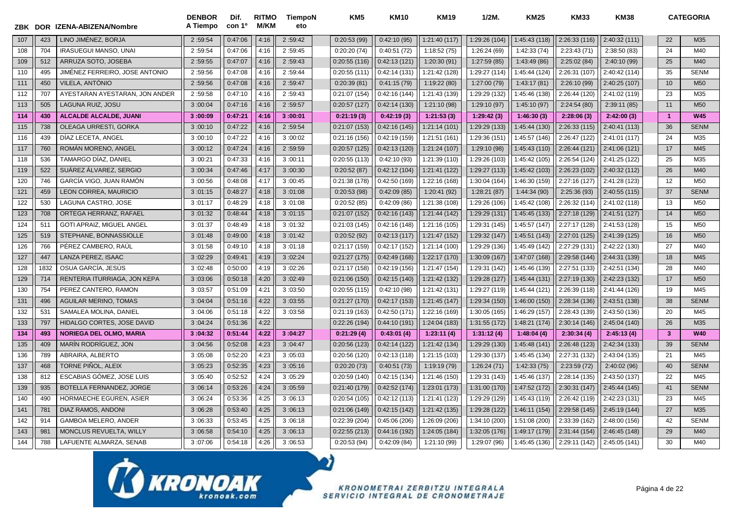| ZBK | DOR | IZENA-ABIZENA/Nombre | DENBOR A Tiempo | Dif. con 1º | RITMO M/KM | TiempoN eto | KM5 | KM10 | KM19 | 1/2M. | KM25 | KM33 | KM38 | | CATEGORIA |
|---|---|---|---|---|---|---|---|---|---|---|---|---|---|---|---|
| 107 | 423 | LINO JIMÉNEZ, BORJA | 2 :59:54 | 0:47:06 | 4:16 | 2 :59:42 | 0:20:53 (99) | 0:42:10 (95) | 1:21:40 (117) | 1:29:26 (104) | 1:45:43 (118) | 2:26:33 (116) | 2:40:32 (111) | 22 | M35 |
| 108 | 704 | IRASUEGUI MANSO, UNAI | 2 :59:54 | 0:47:06 | 4:16 | 2 :59:45 | 0:20:20 (74) | 0:40:51 (72) | 1:18:52 (75) | 1:26:24 (69) | 1:42:33 (74) | 2:23:43 (71) | 2:38:50 (83) | 24 | M40 |
| 109 | 512 | ARRUZA SOTO, JOSEBA | 2 :59:55 | 0:47:07 | 4:16 | 2 :59:43 | 0:20:55 (116) | 0:42:13 (121) | 1:20:30 (91) | 1:27:59 (85) | 1:43:49 (86) | 2:25:02 (84) | 2:40:10 (99) | 25 | M40 |
| 110 | 495 | JIMÉNEZ FERREIRO, JOSE ANTONIO | 2 :59:56 | 0:47:08 | 4:16 | 2 :59:44 | 0:20:55 (111) | 0:42:14 (131) | 1:21:42 (128) | 1:29:27 (114) | 1:45:44 (124) | 2:26:31 (107) | 2:40:42 (114) | 35 | SENM |
| 111 | 450 | VILELA, ANTÓNIO | 2 :59:56 | 0:47:08 | 4:16 | 2 :59:47 | 0:20:39 (81) | 0:41:15 (79) | 1:19:22 (80) | 1:27:00 (79) | 1:43:17 (81) | 2:26:10 (99) | 2:40:25 (107) | 10 | M50 |
| 112 | 707 | AYESTARAN AYESTARAN, JON ANDER | 2 :59:58 | 0:47:10 | 4:16 | 2 :59:43 | 0:21:07 (154) | 0:42:16 (144) | 1:21:43 (139) | 1:29:29 (132) | 1:45:46 (138) | 2:26:44 (120) | 2:41:02 (119) | 23 | M35 |
| 113 | 505 | LAGUNA RUIZ, JOSU | 3 :00:04 | 0:47:16 | 4:16 | 2 :59:57 | 0:20:57 (127) | 0:42:14 (130) | 1:21:10 (98) | 1:29:10 (97) | 1:45:10 (97) | 2:24:54 (80) | 2:39:11 (85) | 11 | M50 |
| **114** | **430** | **ALCALDE ALCALDE, JUANI** | **3 :00:09** | **0:47:21** | **4:16** | **3 :00:01** | **0:21:19 (3)** | **0:42:19 (3)** | **1:21:53 (3)** | **1:29:42 (3)** | **1:46:30 (3)** | **2:28:06 (3)** | **2:42:00 (3)** | **1** | **W45** |
| 115 | 738 | OLEAGA URRESTI, GORKA | 3 :00:10 | 0:47:22 | 4:16 | 2 :59:54 | 0:21:07 (153) | 0:42:16 (145) | 1:21:14 (101) | 1:29:29 (133) | 1:45:44 (130) | 2:26:33 (115) | 2:40:41 (113) | 36 | SENM |
| 116 | 439 | DÍAZ LECETA, ANGEL | 3 :00:10 | 0:47:22 | 4:16 | 3 :00:02 | 0:21:16 (156) | 0:42:19 (159) | 1:21:51 (161) | 1:29:36 (151) | 1:45:57 (146) | 2:26:47 (122) | 2:41:01 (117) | 24 | M35 |
| 117 | 760 | ROMÁN MORENO, ANGEL | 3 :00:12 | 0:47:24 | 4:16 | 2 :59:59 | 0:20:57 (125) | 0:42:13 (120) | 1:21:24 (107) | 1:29:10 (98) | 1:45:43 (110) | 2:26:44 (121) | 2:41:06 (121) | 17 | M45 |
| 118 | 536 | TAMARGO DÍAZ, DANIEL | 3 :00:21 | 0:47:33 | 4:16 | 3 :00:11 | 0:20:55 (113) | 0:42:10 (93) | 1:21:39 (110) | 1:29:26 (103) | 1:45:42 (105) | 2:26:54 (124) | 2:41:25 (122) | 25 | M35 |
| 119 | 522 | SUÁREZ ÁLVAREZ, SERGIO | 3 :00:34 | 0:47:46 | 4:17 | 3 :00:30 | 0:20:52 (87) | 0:42:12 (104) | 1:21:41 (122) | 1:29:27 (113) | 1:45:42 (103) | 2:26:23 (102) | 2:40:32 (112) | 26 | M40 |
| 120 | 746 | GARCÍA VIGO, JUAN RAMÓN | 3 :00:56 | 0:48:08 | 4:17 | 3 :00:45 | 0:21:38 (178) | 0:42:50 (169) | 1:22:16 (168) | 1:30:04 (164) | 1:46:30 (159) | 2:27:16 (127) | 2:41:28 (123) | 12 | M50 |
| 121 | 459 | LEON CORREA, MAURICIO | 3 :01:15 | 0:48:27 | 4:18 | 3 :01:08 | 0:20:53 (98) | 0:42:09 (85) | 1:20:41 (92) | 1:28:21 (87) | 1:44:34 (90) | 2:25:36 (93) | 2:40:55 (115) | 37 | SENM |
| 122 | 530 | LAGUNA CASTRO, JOSE | 3 :01:17 | 0:48:29 | 4:18 | 3 :01:08 | 0:20:52 (85) | 0:42:09 (86) | 1:21:38 (108) | 1:29:26 (106) | 1:45:42 (108) | 2:26:32 (114) | 2:41:02 (118) | 13 | M50 |
| 123 | 708 | ORTEGA HERRANZ, RAFAEL | 3 :01:32 | 0:48:44 | 4:18 | 3 :01:15 | 0:21:07 (152) | 0:42:16 (143) | 1:21:44 (142) | 1:29:29 (131) | 1:45:45 (133) | 2:27:18 (129) | 2:41:51 (127) | 14 | M50 |
| 124 | 511 | GOTI APRAIZ, MIGUEL ANGEL | 3 :01:37 | 0:48:49 | 4:18 | 3 :01:32 | 0:21:03 (145) | 0:42:16 (148) | 1:21:16 (105) | 1:29:31 (145) | 1:45:57 (147) | 2:27:17 (128) | 2:41:53 (128) | 15 | M50 |
| 125 | 519 | STEPHANE, BONNASSIOLLE | 3 :01:48 | 0:49:00 | 4:18 | 3 :01:42 | 0:20:52 (92) | 0:42:13 (117) | 1:21:47 (152) | 1:29:32 (147) | 1:45:51 (143) | 2:27:01 (125) | 2:41:39 (125) | 16 | M50 |
| 126 | 766 | PÉREZ CAMBERO, RAÚL | 3 :01:58 | 0:49:10 | 4:18 | 3 :01:18 | 0:21:17 (159) | 0:42:17 (152) | 1:21:14 (100) | 1:29:29 (136) | 1:45:49 (142) | 2:27:29 (131) | 2:42:22 (130) | 27 | M40 |
| 127 | 447 | LANZA PEREZ, ISAAC | 3 :02:29 | 0:49:41 | 4:19 | 3 :02:24 | 0:21:27 (175) | 0:42:49 (168) | 1:22:17 (170) | 1:30:09 (167) | 1:47:07 (168) | 2:29:58 (144) | 2:44:31 (139) | 18 | M45 |
| 128 | 1832 | OSUA GARCÍA, JESÚS | 3 :02:48 | 0:50:00 | 4:19 | 3 :02:26 | 0:21:17 (158) | 0:42:19 (156) | 1:21:47 (154) | 1:29:31 (142) | 1:45:46 (139) | 2:27:51 (133) | 2:42:51 (134) | 28 | M40 |
| 129 | 714 | RENTERIA ITURRIAGA, JON KEPA | 3 :03:06 | 0:50:18 | 4:20 | 3 :02:49 | 0:21:06 (150) | 0:42:15 (140) | 1:21:42 (132) | 1:29:28 (127) | 1:45:44 (131) | 2:27:19 (130) | 2:42:23 (132) | 17 | M50 |
| 130 | 754 | PEREZ CANTERO, RAMON | 3 :03:57 | 0:51:09 | 4:21 | 3 :03:50 | 0:20:55 (115) | 0:42:10 (98) | 1:21:42 (131) | 1:29:27 (119) | 1:45:44 (121) | 2:26:39 (118) | 2:41:44 (126) | 19 | M45 |
| 131 | 496 | AGUILAR MERINO, TOMAS | 3 :04:04 | 0:51:16 | 4:22 | 3 :03:55 | 0:21:27 (170) | 0:42:17 (153) | 1:21:45 (147) | 1:29:34 (150) | 1:46:00 (150) | 2:28:34 (136) | 2:43:51 (138) | 38 | SENM |
| 132 | 531 | SAMALEA MOLINA, DANIEL | 3 :04:06 | 0:51:18 | 4:22 | 3 :03:58 | 0:21:19 (163) | 0:42:50 (171) | 1:22:16 (169) | 1:30:05 (165) | 1:46:29 (157) | 2:28:43 (139) | 2:43:50 (136) | 20 | M45 |
| 133 | 797 | HIDALGO CORTES, JOSE DAVID | 3 :04:24 | 0:51:36 | 4:22 | | 0:22:26 (194) | 0:44:10 (191) | 1:24:04 (183) | 1:31:55 (172) | 1:48:21 (174) | 2:30:14 (146) | 2:45:04 (140) | 26 | M35 |
| **134** | **493** | **NORIEGA DEL OLMO, MARIA** | **3 :04:32** | **0:51:44** | **4:22** | **3 :04:27** | **0:21:29 (4)** | **0:43:01 (4)** | **1:23:11 (4)** | **1:31:12 (4)** | **1:48:04 (4)** | **2:30:34 (4)** | **2:45:13 (4)** | **3** | **W40** |
| 135 | 409 | MARÍN RODRÍGUEZ, JON | 3 :04:56 | 0:52:08 | 4:23 | 3 :04:47 | 0:20:56 (123) | 0:42:14 (122) | 1:21:42 (134) | 1:29:29 (130) | 1:45:48 (141) | 2:26:48 (123) | 2:42:34 (133) | 39 | SENM |
| 136 | 789 | ABRAIRA, ALBERTO | 3 :05:08 | 0:52:20 | 4:23 | 3 :05:03 | 0:20:56 (120) | 0:42:13 (118) | 1:21:15 (103) | 1:29:30 (137) | 1:45:45 (134) | 2:27:31 (132) | 2:43:04 (135) | 21 | M45 |
| 137 | 468 | TORNE PIÑOL, ALEIX | 3 :05:23 | 0:52:35 | 4:23 | 3 :05:16 | 0:20:20 (73) | 0:40:51 (73) | 1:19:19 (79) | 1:26:24 (71) | 1:42:33 (75) | 2:23:59 (72) | 2:40:02 (96) | 40 | SENM |
| 138 | 812 | ESCABIAS GÓMEZ, JOSE LUIS | 3 :05:40 | 0:52:52 | 4:24 | 3 :05:29 | 0:20:59 (140) | 0:42:15 (134) | 1:21:46 (150) | 1:29:31 (143) | 1:45:46 (137) | 2:28:14 (135) | 2:43:50 (137) | 22 | M45 |
| 139 | 935 | BOTELLA FERNANDEZ, JORGE | 3 :06:14 | 0:53:26 | 4:24 | 3 :05:59 | 0:21:40 (179) | 0:42:52 (174) | 1:23:01 (173) | 1:31:00 (170) | 1:47:52 (172) | 2:30:31 (147) | 2:45:44 (145) | 41 | SENM |
| 140 | 490 | HORMAECHE EGUREN, ASIER | 3 :06:24 | 0:53:36 | 4:25 | 3 :06:13 | 0:20:54 (105) | 0:42:12 (113) | 1:21:41 (123) | 1:29:29 (129) | 1:45:43 (119) | 2:26:42 (119) | 2:42:23 (131) | 23 | M45 |
| 141 | 781 | DIAZ RAMOS, ANDONI | 3 :06:28 | 0:53:40 | 4:25 | 3 :06:13 | 0:21:06 (149) | 0:42:15 (142) | 1:21:42 (135) | 1:29:28 (122) | 1:46:11 (154) | 2:29:58 (145) | 2:45:19 (144) | 27 | M35 |
| 142 | 914 | GAMBOA MELERO, ANDER | 3 :06:33 | 0:53:45 | 4:25 | 3 :06:18 | 0:22:39 (204) | 0:45:06 (206) | 1:26:09 (206) | 1:34:10 (200) | 1:51:08 (200) | 2:33:39 (162) | 2:48:00 (156) | 42 | SENM |
| 143 | 981 | MONCLUS REVUELTA, WILLY | 3 :06:58 | 0:54:10 | 4:25 | 3 :06:13 | 0:22:55 (213) | 0:44:16 (192) | 1:24:05 (184) | 1:32:05 (176) | 1:49:17 (179) | 2:31:44 (154) | 2:46:45 (148) | 29 | M40 |
| 144 | 788 | LAFUENTE ALMARZA, SENAB | 3 :07:06 | 0:54:18 | 4:26 | 3 :06:53 | 0:20:53 (94) | 0:42:09 (84) | 1:21:10 (99) | 1:29:07 (96) | 1:45:45 (136) | 2:29:11 (142) | 2:45:05 (141) | 30 | M40 |

KRONOAK kronoak.com

KRONOMETRAI ZERBITZU INTEGRALA
SERVICIO INTEGRAL DE CRONOMETRAJE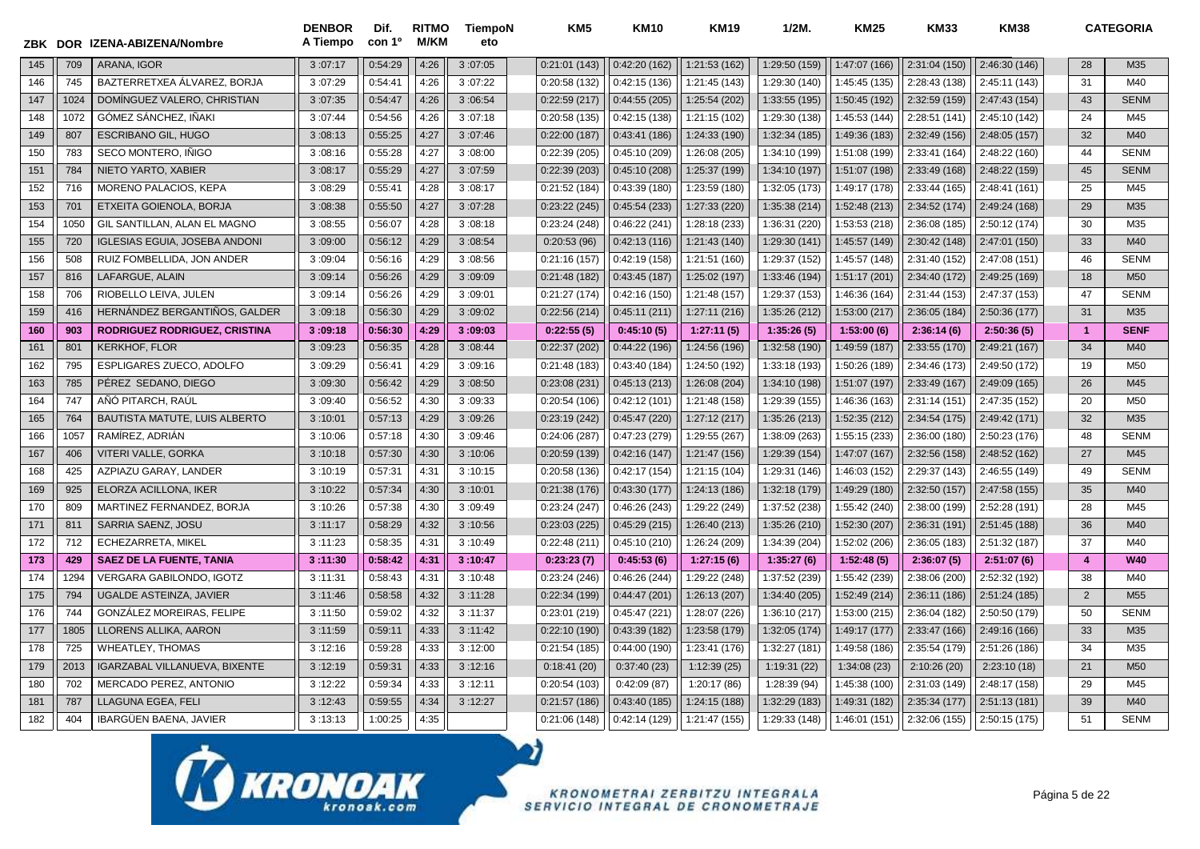| ZBK | DOR | IZENA-ABIZENA/Nombre | DENBOR A Tiempo | Dif. con 1º | RITMO M/KM | TiempoN eto | KM5 | KM10 | KM19 | 1/2M. | KM25 | KM33 | KM38 | | CATEGORIA |
|---|---|---|---|---|---|---|---|---|---|---|---|---|---|---|---|
| 145 | 709 | ARANA, IGOR | 3 :07:17 | 0:54:29 | 4:26 | 3 :07:05 | 0:21:01 (143) | 0:42:20 (162) | 1:21:53 (162) | 1:29:50 (159) | 1:47:07 (166) | 2:31:04 (150) | 2:46:30 (146) | 28 | M35 |
| 146 | 745 | BAZTERRETXEA ÁLVAREZ, BORJA | 3 :07:29 | 0:54:41 | 4:26 | 3 :07:22 | 0:20:58 (132) | 0:42:15 (136) | 1:21:45 (143) | 1:29:30 (140) | 1:45:45 (135) | 2:28:43 (138) | 2:45:11 (143) | 31 | M40 |
| 147 | 1024 | DOMÍNGUEZ VALERO, CHRISTIAN | 3 :07:35 | 0:54:47 | 4:26 | 3 :06:54 | 0:22:59 (217) | 0:44:55 (205) | 1:25:54 (202) | 1:33:55 (195) | 1:50:45 (192) | 2:32:59 (159) | 2:47:43 (154) | 43 | SENM |
| 148 | 1072 | GÓMEZ SÁNCHEZ, IÑAKI | 3 :07:44 | 0:54:56 | 4:26 | 3 :07:18 | 0:20:58 (135) | 0:42:15 (138) | 1:21:15 (102) | 1:29:30 (138) | 1:45:53 (144) | 2:28:51 (141) | 2:45:10 (142) | 24 | M45 |
| 149 | 807 | ESCRIBANO GIL, HUGO | 3 :08:13 | 0:55:25 | 4:27 | 3 :07:46 | 0:22:00 (187) | 0:43:41 (186) | 1:24:33 (190) | 1:32:34 (185) | 1:49:36 (183) | 2:32:49 (156) | 2:48:05 (157) | 32 | M40 |
| 150 | 783 | SECO MONTERO, IÑIGO | 3 :08:16 | 0:55:28 | 4:27 | 3 :08:00 | 0:22:39 (205) | 0:45:10 (209) | 1:26:08 (205) | 1:34:10 (199) | 1:51:08 (199) | 2:33:41 (164) | 2:48:22 (160) | 44 | SENM |
| 151 | 784 | NIETO YARTO, XABIER | 3 :08:17 | 0:55:29 | 4:27 | 3 :07:59 | 0:22:39 (203) | 0:45:10 (208) | 1:25:37 (199) | 1:34:10 (197) | 1:51:07 (198) | 2:33:49 (168) | 2:48:22 (159) | 45 | SENM |
| 152 | 716 | MORENO PALACIOS, KEPA | 3 :08:29 | 0:55:41 | 4:28 | 3 :08:17 | 0:21:52 (184) | 0:43:39 (180) | 1:23:59 (180) | 1:32:05 (173) | 1:49:17 (178) | 2:33:44 (165) | 2:48:41 (161) | 25 | M45 |
| 153 | 701 | ETXEITA GOIENOLA, BORJA | 3 :08:38 | 0:55:50 | 4:27 | 3 :07:28 | 0:23:22 (245) | 0:45:54 (233) | 1:27:33 (220) | 1:35:38 (214) | 1:52:48 (213) | 2:34:52 (174) | 2:49:24 (168) | 29 | M35 |
| 154 | 1050 | GIL SANTILLAN, ALAN EL MAGNO | 3 :08:55 | 0:56:07 | 4:28 | 3 :08:18 | 0:23:24 (248) | 0:46:22 (241) | 1:28:18 (233) | 1:36:31 (220) | 1:53:53 (218) | 2:36:08 (185) | 2:50:12 (174) | 30 | M35 |
| 155 | 720 | IGLESIAS EGUIA, JOSEBA ANDONI | 3 :09:00 | 0:56:12 | 4:29 | 3 :08:54 | 0:20:53 (96) | 0:42:13 (116) | 1:21:43 (140) | 1:29:30 (141) | 1:45:57 (149) | 2:30:42 (148) | 2:47:01 (150) | 33 | M40 |
| 156 | 508 | RUIZ FOMBELLIDA, JON ANDER | 3 :09:04 | 0:56:16 | 4:29 | 3 :08:56 | 0:21:16 (157) | 0:42:19 (158) | 1:21:51 (160) | 1:29:37 (152) | 1:45:57 (148) | 2:31:40 (152) | 2:47:08 (151) | 46 | SENM |
| 157 | 816 | LAFARGUE, ALAIN | 3 :09:14 | 0:56:26 | 4:29 | 3 :09:09 | 0:21:48 (182) | 0:43:45 (187) | 1:25:02 (197) | 1:33:46 (194) | 1:51:17 (201) | 2:34:40 (172) | 2:49:25 (169) | 18 | M50 |
| 158 | 706 | RIOBELLO LEIVA, JULEN | 3 :09:14 | 0:56:26 | 4:29 | 3 :09:01 | 0:21:27 (174) | 0:42:16 (150) | 1:21:48 (157) | 1:29:37 (153) | 1:46:36 (164) | 2:31:44 (153) | 2:47:37 (153) | 47 | SENM |
| 159 | 416 | HERNÁNDEZ BERGANTIÑOS, GALDER | 3 :09:18 | 0:56:30 | 4:29 | 3 :09:02 | 0:22:56 (214) | 0:45:11 (211) | 1:27:11 (216) | 1:35:26 (212) | 1:53:00 (217) | 2:36:05 (184) | 2:50:36 (177) | 31 | M35 |
| **160** | **903** | **RODRIGUEZ RODRIGUEZ, CRISTINA** | **3 :09:18** | **0:56:30** | **4:29** | **3 :09:03** | **0:22:55 (5)** | **0:45:10 (5)** | **1:27:11 (5)** | **1:35:26 (5)** | **1:53:00 (6)** | **2:36:14 (6)** | **2:50:36 (5)** | **1** | **SENF** |
| 161 | 801 | KERKHOF, FLOR | 3 :09:23 | 0:56:35 | 4:28 | 3 :08:44 | 0:22:37 (202) | 0:44:22 (196) | 1:24:56 (196) | 1:32:58 (190) | 1:49:59 (187) | 2:33:55 (170) | 2:49:21 (167) | 34 | M40 |
| 162 | 795 | ESPLIGARES ZUECO, ADOLFO | 3 :09:29 | 0:56:41 | 4:29 | 3 :09:16 | 0:21:48 (183) | 0:43:40 (184) | 1:24:50 (192) | 1:33:18 (193) | 1:50:26 (189) | 2:34:46 (173) | 2:49:50 (172) | 19 | M50 |
| 163 | 785 | PÉREZ SEDANO, DIEGO | 3 :09:30 | 0:56:42 | 4:29 | 3 :08:50 | 0:23:08 (231) | 0:45:13 (213) | 1:26:08 (204) | 1:34:10 (198) | 1:51:07 (197) | 2:33:49 (167) | 2:49:09 (165) | 26 | M45 |
| 164 | 747 | AÑÓ PITARCH, RAÚL | 3 :09:40 | 0:56:52 | 4:30 | 3 :09:33 | 0:20:54 (106) | 0:42:12 (101) | 1:21:48 (158) | 1:29:39 (155) | 1:46:36 (163) | 2:31:14 (151) | 2:47:35 (152) | 20 | M50 |
| 165 | 764 | BAUTISTA MATUTE, LUIS ALBERTO | 3 :10:01 | 0:57:13 | 4:29 | 3 :09:26 | 0:23:19 (242) | 0:45:47 (220) | 1:27:12 (217) | 1:35:26 (213) | 1:52:35 (212) | 2:34:54 (175) | 2:49:42 (171) | 32 | M35 |
| 166 | 1057 | RAMÍREZ, ADRIÁN | 3 :10:06 | 0:57:18 | 4:30 | 3 :09:46 | 0:24:06 (287) | 0:47:23 (279) | 1:29:55 (267) | 1:38:09 (263) | 1:55:15 (233) | 2:36:00 (180) | 2:50:23 (176) | 48 | SENM |
| 167 | 406 | VITERI VALLE, GORKA | 3 :10:18 | 0:57:30 | 4:30 | 3 :10:06 | 0:20:59 (139) | 0:42:16 (147) | 1:21:47 (156) | 1:29:39 (154) | 1:47:07 (167) | 2:32:56 (158) | 2:48:52 (162) | 27 | M45 |
| 168 | 425 | AZPIAZU GARAY, LANDER | 3 :10:19 | 0:57:31 | 4:31 | 3 :10:15 | 0:20:58 (136) | 0:42:17 (154) | 1:21:15 (104) | 1:29:31 (146) | 1:46:03 (152) | 2:29:37 (143) | 2:46:55 (149) | 49 | SENM |
| 169 | 925 | ELORZA ACILLONA, IKER | 3 :10:22 | 0:57:34 | 4:30 | 3 :10:01 | 0:21:38 (176) | 0:43:30 (177) | 1:24:13 (186) | 1:32:18 (179) | 1:49:29 (180) | 2:32:50 (157) | 2:47:58 (155) | 35 | M40 |
| 170 | 809 | MARTINEZ FERNANDEZ, BORJA | 3 :10:26 | 0:57:38 | 4:30 | 3 :09:49 | 0:23:24 (247) | 0:46:26 (243) | 1:29:22 (249) | 1:37:52 (238) | 1:55:42 (240) | 2:38:00 (199) | 2:52:28 (191) | 28 | M45 |
| 171 | 811 | SARRIA SAENZ, JOSU | 3 :11:17 | 0:58:29 | 4:32 | 3 :10:56 | 0:23:03 (225) | 0:45:29 (215) | 1:26:40 (213) | 1:35:26 (210) | 1:52:30 (207) | 2:36:31 (191) | 2:51:45 (188) | 36 | M40 |
| 172 | 712 | ECHEZARRETA, MIKEL | 3 :11:23 | 0:58:35 | 4:31 | 3 :10:49 | 0:22:48 (211) | 0:45:10 (210) | 1:26:24 (209) | 1:34:39 (204) | 1:52:02 (206) | 2:36:05 (183) | 2:51:32 (187) | 37 | M40 |
| **173** | **429** | **SAEZ DE LA FUENTE, TANIA** | **3 :11:30** | **0:58:42** | **4:31** | **3 :10:47** | **0:23:23 (7)** | **0:45:53 (6)** | **1:27:15 (6)** | **1:35:27 (6)** | **1:52:48 (5)** | **2:36:07 (5)** | **2:51:07 (6)** | **4** | **W40** |
| 174 | 1294 | VERGARA GABILONDO, IGOTZ | 3 :11:31 | 0:58:43 | 4:31 | 3 :10:48 | 0:23:24 (246) | 0:46:26 (244) | 1:29:22 (248) | 1:37:52 (239) | 1:55:42 (239) | 2:38:06 (200) | 2:52:32 (192) | 38 | M40 |
| 175 | 794 | UGALDE ASTEINZA, JAVIER | 3 :11:46 | 0:58:58 | 4:32 | 3 :11:28 | 0:22:34 (199) | 0:44:47 (201) | 1:26:13 (207) | 1:34:40 (205) | 1:52:49 (214) | 2:36:11 (186) | 2:51:24 (185) | 2 | M55 |
| 176 | 744 | GONZÁLEZ MOREIRAS, FELIPE | 3 :11:50 | 0:59:02 | 4:32 | 3 :11:37 | 0:23:01 (219) | 0:45:47 (221) | 1:28:07 (226) | 1:36:10 (217) | 1:53:00 (215) | 2:36:04 (182) | 2:50:50 (179) | 50 | SENM |
| 177 | 1805 | LLORENS ALLIKA, AARON | 3 :11:59 | 0:59:11 | 4:33 | 3 :11:42 | 0:22:10 (190) | 0:43:39 (182) | 1:23:58 (179) | 1:32:05 (174) | 1:49:17 (177) | 2:33:47 (166) | 2:49:16 (166) | 33 | M35 |
| 178 | 725 | WHEATLEY, THOMAS | 3 :12:16 | 0:59:28 | 4:33 | 3 :12:00 | 0:21:54 (185) | 0:44:00 (190) | 1:23:41 (176) | 1:32:27 (181) | 1:49:58 (186) | 2:35:54 (179) | 2:51:26 (186) | 34 | M35 |
| 179 | 2013 | IGARZABAL VILLANUEVA, BIXENTE | 3 :12:19 | 0:59:31 | 4:33 | 3 :12:16 | 0:18:41 (20) | 0:37:40 (23) | 1:12:39 (25) | 1:19:31 (22) | 1:34:08 (23) | 2:10:26 (20) | 2:23:10 (18) | 21 | M50 |
| 180 | 702 | MERCADO PEREZ, ANTONIO | 3 :12:22 | 0:59:34 | 4:33 | 3 :12:11 | 0:20:54 (103) | 0:42:09 (87) | 1:20:17 (86) | 1:28:39 (94) | 1:45:38 (100) | 2:31:03 (149) | 2:48:17 (158) | 29 | M45 |
| 181 | 787 | LLAGUNA EGEA, FELI | 3 :12:43 | 0:59:55 | 4:34 | 3 :12:27 | 0:21:57 (186) | 0:43:40 (185) | 1:24:15 (188) | 1:32:29 (183) | 1:49:31 (182) | 2:35:34 (177) | 2:51:13 (181) | 39 | M40 |
| 182 | 404 | IBARGÜEN BAENA, JAVIER | 3 :13:13 | 1:00:25 | 4:35 | | 0:21:06 (148) | 0:42:14 (129) | 1:21:47 (155) | 1:29:33 (148) | 1:46:01 (151) | 2:32:06 (155) | 2:50:15 (175) | 51 | SENM |

KRONOAK kronoak.com

KRONOMETRAI ZERBITZU INTEGRALA
SERVICIO INTEGRAL DE CRONOMETRAJE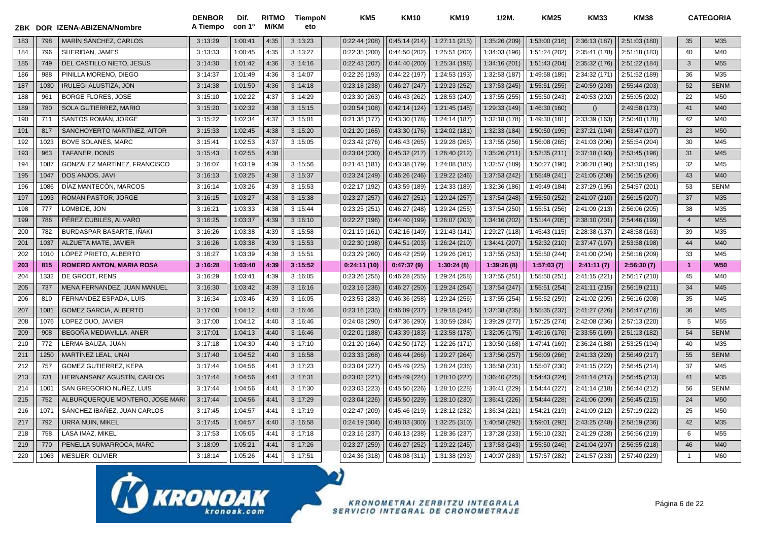| ZBK | DOR | IZENA-ABIZENA/Nombre | DENBOR A Tiempo | Dif. con 1º | RITMO M/KM | TiempoNeto | KM5 | KM10 | KM19 | 1/2M. | KM25 | KM33 | KM38 | | CATEGORIA |
|---|---|---|---|---|---|---|---|---|---|---|---|---|---|---|---|
| 183 | 798 | MARÍN SÁNCHEZ, CARLOS | 3 :13:29 | 1:00:41 | 4:35 | 3 :13:23 | 0:22:44 (208) | 0:45:14 (214) | 1:27:11 (215) | 1:35:26 (209) | 1:53:00 (216) | 2:36:13 (187) | 2:51:03 (180) | 35 | M35 |
| 184 | 796 | SHERIDAN, JAMES | 3 :13:33 | 1:00:45 | 4:35 | 3 :13:27 | 0:22:35 (200) | 0:44:50 (202) | 1:25:51 (200) | 1:34:03 (196) | 1:51:24 (202) | 2:35:41 (178) | 2:51:18 (183) | 40 | M40 |
| 185 | 749 | DEL CASTILLO NIETO, JESUS | 3 :14:30 | 1:01:42 | 4:36 | 3 :14:16 | 0:22:43 (207) | 0:44:40 (200) | 1:25:34 (198) | 1:34:16 (201) | 1:51:43 (204) | 2:35:32 (176) | 2:51:22 (184) | 3 | M55 |
| 186 | 988 | PINILLA MORENO, DIEGO | 3 :14:37 | 1:01:49 | 4:36 | 3 :14:07 | 0:22:26 (193) | 0:44:22 (197) | 1:24:53 (193) | 1:32:53 (187) | 1:49:58 (185) | 2:34:32 (171) | 2:51:52 (189) | 36 | M35 |
| 187 | 1030 | IRULEGI ALUSTIZA, JON | 3 :14:38 | 1:01:50 | 4:36 | 3 :14:18 | 0:23:18 (238) | 0:46:27 (247) | 1:29:23 (252) | 1:37:53 (245) | 1:55:51 (255) | 2:40:59 (203) | 2:55:44 (203) | 52 | SENM |
| 188 | 961 | BORGE FLORES, JOSE | 3 :15:10 | 1:02:22 | 4:37 | 3 :14:29 | 0:23:30 (263) | 0:46:43 (262) | 1:28:53 (240) | 1:37:55 (255) | 1:55:50 (243) | 2:40:53 (202) | 2:55:05 (202) | 22 | M50 |
| 189 | 780 | SOLA GUTIERREZ, MARIO | 3 :15:20 | 1:02:32 | 4:38 | 3 :15:15 | 0:20:54 (108) | 0:42:14 (124) | 1:21:45 (145) | 1:29:33 (149) | 1:46:30 (160) | () | 2:49:58 (173) | 41 | M40 |
| 190 | 711 | SANTOS ROMÁN, JORGE | 3 :15:22 | 1:02:34 | 4:37 | 3 :15:01 | 0:21:38 (177) | 0:43:30 (178) | 1:24:14 (187) | 1:32:18 (178) | 1:49:30 (181) | 2:33:39 (163) | 2:50:40 (178) | 42 | M40 |
| 191 | 817 | SANCHOYERTO MARTÍNEZ, AITOR | 3 :15:33 | 1:02:45 | 4:38 | 3 :15:20 | 0:21:20 (165) | 0:43:30 (176) | 1:24:02 (181) | 1:32:33 (184) | 1:50:50 (195) | 2:37:21 (194) | 2:53:47 (197) | 23 | M50 |
| 192 | 1023 | BOVE SOLANES, MARC | 3 :15:41 | 1:02:53 | 4:37 | 3 :15:05 | 0:23:42 (276) | 0:46:43 (265) | 1:29:28 (265) | 1:37:55 (256) | 1:56:08 (265) | 2:41:03 (206) | 2:55:54 (204) | 30 | M45 |
| 193 | 963 | TAFANER, DONÍS | 3 :15:43 | 1:02:55 | 4:38 | | 0:23:04 (230) | 0:45:32 (217) | 1:26:40 (212) | 1:35:26 (211) | 1:52:35 (211) | 2:37:18 (193) | 2:53:45 (196) | 31 | M45 |
| 194 | 1087 | GONZÁLEZ MARTÍNEZ, FRANCISCO | 3 :16:07 | 1:03:19 | 4:39 | 3 :15:56 | 0:21:43 (181) | 0:43:38 (179) | 1:24:08 (185) | 1:32:57 (189) | 1:50:27 (190) | 2:36:28 (190) | 2:53:30 (195) | 32 | M45 |
| 195 | 1047 | DOS ANJOS, JAVI | 3 :16:13 | 1:03:25 | 4:38 | 3 :15:37 | 0:23:24 (249) | 0:46:26 (246) | 1:29:22 (246) | 1:37:53 (242) | 1:55:49 (241) | 2:41:05 (208) | 2:56:15 (206) | 43 | M40 |
| 196 | 1086 | DÍAZ MANTECÓN, MARCOS | 3 :16:14 | 1:03:26 | 4:39 | 3 :15:53 | 0:22:17 (192) | 0:43:59 (189) | 1:24:33 (189) | 1:32:36 (186) | 1:49:49 (184) | 2:37:29 (195) | 2:54:57 (201) | 53 | SENM |
| 197 | 1093 | ROMAN PASTOR, JORGE | 3 :16:15 | 1:03:27 | 4:38 | 3 :15:38 | 0:23:27 (257) | 0:46:27 (251) | 1:29:24 (257) | 1:37:54 (248) | 1:55:50 (252) | 2:41:07 (210) | 2:56:15 (207) | 37 | M35 |
| 198 | 777 | LOMBIDE, JON | 3 :16:21 | 1:03:33 | 4:38 | 3 :15:44 | 0:23:25 (251) | 0:46:27 (248) | 1:29:24 (255) | 1:37:54 (250) | 1:55:51 (256) | 2:41:09 (213) | 2:56:06 (205) | 38 | M35 |
| 199 | 786 | PÉREZ CUBILES, ALVARO | 3 :16:25 | 1:03:37 | 4:39 | 3 :16:10 | 0:22:27 (196) | 0:44:40 (199) | 1:26:07 (203) | 1:34:16 (202) | 1:51:44 (205) | 2:38:10 (201) | 2:54:46 (199) | 4 | M55 |
| 200 | 782 | BURDASPAR BASARTE, IÑAKI | 3 :16:26 | 1:03:38 | 4:39 | 3 :15:58 | 0:21:19 (161) | 0:42:16 (149) | 1:21:43 (141) | 1:29:27 (118) | 1:45:43 (115) | 2:28:38 (137) | 2:48:58 (163) | 39 | M35 |
| 201 | 1037 | ALZUETA MATE, JAVIER | 3 :16:26 | 1:03:38 | 4:39 | 3 :15:53 | 0:22:30 (198) | 0:44:51 (203) | 1:26:24 (210) | 1:34:41 (207) | 1:52:32 (210) | 2:37:47 (197) | 2:53:58 (198) | 44 | M40 |
| 202 | 1010 | LÓPEZ PRIETO, ALBERTO | 3 :16:27 | 1:03:39 | 4:38 | 3 :15:51 | 0:23:29 (260) | 0:46:42 (259) | 1:29:26 (261) | 1:37:55 (253) | 1:55:50 (244) | 2:41:00 (204) | 2:56:16 (209) | 33 | M45 |
| **203** | **815** | **ROMERO ANTON, MARIA ROSA** | **3 :16:28** | **1:03:40** | **4:39** | **3 :15:52** | **0:24:11 (10)** | **0:47:37 (9)** | **1:30:24 (8)** | **1:39:26 (8)** | **1:57:03 (7)** | **2:41:11 (7)** | **2:56:30 (7)** | **1** | **W50** |
| 204 | 1332 | DE GROOT, RENS | 3 :16:29 | 1:03:41 | 4:39 | 3 :16:05 | 0:23:26 (255) | 0:46:28 (255) | 1:29:24 (258) | 1:37:55 (251) | 1:55:50 (251) | 2:41:15 (221) | 2:56:17 (210) | 45 | M40 |
| 205 | 737 | MENA FERNANDEZ, JUAN MANUEL | 3 :16:30 | 1:03:42 | 4:39 | 3 :16:16 | 0:23:16 (236) | 0:46:27 (250) | 1:29:24 (254) | 1:37:54 (247) | 1:55:51 (254) | 2:41:11 (215) | 2:56:19 (211) | 34 | M45 |
| 206 | 810 | FERNANDEZ ESPADA, LUIS | 3 :16:34 | 1:03:46 | 4:39 | 3 :16:05 | 0:23:53 (283) | 0:46:36 (258) | 1:29:24 (256) | 1:37:55 (254) | 1:55:52 (259) | 2:41:02 (205) | 2:56:16 (208) | 35 | M45 |
| 207 | 1081 | GOMEZ GARCIA, ALBERTO | 3 :17:00 | 1:04:12 | 4:40 | 3 :16:46 | 0:23:16 (235) | 0:46:09 (237) | 1:29:18 (244) | 1:37:38 (235) | 1:55:35 (237) | 2:41:27 (226) | 2:56:47 (216) | 36 | M45 |
| 208 | 1076 | LOPEZ DUO, JAVIER | 3 :17:00 | 1:04:12 | 4:40 | 3 :16:46 | 0:24:08 (290) | 0:47:36 (290) | 1:30:59 (284) | 1:39:29 (277) | 1:57:25 (274) | 2:42:08 (236) | 2:57:13 (220) | 5 | M55 |
| 209 | 908 | BEGOÑA MEDIAVILLA, ANER | 3 :17:01 | 1:04:13 | 4:40 | 3 :16:46 | 0:22:01 (188) | 0:43:39 (183) | 1:23:58 (178) | 1:32:05 (175) | 1:49:16 (176) | 2:33:55 (169) | 2:51:13 (182) | 54 | SENM |
| 210 | 772 | LERMA BAUZA, JUAN | 3 :17:18 | 1:04:30 | 4:40 | 3 :17:10 | 0:21:20 (164) | 0:42:50 (172) | 1:22:26 (171) | 1:30:50 (168) | 1:47:41 (169) | 2:36:24 (188) | 2:53:25 (194) | 40 | M35 |
| 211 | 1250 | MARTÍNEZ LEAL, UNAI | 3 :17:40 | 1:04:52 | 4:40 | 3 :16:58 | 0:23:33 (268) | 0:46:44 (266) | 1:29:27 (264) | 1:37:56 (257) | 1:56:09 (266) | 2:41:33 (229) | 2:56:49 (217) | 55 | SENM |
| 212 | 757 | GOMEZ GUTIERREZ, KEPA | 3 :17:44 | 1:04:56 | 4:41 | 3 :17:23 | 0:23:04 (227) | 0:45:49 (225) | 1:28:24 (236) | 1:36:58 (231) | 1:55:07 (230) | 2:41:15 (222) | 2:56:45 (214) | 37 | M45 |
| 213 | 731 | HERNANSANZ AGUSTÍN, CARLOS | 3 :17:44 | 1:04:56 | 4:41 | 3 :17:31 | 0:23:02 (221) | 0:45:49 (224) | 1:28:10 (227) | 1:36:40 (225) | 1:54:43 (224) | 2:41:14 (217) | 2:56:45 (213) | 41 | M35 |
| 214 | 1001 | SAN GREGORIO NUÑEZ, LUIS | 3 :17:44 | 1:04:56 | 4:41 | 3 :17:30 | 0:23:03 (223) | 0:45:50 (226) | 1:28:10 (228) | 1:36:41 (229) | 1:54:44 (227) | 2:41:14 (218) | 2:56:44 (212) | 56 | SENM |
| 215 | 752 | ALBURQUERQUE MONTERO, JOSE MARI | 3 :17:44 | 1:04:56 | 4:41 | 3 :17:29 | 0:23:04 (226) | 0:45:50 (229) | 1:28:10 (230) | 1:36:41 (226) | 1:54:44 (228) | 2:41:06 (209) | 2:56:45 (215) | 24 | M50 |
| 216 | 1071 | SÁNCHEZ IBAÑEZ, JUAN CARLOS | 3 :17:45 | 1:04:57 | 4:41 | 3 :17:19 | 0:22:47 (209) | 0:45:46 (219) | 1:28:12 (232) | 1:36:34 (221) | 1:54:21 (219) | 2:41:09 (212) | 2:57:19 (222) | 25 | M50 |
| 217 | 792 | URRA NUIN, MIKEL | 3 :17:45 | 1:04:57 | 4:40 | 3 :16:58 | 0:24:19 (304) | 0:48:03 (300) | 1:32:25 (310) | 1:40:58 (292) | 1:59:01 (292) | 2:43:25 (248) | 2:58:19 (236) | 42 | M35 |
| 218 | 758 | LASA IMAZ, MIKEL | 3 :17:53 | 1:05:05 | 4:41 | 3 :17:18 | 0:23:16 (237) | 0:46:13 (238) | 1:28:36 (237) | 1:37:28 (233) | 1:55:10 (232) | 2:41:29 (228) | 2:56:56 (219) | 6 | M55 |
| 219 | 770 | PENELLA SUMARROCA, MARC | 3 :18:09 | 1:05:21 | 4:41 | 3 :17:26 | 0:23:27 (259) | 0:46:27 (252) | 1:29:22 (245) | 1:37:53 (243) | 1:55:50 (246) | 2:41:04 (207) | 2:56:55 (218) | 46 | M40 |
| 220 | 1063 | MESLIER, OLIVIER | 3 :18:14 | 1:05:26 | 4:41 | 3 :17:51 | 0:24:36 (318) | 0:48:08 (311) | 1:31:38 (293) | 1:40:07 (283) | 1:57:57 (282) | 2:41:57 (233) | 2:57:40 (229) | 1 | M60 |

KRONOAK kronoak.com

KRONOMETRAI ZERBITZU INTEGRALA SERVICIO INTEGRAL DE CRONOMETRAJE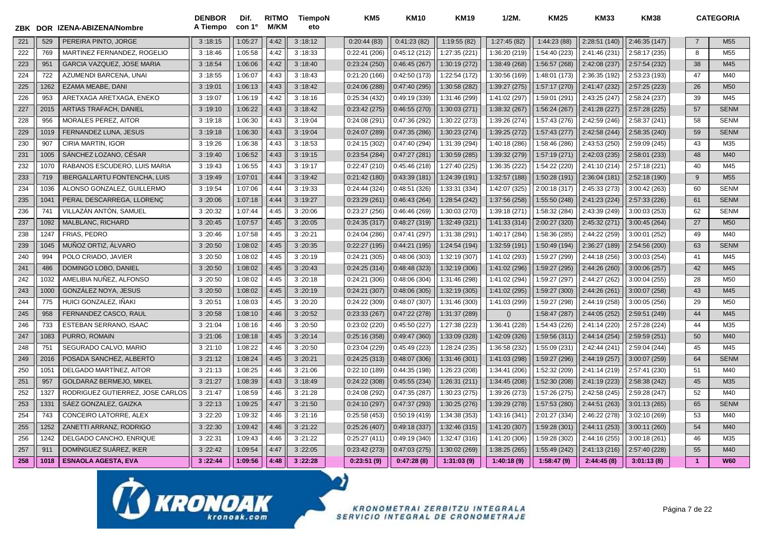| ZBK | DOR | IZENA-ABIZENA/Nombre | DENBOR A Tiempo | Dif. con 1º | RITMO M/KM | TiempoN eto | KM5 | KM10 | KM19 | 1/2M. | KM25 | KM33 | KM38 | | CATEGORIA |
|---|---|---|---|---|---|---|---|---|---|---|---|---|---|---|---|
| 221 | 529 | PEREIRA PINTO, JORGE | 3 :18:15 | 1:05:27 | 4:42 | 3 :18:12 | 0:20:44 (83) | 0:41:23 (82) | 1:19:55 (82) | 1:27:45 (82) | 1:44:23 (88) | 2:28:51 (140) | 2:46:35 (147) | 7 | M55 |
| 222 | 769 | MARTINEZ FERNANDEZ, ROGELIO | 3 :18:46 | 1:05:58 | 4:42 | 3 :18:33 | 0:22:41 (206) | 0:45:12 (212) | 1:27:35 (221) | 1:36:20 (219) | 1:54:40 (223) | 2:41:46 (231) | 2:58:17 (235) | 8 | M55 |
| 223 | 951 | GARCIA VAZQUEZ, JOSE MARIA | 3 :18:54 | 1:06:06 | 4:42 | 3 :18:40 | 0:23:24 (250) | 0:46:45 (267) | 1:30:19 (272) | 1:38:49 (268) | 1:56:57 (268) | 2:42:08 (237) | 2:57:54 (232) | 38 | M45 |
| 224 | 722 | AZUMENDI BARCENA, UNAI | 3 :18:55 | 1:06:07 | 4:43 | 3 :18:43 | 0:21:20 (166) | 0:42:50 (173) | 1:22:54 (172) | 1:30:56 (169) | 1:48:01 (173) | 2:36:35 (192) | 2:53:23 (193) | 47 | M40 |
| 225 | 1262 | EZAMA MEABE, DANI | 3 :19:01 | 1:06:13 | 4:43 | 3 :18:42 | 0:24:06 (288) | 0:47:40 (295) | 1:30:58 (282) | 1:39:27 (275) | 1:57:17 (270) | 2:41:47 (232) | 2:57:25 (223) | 26 | M50 |
| 226 | 953 | ARETXAGA ARETXAGA, ENEKO | 3 :19:07 | 1:06:19 | 4:42 | 3 :18:16 | 0:25:34 (432) | 0:49:19 (339) | 1:31:46 (299) | 1:41:02 (297) | 1:59:01 (291) | 2:43:25 (247) | 2:58:24 (237) | 39 | M45 |
| 227 | 2015 | ARTIAS TRAFACH, DANIEL | 3 :19:10 | 1:06:22 | 4:43 | 3 :18:42 | 0:23:42 (275) | 0:46:55 (270) | 1:30:03 (271) | 1:38:32 (267) | 1:56:24 (267) | 2:41:28 (227) | 2:57:28 (225) | 57 | SENM |
| 228 | 956 | MORALES PEREZ, AITOR | 3 :19:18 | 1:06:30 | 4:43 | 3 :19:04 | 0:24:08 (291) | 0:47:36 (292) | 1:30:22 (273) | 1:39:26 (274) | 1:57:43 (276) | 2:42:59 (246) | 2:58:37 (241) | 58 | SENM |
| 229 | 1019 | FERNANDEZ LUNA, JESUS | 3 :19:18 | 1:06:30 | 4:43 | 3 :19:04 | 0:24:07 (289) | 0:47:35 (286) | 1:30:23 (274) | 1:39:25 (272) | 1:57:43 (277) | 2:42:58 (244) | 2:58:35 (240) | 59 | SENM |
| 230 | 907 | CIRIA MARTIN, IGOR | 3 :19:26 | 1:06:38 | 4:43 | 3 :18:53 | 0:24:15 (302) | 0:47:40 (294) | 1:31:39 (294) | 1:40:18 (286) | 1:58:46 (286) | 2:43:53 (250) | 2:59:09 (245) | 43 | M35 |
| 231 | 1005 | SÁNCHEZ LOZANO, CÉSAR | 3 :19:40 | 1:06:52 | 4:43 | 3 :19:15 | 0:23:54 (284) | 0:47:27 (281) | 1:30:59 (285) | 1:39:32 (279) | 1:57:19 (271) | 2:42:03 (235) | 2:58:01 (233) | 48 | M40 |
| 232 | 1070 | RABANOS ESCUDERO, LUIS MARIA | 3 :19:43 | 1:06:55 | 4:43 | 3 :19:17 | 0:22:47 (210) | 0:45:46 (218) | 1:27:40 (225) | 1:36:35 (222) | 1:54:22 (220) | 2:41:10 (214) | 2:57:18 (221) | 40 | M45 |
| 233 | 719 | IBERGALLARTU FONTENCHA, LUIS | 3 :19:49 | 1:07:01 | 4:44 | 3 :19:42 | 0:21:42 (180) | 0:43:39 (181) | 1:24:39 (191) | 1:32:57 (188) | 1:50:28 (191) | 2:36:04 (181) | 2:52:18 (190) | 9 | M55 |
| 234 | 1036 | ALONSO GONZALEZ, GUILLERMO | 3 :19:54 | 1:07:06 | 4:44 | 3 :19:33 | 0:24:44 (324) | 0:48:51 (326) | 1:33:31 (334) | 1:42:07 (325) | 2:00:18 (317) | 2:45:33 (273) | 3:00:42 (263) | 60 | SENM |
| 235 | 1041 | PERAL DESCARREGA, LLORENÇ | 3 :20:06 | 1:07:18 | 4:44 | 3 :19:27 | 0:23:29 (261) | 0:46:43 (264) | 1:28:54 (242) | 1:37:56 (258) | 1:55:50 (248) | 2:41:23 (224) | 2:57:33 (226) | 61 | SENM |
| 236 | 741 | VILLAZÁN ANTÓN, SAMUEL | 3 :20:32 | 1:07:44 | 4:45 | 3 :20:06 | 0:23:27 (256) | 0:46:46 (269) | 1:30:03 (270) | 1:39:18 (271) | 1:58:32 (284) | 2:43:39 (249) | 3:00:03 (253) | 62 | SENM |
| 237 | 1092 | MALBLANC, RICHARD | 3 :20:45 | 1:07:57 | 4:45 | 3 :20:05 | 0:24:35 (317) | 0:48:27 (319) | 1:32:49 (321) | 1:41:33 (314) | 2:00:27 (320) | 2:45:32 (271) | 3:00:45 (264) | 27 | M50 |
| 238 | 1247 | FRIAS, PEDRO | 3 :20:46 | 1:07:58 | 4:45 | 3 :20:21 | 0:24:04 (286) | 0:47:41 (297) | 1:31:38 (291) | 1:40:17 (284) | 1:58:36 (285) | 2:44:22 (259) | 3:00:01 (252) | 49 | M40 |
| 239 | 1045 | MUÑOZ ORTIZ, ÁLVARO | 3 :20:50 | 1:08:02 | 4:45 | 3 :20:35 | 0:22:27 (195) | 0:44:21 (195) | 1:24:54 (194) | 1:32:59 (191) | 1:50:49 (194) | 2:36:27 (189) | 2:54:56 (200) | 63 | SENM |
| 240 | 994 | POLO CRIADO, JAVIER | 3 :20:50 | 1:08:02 | 4:45 | 3 :20:19 | 0:24:21 (305) | 0:48:06 (303) | 1:32:19 (307) | 1:41:02 (293) | 1:59:27 (299) | 2:44:18 (256) | 3:00:03 (254) | 41 | M45 |
| 241 | 486 | DOMINGO LOBO, DANIEL | 3 :20:50 | 1:08:02 | 4:45 | 3 :20:43 | 0:24:25 (314) | 0:48:48 (323) | 1:32:19 (306) | 1:41:02 (296) | 1:59:27 (295) | 2:44:26 (260) | 3:00:06 (257) | 42 | M45 |
| 242 | 1032 | AMELIBIA NUÑEZ, ALFONSO | 3 :20:50 | 1:08:02 | 4:45 | 3 :20:18 | 0:24:21 (306) | 0:48:06 (304) | 1:31:46 (298) | 1:41:02 (294) | 1:59:27 (297) | 2:44:27 (262) | 3:00:04 (255) | 28 | M50 |
| 243 | 1000 | GONZÁLEZ NOYA, JESUS | 3 :20:50 | 1:08:02 | 4:45 | 3 :20:19 | 0:24:21 (307) | 0:48:06 (305) | 1:32:19 (305) | 1:41:02 (295) | 1:59:27 (300) | 2:44:26 (261) | 3:00:07 (258) | 43 | M45 |
| 244 | 775 | HUICI GONZALEZ, IÑAKI | 3 :20:51 | 1:08:03 | 4:45 | 3 :20:20 | 0:24:22 (309) | 0:48:07 (307) | 1:31:46 (300) | 1:41:03 (299) | 1:59:27 (298) | 2:44:19 (258) | 3:00:05 (256) | 29 | M50 |
| 245 | 958 | FERNANDEZ CASCO, RAUL | 3 :20:58 | 1:08:10 | 4:46 | 3 :20:52 | 0:23:33 (267) | 0:47:22 (278) | 1:31:37 (289) | () | 1:58:47 (287) | 2:44:05 (252) | 2:59:51 (249) | 44 | M45 |
| 246 | 733 | ESTEBAN SERRANO, ISAAC | 3 :21:04 | 1:08:16 | 4:46 | 3 :20:50 | 0:23:02 (220) | 0:45:50 (227) | 1:27:38 (223) | 1:36:41 (228) | 1:54:43 (226) | 2:41:14 (220) | 2:57:28 (224) | 44 | M35 |
| 247 | 1083 | PURRO, ROMAIN | 3 :21:06 | 1:08:18 | 4:45 | 3 :20:14 | 0:25:16 (358) | 0:49:47 (360) | 1:33:09 (328) | 1:42:09 (326) | 1:59:56 (311) | 2:44:14 (254) | 2:59:59 (251) | 50 | M40 |
| 248 | 751 | SEGURADO CALVO, MARIO | 3 :21:10 | 1:08:22 | 4:46 | 3 :20:50 | 0:23:04 (229) | 0:45:49 (223) | 1:28:24 (235) | 1:36:58 (232) | 1:55:09 (231) | 2:42:44 (241) | 2:59:04 (244) | 45 | M45 |
| 249 | 2016 | POSADA SANCHEZ, ALBERTO | 3 :21:12 | 1:08:24 | 4:45 | 3 :20:21 | 0:24:25 (313) | 0:48:07 (306) | 1:31:46 (301) | 1:41:03 (298) | 1:59:27 (296) | 2:44:19 (257) | 3:00:07 (259) | 64 | SENM |
| 250 | 1051 | DELGADO MARTÍNEZ, AITOR | 3 :21:13 | 1:08:25 | 4:46 | 3 :21:06 | 0:22:10 (189) | 0:44:35 (198) | 1:26:23 (208) | 1:34:41 (206) | 1:52:32 (209) | 2:41:14 (219) | 2:57:41 (230) | 51 | M40 |
| 251 | 957 | GOLDARAZ BERMEJO, MIKEL | 3 :21:27 | 1:08:39 | 4:43 | 3 :18:49 | 0:24:22 (308) | 0:45:55 (234) | 1:26:31 (211) | 1:34:45 (208) | 1:52:30 (208) | 2:41:19 (223) | 2:58:38 (242) | 45 | M35 |
| 252 | 1327 | RODRIGUEZ GUTIERREZ, JOSE CARLOS | 3 :21:47 | 1:08:59 | 4:46 | 3 :21:28 | 0:24:08 (292) | 0:47:35 (287) | 1:30:23 (275) | 1:39:26 (273) | 1:57:26 (275) | 2:42:58 (245) | 2:59:28 (247) | 52 | M40 |
| 253 | 1331 | SÁEZ GONZALEZ, GAIZKA | 3 :22:13 | 1:09:25 | 4:47 | 3 :21:50 | 0:24:10 (297) | 0:47:37 (293) | 1:30:25 (276) | 1:39:29 (278) | 1:57:53 (280) | 2:44:51 (263) | 3:01:13 (265) | 65 | SENM |
| 254 | 743 | CONCEIRO LATORRE, ALEX | 3 :22:20 | 1:09:32 | 4:46 | 3 :21:16 | 0:25:58 (453) | 0:50:19 (419) | 1:34:38 (353) | 1:43:16 (341) | 2:01:27 (334) | 2:46:22 (278) | 3:02:10 (269) | 53 | M40 |
| 255 | 1252 | ZANETTI ARRANZ, RODRIGO | 3 :22:30 | 1:09:42 | 4:46 | 3 :21:22 | 0:25:26 (407) | 0:49:18 (337) | 1:32:46 (315) | 1:41:20 (307) | 1:59:28 (301) | 2:44:11 (253) | 3:00:11 (260) | 54 | M40 |
| 256 | 1242 | DELGADO CANCHO, ENRIQUE | 3 :22:31 | 1:09:43 | 4:46 | 3 :21:22 | 0:25:27 (411) | 0:49:19 (340) | 1:32:47 (316) | 1:41:20 (306) | 1:59:28 (302) | 2:44:16 (255) | 3:00:18 (261) | 46 | M35 |
| 257 | 911 | DOMÍNGUEZ SUÁREZ, IKER | 3 :22:42 | 1:09:54 | 4:47 | 3 :22:05 | 0:23:42 (273) | 0:47:03 (275) | 1:30:02 (269) | 1:38:25 (265) | 1:55:49 (242) | 2:41:13 (216) | 2:57:40 (228) | 55 | M40 |
| **258** | **1018** | **ESNAOLA AGESTA, EVA** | **3 :22:44** | **1:09:56** | **4:48** | **3 :22:28** | **0:23:51 (9)** | **0:47:28 (8)** | **1:31:03 (9)** | **1:40:18 (9)** | **1:58:47 (9)** | **2:44:45 (8)** | **3:01:13 (8)** | **1** | **W60** |

KRONOAK kronoak.com

KRONOMETRAI ZERBITZU INTEGRALA
SERVICIO INTEGRAL DE CRONOMETRAJE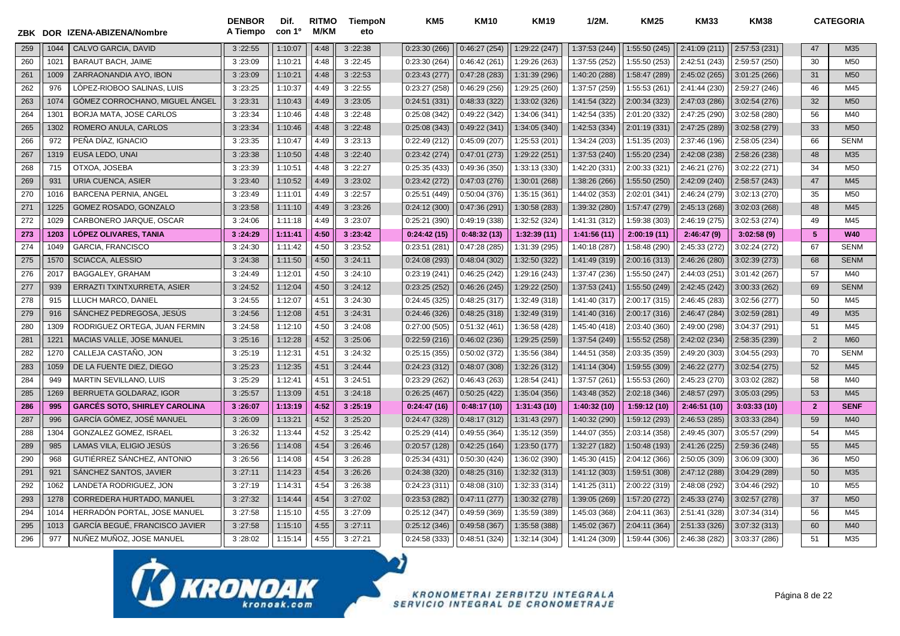| ZBK | DOR | IZENA-ABIZENA/Nombre | DENBOR A Tiempo | Dif. con 1º | RITMO M/KM | TiempoNeto | KM5 | KM10 | KM19 | 1/2M. | KM25 | KM33 | KM38 | | CATEGORIA |
|---|---|---|---|---|---|---|---|---|---|---|---|---|---|---|---|
| 259 | 1044 | CALVO GARCIA, DAVID | 3 :22:55 | 1:10:07 | 4:48 | 3 :22:38 | 0:23:30 (266) | 0:46:27 (254) | 1:29:22 (247) | 1:37:53 (244) | 1:55:50 (245) | 2:41:09 (211) | 2:57:53 (231) | 47 | M35 |
| 260 | 1021 | BARAUT BACH, JAIME | 3 :23:09 | 1:10:21 | 4:48 | 3 :22:45 | 0:23:30 (264) | 0:46:42 (261) | 1:29:26 (263) | 1:37:55 (252) | 1:55:50 (253) | 2:42:51 (243) | 2:59:57 (250) | 30 | M50 |
| 261 | 1009 | ZARRAONANDIA AYO, IBON | 3 :23:09 | 1:10:21 | 4:48 | 3 :22:53 | 0:23:43 (277) | 0:47:28 (283) | 1:31:39 (296) | 1:40:20 (288) | 1:58:47 (289) | 2:45:02 (265) | 3:01:25 (266) | 31 | M50 |
| 262 | 976 | LÓPEZ-RIOBOO SALINAS, LUIS | 3 :23:25 | 1:10:37 | 4:49 | 3 :22:55 | 0:23:27 (258) | 0:46:29 (256) | 1:29:25 (260) | 1:37:57 (259) | 1:55:53 (261) | 2:41:44 (230) | 2:59:27 (246) | 46 | M45 |
| 263 | 1074 | GÓMEZ CORROCHANO, MIGUEL ÁNGEL | 3 :23:31 | 1:10:43 | 4:49 | 3 :23:05 | 0:24:51 (331) | 0:48:33 (322) | 1:33:02 (326) | 1:41:54 (322) | 2:00:34 (323) | 2:47:03 (286) | 3:02:54 (276) | 32 | M50 |
| 264 | 1301 | BORJA MATA, JOSE CARLOS | 3 :23:34 | 1:10:46 | 4:48 | 3 :22:48 | 0:25:08 (342) | 0:49:22 (342) | 1:34:06 (341) | 1:42:54 (335) | 2:01:20 (332) | 2:47:25 (290) | 3:02:58 (280) | 56 | M40 |
| 265 | 1302 | ROMERO ANULA, CARLOS | 3 :23:34 | 1:10:46 | 4:48 | 3 :22:48 | 0:25:08 (343) | 0:49:22 (341) | 1:34:05 (340) | 1:42:53 (334) | 2:01:19 (331) | 2:47:25 (289) | 3:02:58 (279) | 33 | M50 |
| 266 | 972 | PEÑA DÍAZ, IGNACIO | 3 :23:35 | 1:10:47 | 4:49 | 3 :23:13 | 0:22:49 (212) | 0:45:09 (207) | 1:25:53 (201) | 1:34:24 (203) | 1:51:35 (203) | 2:37:46 (196) | 2:58:05 (234) | 66 | SENM |
| 267 | 1319 | EUSA LEDO, UNAI | 3 :23:38 | 1:10:50 | 4:48 | 3 :22:40 | 0:23:42 (274) | 0:47:01 (273) | 1:29:22 (251) | 1:37:53 (240) | 1:55:20 (234) | 2:42:08 (238) | 2:58:26 (238) | 48 | M35 |
| 268 | 715 | OTXOA, JOSEBA | 3 :23:39 | 1:10:51 | 4:48 | 3 :22:27 | 0:25:35 (433) | 0:49:36 (350) | 1:33:13 (330) | 1:42:20 (331) | 2:00:33 (321) | 2:46:21 (276) | 3:02:22 (271) | 34 | M50 |
| 269 | 931 | URIA CUENCA, ASIER | 3 :23:40 | 1:10:52 | 4:49 | 3 :23:02 | 0:23:42 (272) | 0:47:03 (276) | 1:30:01 (268) | 1:38:26 (266) | 1:55:50 (250) | 2:42:09 (240) | 2:58:57 (243) | 47 | M45 |
| 270 | 1016 | BARCENA PERNIA, ANGEL | 3 :23:49 | 1:11:01 | 4:49 | 3 :22:57 | 0:25:51 (449) | 0:50:04 (376) | 1:35:15 (361) | 1:44:02 (353) | 2:02:01 (341) | 2:46:24 (279) | 3:02:13 (270) | 35 | M50 |
| 271 | 1225 | GOMEZ ROSADO, GONZALO | 3 :23:58 | 1:11:10 | 4:49 | 3 :23:26 | 0:24:12 (300) | 0:47:36 (291) | 1:30:58 (283) | 1:39:32 (280) | 1:57:47 (279) | 2:45:13 (268) | 3:02:03 (268) | 48 | M45 |
| 272 | 1029 | CARBONERO JARQUE, OSCAR | 3 :24:06 | 1:11:18 | 4:49 | 3 :23:07 | 0:25:21 (390) | 0:49:19 (338) | 1:32:52 (324) | 1:41:31 (312) | 1:59:38 (303) | 2:46:19 (275) | 3:02:53 (274) | 49 | M45 |
| **273** | **1203** | **LÓPEZ OLIVARES, TANIA** | **3 :24:29** | **1:11:41** | **4:50** | **3 :23:42** | **0:24:42 (15)** | **0:48:32 (13)** | **1:32:39 (11)** | **1:41:56 (11)** | **2:00:19 (11)** | **2:46:47 (9)** | **3:02:58 (9)** | **5** | **W40** |
| 274 | 1049 | GARCIA, FRANCISCO | 3 :24:30 | 1:11:42 | 4:50 | 3 :23:52 | 0:23:51 (281) | 0:47:28 (285) | 1:31:39 (295) | 1:40:18 (287) | 1:58:48 (290) | 2:45:33 (272) | 3:02:24 (272) | 67 | SENM |
| 275 | 1570 | SCIACCA, ALESSIO | 3 :24:38 | 1:11:50 | 4:50 | 3 :24:11 | 0:24:08 (293) | 0:48:04 (302) | 1:32:50 (322) | 1:41:49 (319) | 2:00:16 (313) | 2:46:26 (280) | 3:02:39 (273) | 68 | SENM |
| 276 | 2017 | BAGGALEY, GRAHAM | 3 :24:49 | 1:12:01 | 4:50 | 3 :24:10 | 0:23:19 (241) | 0:46:25 (242) | 1:29:16 (243) | 1:37:47 (236) | 1:55:50 (247) | 2:44:03 (251) | 3:01:42 (267) | 57 | M40 |
| 277 | 939 | ERRAZTI TXINTXURRETA, ASIER | 3 :24:52 | 1:12:04 | 4:50 | 3 :24:12 | 0:23:25 (252) | 0:46:26 (245) | 1:29:22 (250) | 1:37:53 (241) | 1:55:50 (249) | 2:42:45 (242) | 3:00:33 (262) | 69 | SENM |
| 278 | 915 | LLUCH MARCO, DANIEL | 3 :24:55 | 1:12:07 | 4:51 | 3 :24:30 | 0:24:45 (325) | 0:48:25 (317) | 1:32:49 (318) | 1:41:40 (317) | 2:00:17 (315) | 2:46:45 (283) | 3:02:56 (277) | 50 | M45 |
| 279 | 916 | SÁNCHEZ PEDREGOSA, JESÚS | 3 :24:56 | 1:12:08 | 4:51 | 3 :24:31 | 0:24:46 (326) | 0:48:25 (318) | 1:32:49 (319) | 1:41:40 (316) | 2:00:17 (316) | 2:46:47 (284) | 3:02:59 (281) | 49 | M35 |
| 280 | 1309 | RODRIGUEZ ORTEGA, JUAN FERMIN | 3 :24:58 | 1:12:10 | 4:50 | 3 :24:08 | 0:27:00 (505) | 0:51:32 (461) | 1:36:58 (428) | 1:45:40 (418) | 2:03:40 (360) | 2:49:00 (298) | 3:04:37 (291) | 51 | M45 |
| 281 | 1221 | MACIAS VALLE, JOSE MANUEL | 3 :25:16 | 1:12:28 | 4:52 | 3 :25:06 | 0:22:59 (216) | 0:46:02 (236) | 1:29:25 (259) | 1:37:54 (249) | 1:55:52 (258) | 2:42:02 (234) | 2:58:35 (239) | 2 | M60 |
| 282 | 1270 | CALLEJA CASTAÑO, JON | 3 :25:19 | 1:12:31 | 4:51 | 3 :24:32 | 0:25:15 (355) | 0:50:02 (372) | 1:35:56 (384) | 1:44:51 (358) | 2:03:35 (359) | 2:49:20 (303) | 3:04:55 (293) | 70 | SENM |
| 283 | 1059 | DE LA FUENTE DIEZ, DIEGO | 3 :25:23 | 1:12:35 | 4:51 | 3 :24:44 | 0:24:23 (312) | 0:48:07 (308) | 1:32:26 (312) | 1:41:14 (304) | 1:59:55 (309) | 2:46:22 (277) | 3:02:54 (275) | 52 | M45 |
| 284 | 949 | MARTIN SEVILLANO, LUIS | 3 :25:29 | 1:12:41 | 4:51 | 3 :24:51 | 0:23:29 (262) | 0:46:43 (263) | 1:28:54 (241) | 1:37:57 (261) | 1:55:53 (260) | 2:45:23 (270) | 3:03:02 (282) | 58 | M40 |
| 285 | 1269 | BERRUETA GOLDARAZ, IGOR | 3 :25:57 | 1:13:09 | 4:51 | 3 :24:18 | 0:26:25 (467) | 0:50:25 (422) | 1:35:04 (356) | 1:43:48 (352) | 2:02:18 (346) | 2:48:57 (297) | 3:05:03 (295) | 53 | M45 |
| **286** | **995** | **GARCÉS SOTO, SHIRLEY CAROLINA** | **3 :26:07** | **1:13:19** | **4:52** | **3 :25:19** | **0:24:47 (16)** | **0:48:17 (10)** | **1:31:43 (10)** | **1:40:32 (10)** | **1:59:12 (10)** | **2:46:51 (10)** | **3:03:33 (10)** | **2** | **SENF** |
| 287 | 996 | GARCÍA GÓMEZ, JOSÉ MANUEL | 3 :26:09 | 1:13:21 | 4:52 | 3 :25:20 | 0:24:47 (328) | 0:48:17 (312) | 1:31:43 (297) | 1:40:32 (290) | 1:59:12 (293) | 2:46:53 (285) | 3:03:33 (284) | 59 | M40 |
| 288 | 1304 | GONZALEZ GOMEZ, ISRAEL | 3 :26:32 | 1:13:44 | 4:52 | 3 :25:42 | 0:25:29 (414) | 0:49:55 (364) | 1:35:12 (359) | 1:44:07 (355) | 2:03:14 (358) | 2:49:45 (307) | 3:05:57 (299) | 54 | M45 |
| 289 | 985 | LAMAS VILA, ELIGIO JESÚS | 3 :26:56 | 1:14:08 | 4:54 | 3 :26:46 | 0:20:57 (128) | 0:42:25 (164) | 1:23:50 (177) | 1:32:27 (182) | 1:50:48 (193) | 2:41:26 (225) | 2:59:36 (248) | 55 | M45 |
| 290 | 968 | GUTIÉRREZ SÁNCHEZ, ANTONIO | 3 :26:56 | 1:14:08 | 4:54 | 3 :26:28 | 0:25:34 (431) | 0:50:30 (424) | 1:36:02 (390) | 1:45:30 (415) | 2:04:12 (366) | 2:50:05 (309) | 3:06:09 (300) | 36 | M50 |
| 291 | 921 | SÁNCHEZ SANTOS, JAVIER | 3 :27:11 | 1:14:23 | 4:54 | 3 :26:26 | 0:24:38 (320) | 0:48:25 (316) | 1:32:32 (313) | 1:41:12 (303) | 1:59:51 (308) | 2:47:12 (288) | 3:04:29 (289) | 50 | M35 |
| 292 | 1062 | LANDETA RODRIGUEZ, JON | 3 :27:19 | 1:14:31 | 4:54 | 3 :26:38 | 0:24:23 (311) | 0:48:08 (310) | 1:32:33 (314) | 1:41:25 (311) | 2:00:22 (319) | 2:48:08 (292) | 3:04:46 (292) | 10 | M55 |
| 293 | 1278 | CORREDERA HURTADO, MANUEL | 3 :27:32 | 1:14:44 | 4:54 | 3 :27:02 | 0:23:53 (282) | 0:47:11 (277) | 1:30:32 (278) | 1:39:05 (269) | 1:57:20 (272) | 2:45:33 (274) | 3:02:57 (278) | 37 | M50 |
| 294 | 1014 | HERRADÓN PORTAL, JOSE MANUEL | 3 :27:58 | 1:15:10 | 4:55 | 3 :27:09 | 0:25:12 (347) | 0:49:59 (369) | 1:35:59 (389) | 1:45:03 (368) | 2:04:11 (363) | 2:51:41 (328) | 3:07:34 (314) | 56 | M45 |
| 295 | 1013 | GARCÍA BEGUÉ, FRANCISCO JAVIER | 3 :27:58 | 1:15:10 | 4:55 | 3 :27:11 | 0:25:12 (346) | 0:49:58 (367) | 1:35:58 (388) | 1:45:02 (367) | 2:04:11 (364) | 2:51:33 (326) | 3:07:32 (313) | 60 | M40 |
| 296 | 977 | NUÑEZ MUÑOZ, JOSE MANUEL | 3 :28:02 | 1:15:14 | 4:55 | 3 :27:21 | 0:24:58 (333) | 0:48:51 (324) | 1:32:14 (304) | 1:41:24 (309) | 1:59:44 (306) | 2:46:38 (282) | 3:03:37 (286) | 51 | M35 |

KRONOAK kronoak.com

KRONOMETRAI ZERBITZU INTEGRALA
SERVICIO INTEGRAL DE CRONOMETRAJE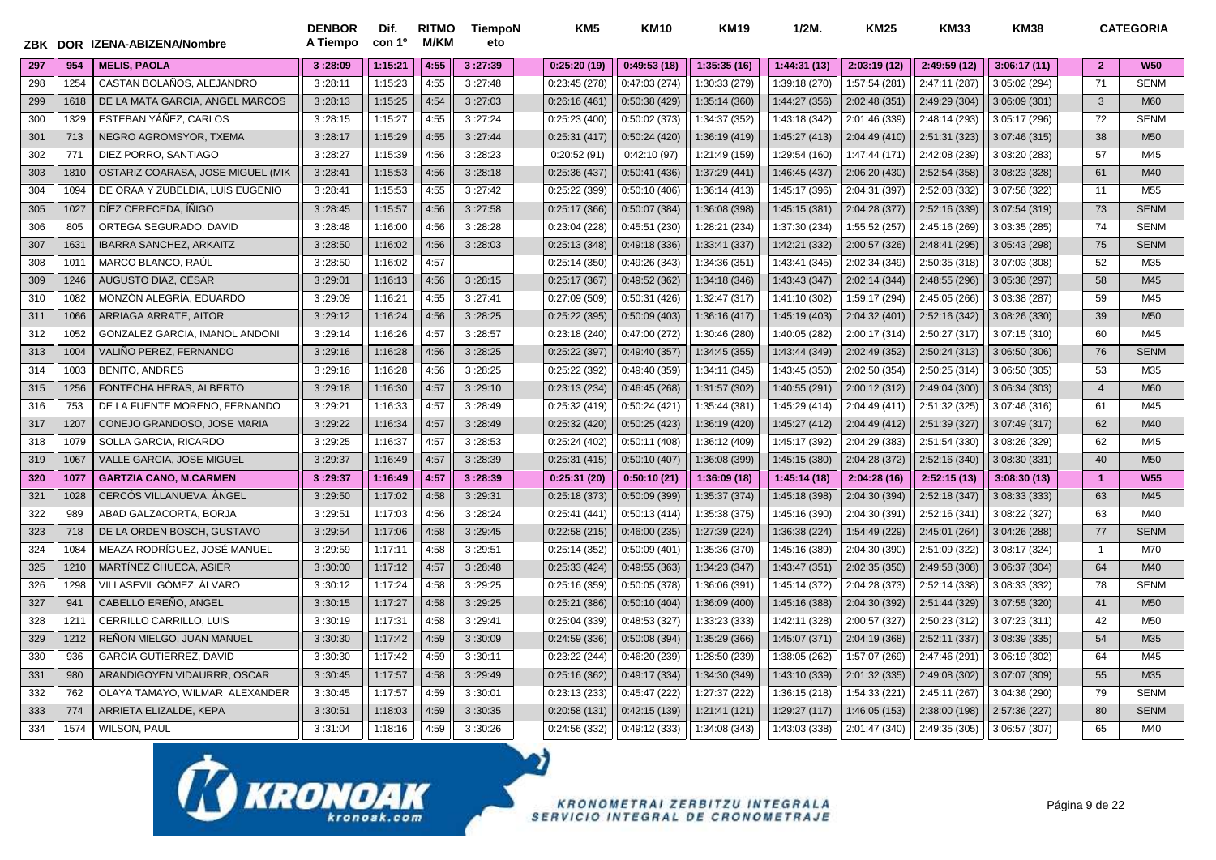| ZBK | DOR | IZENA-ABIZENA/Nombre | DENBOR A Tiempo | Dif. con 1º | RITMO M/KM | TiempoN eto | KM5 | KM10 | KM19 | 1/2M. | KM25 | KM33 | KM38 | | CATEGORIA |
|---|---|---|---|---|---|---|---|---|---|---|---|---|---|---|---|
| **297** | **954** | **MELIS, PAOLA** | **3:28:09** | **1:15:21** | **4:55** | **3:27:39** | **0:25:20 (19)** | **0:49:53 (18)** | **1:35:35 (16)** | **1:44:31 (13)** | **2:03:19 (12)** | **2:49:59 (12)** | **3:06:17 (11)** | **2** | **W50** |
| 298 | 1254 | CASTAN BOLAÑOS, ALEJANDRO | 3:28:11 | 1:15:23 | 4:55 | 3:27:48 | 0:23:45 (278) | 0:47:03 (274) | 1:30:33 (279) | 1:39:18 (270) | 1:57:54 (281) | 2:47:11 (287) | 3:05:02 (294) | 71 | SENM |
| 299 | 1618 | DE LA MATA GARCIA, ANGEL MARCOS | 3:28:13 | 1:15:25 | 4:54 | 3:27:03 | 0:26:16 (461) | 0:50:38 (429) | 1:35:14 (360) | 1:44:27 (356) | 2:02:48 (351) | 2:49:29 (304) | 3:06:09 (301) | 3 | M60 |
| 300 | 1329 | ESTEBAN YÁÑEZ, CARLOS | 3:28:15 | 1:15:27 | 4:55 | 3:27:24 | 0:25:23 (400) | 0:50:02 (373) | 1:34:37 (352) | 1:43:18 (342) | 2:01:46 (339) | 2:48:14 (293) | 3:05:17 (296) | 72 | SENM |
| 301 | 713 | NEGRO AGROMSYOR, TXEMA | 3:28:17 | 1:15:29 | 4:55 | 3:27:44 | 0:25:31 (417) | 0:50:24 (420) | 1:36:19 (419) | 1:45:27 (413) | 2:04:49 (410) | 2:51:31 (323) | 3:07:46 (315) | 38 | M50 |
| 302 | 771 | DIEZ PORRO, SANTIAGO | 3:28:27 | 1:15:39 | 4:56 | 3:28:23 | 0:20:52 (91) | 0:42:10 (97) | 1:21:49 (159) | 1:29:54 (160) | 1:47:44 (171) | 2:42:08 (239) | 3:03:20 (283) | 57 | M45 |
| 303 | 1810 | OSTARIZ COARASA, JOSE MIGUEL (MIK | 3:28:41 | 1:15:53 | 4:56 | 3:28:18 | 0:25:36 (437) | 0:50:41 (436) | 1:37:29 (441) | 1:46:45 (437) | 2:06:20 (430) | 2:52:54 (358) | 3:08:23 (328) | 61 | M40 |
| 304 | 1094 | DE ORAA Y ZUBELDIA, LUIS EUGENIO | 3:28:41 | 1:15:53 | 4:55 | 3:27:42 | 0:25:22 (399) | 0:50:10 (406) | 1:36:14 (413) | 1:45:17 (396) | 2:04:31 (397) | 2:52:08 (332) | 3:07:58 (322) | 11 | M55 |
| 305 | 1027 | DÍEZ CERECEDA, ÍÑIGO | 3:28:45 | 1:15:57 | 4:56 | 3:27:58 | 0:25:17 (366) | 0:50:07 (384) | 1:36:08 (398) | 1:45:15 (381) | 2:04:28 (377) | 2:52:16 (339) | 3:07:54 (319) | 73 | SENM |
| 306 | 805 | ORTEGA SEGURADO, DAVID | 3:28:48 | 1:16:00 | 4:56 | 3:28:28 | 0:23:04 (228) | 0:45:51 (230) | 1:28:21 (234) | 1:37:30 (234) | 1:55:52 (257) | 2:45:16 (269) | 3:03:35 (285) | 74 | SENM |
| 307 | 1631 | IBARRA SANCHEZ, ARKAITZ | 3:28:50 | 1:16:02 | 4:56 | 3:28:03 | 0:25:13 (348) | 0:49:18 (336) | 1:33:41 (337) | 1:42:21 (332) | 2:00:57 (326) | 2:48:41 (295) | 3:05:43 (298) | 75 | SENM |
| 308 | 1011 | MARCO BLANCO, RAÚL | 3:28:50 | 1:16:02 | 4:57 | | 0:25:14 (350) | 0:49:26 (343) | 1:34:36 (351) | 1:43:41 (345) | 2:02:34 (349) | 2:50:35 (318) | 3:07:03 (308) | 52 | M35 |
| 309 | 1246 | AUGUSTO DIAZ, CÉSAR | 3:29:01 | 1:16:13 | 4:56 | 3:28:15 | 0:25:17 (367) | 0:49:52 (362) | 1:34:18 (346) | 1:43:43 (347) | 2:02:14 (344) | 2:48:55 (296) | 3:05:38 (297) | 58 | M45 |
| 310 | 1082 | MONZÓN ALEGRÍA, EDUARDO | 3:29:09 | 1:16:21 | 4:55 | 3:27:41 | 0:27:09 (509) | 0:50:31 (426) | 1:32:47 (317) | 1:41:10 (302) | 1:59:17 (294) | 2:45:05 (266) | 3:03:38 (287) | 59 | M45 |
| 311 | 1066 | ARRIAGA ARRATE, AITOR | 3:29:12 | 1:16:24 | 4:56 | 3:28:25 | 0:25:22 (395) | 0:50:09 (403) | 1:36:16 (417) | 1:45:19 (403) | 2:04:32 (401) | 2:52:16 (342) | 3:08:26 (330) | 39 | M50 |
| 312 | 1052 | GONZALEZ GARCIA, IMANOL ANDONI | 3:29:14 | 1:16:26 | 4:57 | 3:28:57 | 0:23:18 (240) | 0:47:00 (272) | 1:30:46 (280) | 1:40:05 (282) | 2:00:17 (314) | 2:50:27 (317) | 3:07:15 (310) | 60 | M45 |
| 313 | 1004 | VALIÑO PEREZ, FERNANDO | 3:29:16 | 1:16:28 | 4:56 | 3:28:25 | 0:25:22 (397) | 0:49:40 (357) | 1:34:45 (355) | 1:43:44 (349) | 2:02:49 (352) | 2:50:24 (313) | 3:06:50 (306) | 76 | SENM |
| 314 | 1003 | BENITO, ANDRES | 3:29:16 | 1:16:28 | 4:56 | 3:28:25 | 0:25:22 (392) | 0:49:40 (359) | 1:34:11 (345) | 1:43:45 (350) | 2:02:50 (354) | 2:50:25 (314) | 3:06:50 (305) | 53 | M35 |
| 315 | 1256 | FONTECHA HERAS, ALBERTO | 3:29:18 | 1:16:30 | 4:57 | 3:29:10 | 0:23:13 (234) | 0:46:45 (268) | 1:31:57 (302) | 1:40:55 (291) | 2:00:12 (312) | 2:49:04 (300) | 3:06:34 (303) | 4 | M60 |
| 316 | 753 | DE LA FUENTE MORENO, FERNANDO | 3:29:21 | 1:16:33 | 4:57 | 3:28:49 | 0:25:32 (419) | 0:50:24 (421) | 1:35:44 (381) | 1:45:29 (414) | 2:04:49 (411) | 2:51:32 (325) | 3:07:46 (316) | 61 | M45 |
| 317 | 1207 | CONEJO GRANDOSO, JOSE MARIA | 3:29:22 | 1:16:34 | 4:57 | 3:28:49 | 0:25:32 (420) | 0:50:25 (423) | 1:36:19 (420) | 1:45:27 (412) | 2:04:49 (412) | 2:51:39 (327) | 3:07:49 (317) | 62 | M40 |
| 318 | 1079 | SOLLA GARCIA, RICARDO | 3:29:25 | 1:16:37 | 4:57 | 3:28:53 | 0:25:24 (402) | 0:50:11 (408) | 1:36:12 (409) | 1:45:17 (392) | 2:04:29 (383) | 2:51:54 (330) | 3:08:26 (329) | 62 | M45 |
| 319 | 1067 | VALLE GARCIA, JOSE MIGUEL | 3:29:37 | 1:16:49 | 4:57 | 3:28:39 | 0:25:31 (415) | 0:50:10 (407) | 1:36:08 (399) | 1:45:15 (380) | 2:04:28 (372) | 2:52:16 (340) | 3:08:30 (331) | 40 | M50 |
| **320** | **1077** | **GARTZIA CANO, M.CARMEN** | **3:29:37** | **1:16:49** | **4:57** | **3:28:39** | **0:25:31 (20)** | **0:50:10 (21)** | **1:36:09 (18)** | **1:45:14 (18)** | **2:04:28 (16)** | **2:52:15 (13)** | **3:08:30 (13)** | **1** | **W55** |
| 321 | 1028 | CERCÓS VILLANUEVA, ÀNGEL | 3:29:50 | 1:17:02 | 4:58 | 3:29:31 | 0:25:18 (373) | 0:50:09 (399) | 1:35:37 (374) | 1:45:18 (398) | 2:04:30 (394) | 2:52:18 (347) | 3:08:33 (333) | 63 | M45 |
| 322 | 989 | ABAD GALZACORTA, BORJA | 3:29:51 | 1:17:03 | 4:56 | 3:28:24 | 0:25:41 (441) | 0:50:13 (414) | 1:35:38 (375) | 1:45:16 (390) | 2:04:30 (391) | 2:52:16 (341) | 3:08:22 (327) | 63 | M40 |
| 323 | 718 | DE LA ORDEN BOSCH, GUSTAVO | 3:29:54 | 1:17:06 | 4:58 | 3:29:45 | 0:22:58 (215) | 0:46:00 (235) | 1:27:39 (224) | 1:36:38 (224) | 1:54:49 (229) | 2:45:01 (264) | 3:04:26 (288) | 77 | SENM |
| 324 | 1084 | MEAZA RODRÍGUEZ, JOSÉ MANUEL | 3:29:59 | 1:17:11 | 4:58 | 3:29:51 | 0:25:14 (352) | 0:50:09 (401) | 1:35:36 (370) | 1:45:16 (389) | 2:04:30 (390) | 2:51:09 (322) | 3:08:17 (324) | 1 | M70 |
| 325 | 1210 | MARTÍNEZ CHUECA, ASIER | 3:30:00 | 1:17:12 | 4:57 | 3:28:48 | 0:25:33 (424) | 0:49:55 (363) | 1:34:23 (347) | 1:43:47 (351) | 2:02:35 (350) | 2:49:58 (308) | 3:06:37 (304) | 64 | M40 |
| 326 | 1298 | VILLASEVIL GÓMEZ, ÁLVARO | 3:30:12 | 1:17:24 | 4:58 | 3:29:25 | 0:25:16 (359) | 0:50:05 (378) | 1:36:06 (391) | 1:45:14 (372) | 2:04:28 (373) | 2:52:14 (338) | 3:08:33 (332) | 78 | SENM |
| 327 | 941 | CABELLO EREÑO, ANGEL | 3:30:15 | 1:17:27 | 4:58 | 3:29:25 | 0:25:21 (386) | 0:50:10 (404) | 1:36:09 (400) | 1:45:16 (388) | 2:04:30 (392) | 2:51:44 (329) | 3:07:55 (320) | 41 | M50 |
| 328 | 1211 | CERRILLO CARRILLO, LUIS | 3:30:19 | 1:17:31 | 4:58 | 3:29:41 | 0:25:04 (339) | 0:48:53 (327) | 1:33:23 (333) | 1:42:11 (328) | 2:00:57 (327) | 2:50:23 (312) | 3:07:23 (311) | 42 | M50 |
| 329 | 1212 | REÑON MIELGO, JUAN MANUEL | 3:30:30 | 1:17:42 | 4:59 | 3:30:09 | 0:24:59 (336) | 0:50:08 (394) | 1:35:29 (366) | 1:45:07 (371) | 2:04:19 (368) | 2:52:11 (337) | 3:08:39 (335) | 54 | M35 |
| 330 | 936 | GARCIA GUTIERREZ, DAVID | 3:30:30 | 1:17:42 | 4:59 | 3:30:11 | 0:23:22 (244) | 0:46:20 (239) | 1:28:50 (239) | 1:38:05 (262) | 1:57:07 (269) | 2:47:46 (291) | 3:06:19 (302) | 64 | M45 |
| 331 | 980 | ARANDIGOYEN VIDAURRR, OSCAR | 3:30:45 | 1:17:57 | 4:58 | 3:29:49 | 0:25:16 (362) | 0:49:17 (334) | 1:34:30 (349) | 1:43:10 (339) | 2:01:32 (335) | 2:49:08 (302) | 3:07:07 (309) | 55 | M35 |
| 332 | 762 | OLAYA TAMAYO, WILMAR ALEXANDER | 3:30:45 | 1:17:57 | 4:59 | 3:30:01 | 0:23:13 (233) | 0:45:47 (222) | 1:27:37 (222) | 1:36:15 (218) | 1:54:33 (221) | 2:45:11 (267) | 3:04:36 (290) | 79 | SENM |
| 333 | 774 | ARRIETA ELIZALDE, KEPA | 3:30:51 | 1:18:03 | 4:59 | 3:30:35 | 0:20:58 (131) | 0:42:15 (139) | 1:21:41 (121) | 1:29:27 (117) | 1:46:05 (153) | 2:38:00 (198) | 2:57:36 (227) | 80 | SENM |
| 334 | 1574 | WILSON, PAUL | 3:31:04 | 1:18:16 | 4:59 | 3:30:26 | 0:24:56 (332) | 0:49:12 (333) | 1:34:08 (343) | 1:43:03 (338) | 2:01:47 (340) | 2:49:35 (305) | 3:06:57 (307) | 65 | M40 |

KRONOAK kronoak.com

KRONOMETRAI ZERBITZU INTEGRALA
SERVICIO INTEGRAL DE CRONOMETRAJE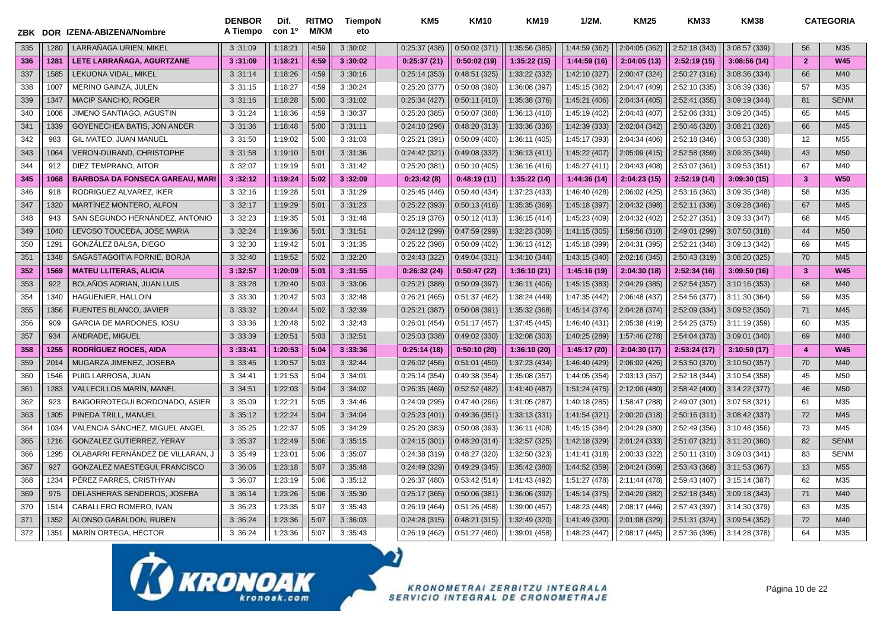| ZBK | DOR | IZENA-ABIZENA/Nombre | DENBOR A Tiempo | Dif. con 1º | RITMO M/KM | TiempoNeto | KM5 | KM10 | KM19 | 1/2M. | KM25 | KM33 | KM38 | CATEGORIA | |
|---|---|---|---|---|---|---|---|---|---|---|---|---|---|---|---|
| 335 | 1280 | LARRAÑAGA URIEN, MIKEL | 3 :31:09 | 1:18:21 | 4:59 | 3 :30:02 | 0:25:37 (438) | 0:50:02 (371) | 1:35:56 (385) | 1:44:59 (362) | 2:04:05 (362) | 2:52:18 (343) | 3:08:57 (339) | 56 | M35 |
| **336** | **1281** | **LETE LARRAÑAGA, AGURTZANE** | **3 :31:09** | **1:18:21** | **4:59** | **3 :30:02** | **0:25:37 (21)** | **0:50:02 (19)** | **1:35:22 (15)** | **1:44:59 (16)** | **2:04:05 (13)** | **2:52:19 (15)** | **3:08:56 (14)** | **2** | **W45** |
| 337 | 1585 | LEKUONA VIDAL, MIKEL | 3 :31:14 | 1:18:26 | 4:59 | 3 :30:16 | 0:25:14 (353) | 0:48:51 (325) | 1:33:22 (332) | 1:42:10 (327) | 2:00:47 (324) | 2:50:27 (316) | 3:08:36 (334) | 66 | M40 |
| 338 | 1007 | MERINO GAINZA, JULEN | 3 :31:15 | 1:18:27 | 4:59 | 3 :30:24 | 0:25:20 (377) | 0:50:08 (390) | 1:36:08 (397) | 1:45:15 (382) | 2:04:47 (409) | 2:52:10 (335) | 3:08:39 (336) | 57 | M35 |
| 339 | 1347 | MACIP SANCHO, ROGER | 3 :31:16 | 1:18:28 | 5:00 | 3 :31:02 | 0:25:34 (427) | 0:50:11 (410) | 1:35:38 (376) | 1:45:21 (406) | 2:04:34 (405) | 2:52:41 (355) | 3:09:19 (344) | 81 | SENM |
| 340 | 1008 | JIMENO SANTIAGO, AGUSTIN | 3 :31:24 | 1:18:36 | 4:59 | 3 :30:37 | 0:25:20 (385) | 0:50:07 (388) | 1:36:13 (410) | 1:45:19 (402) | 2:04:43 (407) | 2:52:06 (331) | 3:09:20 (345) | 65 | M45 |
| 341 | 1339 | GOYENECHEA BATIS, JON ANDER | 3 :31:36 | 1:18:48 | 5:00 | 3 :31:11 | 0:24:10 (296) | 0:48:20 (313) | 1:33:36 (336) | 1:42:39 (333) | 2:02:04 (342) | 2:50:46 (320) | 3:08:21 (326) | 66 | M45 |
| 342 | 983 | GIL MATEO, JUAN MANUEL | 3 :31:50 | 1:19:02 | 5:00 | 3 :31:03 | 0:25:21 (391) | 0:50:09 (400) | 1:36:11 (405) | 1:45:17 (393) | 2:04:34 (406) | 2:52:18 (346) | 3:08:53 (338) | 12 | M55 |
| 343 | 1064 | VERON-DURAND, CHRISTOPHE | 3 :31:58 | 1:19:10 | 5:01 | 3 :31:36 | 0:24:42 (321) | 0:49:08 (332) | 1:36:13 (411) | 1:45:22 (407) | 2:05:09 (415) | 2:52:58 (359) | 3:09:35 (349) | 43 | M50 |
| 344 | 912 | DIEZ TEMPRANO, AITOR | 3 :32:07 | 1:19:19 | 5:01 | 3 :31:42 | 0:25:20 (381) | 0:50:10 (405) | 1:36:16 (416) | 1:45:27 (411) | 2:04:43 (408) | 2:53:07 (361) | 3:09:53 (351) | 67 | M40 |
| **345** | **1068** | **BARBOSA DA FONSECA GAREAU, MARI** | **3 :32:12** | **1:19:24** | **5:02** | **3 :32:09** | **0:23:42 (8)** | **0:48:19 (11)** | **1:35:22 (14)** | **1:44:36 (14)** | **2:04:23 (15)** | **2:52:19 (14)** | **3:09:30 (15)** | **3** | **W50** |
| 346 | 918 | RODRIGUEZ ALVAREZ, IKER | 3 :32:16 | 1:19:28 | 5:01 | 3 :31:29 | 0:25:45 (446) | 0:50:40 (434) | 1:37:23 (433) | 1:46:40 (428) | 2:06:02 (425) | 2:53:16 (363) | 3:09:35 (348) | 58 | M35 |
| 347 | 1320 | MARTÍNEZ MONTERO, ALFON | 3 :32:17 | 1:19:29 | 5:01 | 3 :31:23 | 0:25:22 (393) | 0:50:13 (416) | 1:35:35 (369) | 1:45:18 (397) | 2:04:32 (398) | 2:52:11 (336) | 3:09:28 (346) | 67 | M45 |
| 348 | 943 | SAN SEGUNDO HERNÁNDEZ, ANTONIO | 3 :32:23 | 1:19:35 | 5:01 | 3 :31:48 | 0:25:19 (376) | 0:50:12 (413) | 1:36:15 (414) | 1:45:23 (409) | 2:04:32 (402) | 2:52:27 (351) | 3:09:33 (347) | 68 | M45 |
| 349 | 1040 | LEVOSO TOUCEDA, JOSE MARIA | 3 :32:24 | 1:19:36 | 5:01 | 3 :31:51 | 0:24:12 (299) | 0:47:59 (299) | 1:32:23 (309) | 1:41:15 (305) | 1:59:56 (310) | 2:49:01 (299) | 3:07:50 (318) | 44 | M50 |
| 350 | 1291 | GONZÁLEZ BALSA, DIEGO | 3 :32:30 | 1:19:42 | 5:01 | 3 :31:35 | 0:25:22 (398) | 0:50:09 (402) | 1:36:13 (412) | 1:45:18 (399) | 2:04:31 (395) | 2:52:21 (348) | 3:09:13 (342) | 69 | M45 |
| 351 | 1348 | SAGASTAGOITIA FORNIE, BORJA | 3 :32:40 | 1:19:52 | 5:02 | 3 :32:20 | 0:24:43 (322) | 0:49:04 (331) | 1:34:10 (344) | 1:43:15 (340) | 2:02:16 (345) | 2:50:43 (319) | 3:08:20 (325) | 70 | M45 |
| **352** | **1569** | **MATEU LLITERAS, ALICIA** | **3 :32:57** | **1:20:09** | **5:01** | **3 :31:55** | **0:26:32 (24)** | **0:50:47 (22)** | **1:36:10 (21)** | **1:45:16 (19)** | **2:04:30 (18)** | **2:52:34 (16)** | **3:09:50 (16)** | **3** | **W45** |
| 353 | 922 | BOLAÑOS ADRIAN, JUAN LUIS | 3 :33:28 | 1:20:40 | 5:03 | 3 :33:06 | 0:25:21 (388) | 0:50:09 (397) | 1:36:11 (406) | 1:45:15 (383) | 2:04:29 (385) | 2:52:54 (357) | 3:10:16 (353) | 68 | M40 |
| 354 | 1340 | HAGUENIER, HALLOIN | 3 :33:30 | 1:20:42 | 5:03 | 3 :32:48 | 0:26:21 (465) | 0:51:37 (462) | 1:38:24 (449) | 1:47:35 (442) | 2:06:48 (437) | 2:54:56 (377) | 3:11:30 (364) | 59 | M35 |
| 355 | 1356 | FUENTES BLANCO, JAVIER | 3 :33:32 | 1:20:44 | 5:02 | 3 :32:39 | 0:25:21 (387) | 0:50:08 (391) | 1:35:32 (368) | 1:45:14 (374) | 2:04:28 (374) | 2:52:09 (334) | 3:09:52 (350) | 71 | M45 |
| 356 | 909 | GARCIA DE MARDONES, IOSU | 3 :33:36 | 1:20:48 | 5:02 | 3 :32:43 | 0:26:01 (454) | 0:51:17 (457) | 1:37:45 (445) | 1:46:40 (431) | 2:05:38 (419) | 2:54:25 (375) | 3:11:19 (359) | 60 | M35 |
| 357 | 934 | ANDRADE, MIGUEL | 3 :33:39 | 1:20:51 | 5:03 | 3 :32:51 | 0:25:03 (338) | 0:49:02 (330) | 1:32:08 (303) | 1:40:25 (289) | 1:57:46 (278) | 2:54:04 (373) | 3:09:01 (340) | 69 | M40 |
| **358** | **1255** | **RODRÍGUEZ ROCES, AIDA** | **3 :33:41** | **1:20:53** | **5:04** | **3 :33:36** | **0:25:14 (18)** | **0:50:10 (20)** | **1:36:10 (20)** | **1:45:17 (20)** | **2:04:30 (17)** | **2:53:24 (17)** | **3:10:50 (17)** | **4** | **W45** |
| 359 | 2014 | MUGARZA JIMENEZ, JOSEBA | 3 :33:45 | 1:20:57 | 5:03 | 3 :32:44 | 0:26:02 (456) | 0:51:01 (450) | 1:37:23 (434) | 1:46:40 (429) | 2:06:02 (426) | 2:53:50 (370) | 3:10:50 (357) | 70 | M40 |
| 360 | 1546 | PUIG LARROSA, JUAN | 3 :34:41 | 1:21:53 | 5:04 | 3 :34:01 | 0:25:14 (354) | 0:49:38 (354) | 1:35:08 (357) | 1:44:05 (354) | 2:03:13 (357) | 2:52:18 (344) | 3:10:54 (358) | 45 | M50 |
| 361 | 1283 | VALLECILLOS MARÍN, MANEL | 3 :34:51 | 1:22:03 | 5:04 | 3 :34:02 | 0:26:35 (469) | 0:52:52 (482) | 1:41:40 (487) | 1:51:24 (475) | 2:12:09 (480) | 2:58:42 (400) | 3:14:22 (377) | 46 | M50 |
| 362 | 923 | BAIGORROTEGUI BORDONADO, ASIER | 3 :35:09 | 1:22:21 | 5:05 | 3 :34:46 | 0:24:09 (295) | 0:47:40 (296) | 1:31:05 (287) | 1:40:18 (285) | 1:58:47 (288) | 2:49:07 (301) | 3:07:58 (321) | 61 | M35 |
| 363 | 1305 | PINEDA TRILL, MANUEL | 3 :35:12 | 1:22:24 | 5:04 | 3 :34:04 | 0:25:23 (401) | 0:49:36 (351) | 1:33:13 (331) | 1:41:54 (321) | 2:00:20 (318) | 2:50:16 (311) | 3:08:42 (337) | 72 | M45 |
| 364 | 1034 | VALENCIA SÁNCHEZ, MIGUEL ANGEL | 3 :35:25 | 1:22:37 | 5:05 | 3 :34:29 | 0:25:20 (383) | 0:50:08 (393) | 1:36:11 (408) | 1:45:15 (384) | 2:04:29 (380) | 2:52:49 (356) | 3:10:48 (356) | 73 | M45 |
| 365 | 1216 | GONZALEZ GUTIERREZ, YERAY | 3 :35:37 | 1:22:49 | 5:06 | 3 :35:15 | 0:24:15 (301) | 0:48:20 (314) | 1:32:57 (325) | 1:42:18 (329) | 2:01:24 (333) | 2:51:07 (321) | 3:11:20 (360) | 82 | SENM |
| 366 | 1295 | OLABARRI FERNÁNDEZ DE VILLARAN, J | 3 :35:49 | 1:23:01 | 5:06 | 3 :35:07 | 0:24:38 (319) | 0:48:27 (320) | 1:32:50 (323) | 1:41:41 (318) | 2:00:33 (322) | 2:50:11 (310) | 3:09:03 (341) | 83 | SENM |
| 367 | 927 | GONZALEZ MAESTEGUI, FRANCISCO | 3 :36:06 | 1:23:18 | 5:07 | 3 :35:48 | 0:24:49 (329) | 0:49:29 (345) | 1:35:42 (380) | 1:44:52 (359) | 2:04:24 (369) | 2:53:43 (368) | 3:11:53 (367) | 13 | M55 |
| 368 | 1234 | PÉREZ FARRES, CRISTHYAN | 3 :36:07 | 1:23:19 | 5:06 | 3 :35:12 | 0:26:37 (480) | 0:53:42 (514) | 1:41:43 (492) | 1:51:27 (478) | 2:11:44 (478) | 2:59:43 (407) | 3:15:14 (387) | 62 | M35 |
| 369 | 975 | DELASHERAS SENDEROS, JOSEBA | 3 :36:14 | 1:23:26 | 5:06 | 3 :35:30 | 0:25:17 (365) | 0:50:06 (381) | 1:36:06 (392) | 1:45:14 (375) | 2:04:29 (382) | 2:52:18 (345) | 3:09:18 (343) | 71 | M40 |
| 370 | 1514 | CABALLERO ROMERO, IVAN | 3 :36:23 | 1:23:35 | 5:07 | 3 :35:43 | 0:26:19 (464) | 0:51:26 (458) | 1:39:00 (457) | 1:48:23 (448) | 2:08:17 (446) | 2:57:43 (397) | 3:14:30 (379) | 63 | M35 |
| 371 | 1352 | ALONSO GABALDON, RUBEN | 3 :36:24 | 1:23:36 | 5:07 | 3 :36:03 | 0:24:28 (315) | 0:48:21 (315) | 1:32:49 (320) | 1:41:49 (320) | 2:01:08 (329) | 2:51:31 (324) | 3:09:54 (352) | 72 | M40 |
| 372 | 1351 | MARÍN ORTEGA, HÉCTOR | 3 :36:24 | 1:23:36 | 5:07 | 3 :35:43 | 0:26:19 (462) | 0:51:27 (460) | 1:39:01 (458) | 1:48:23 (447) | 2:08:17 (445) | 2:57:36 (395) | 3:14:28 (378) | 64 | M35 |

KRONOAK kronoak.com

KRONOMETRAI ZERBITZU INTEGRALA
SERVICIO INTEGRAL DE CRONOMETRAJE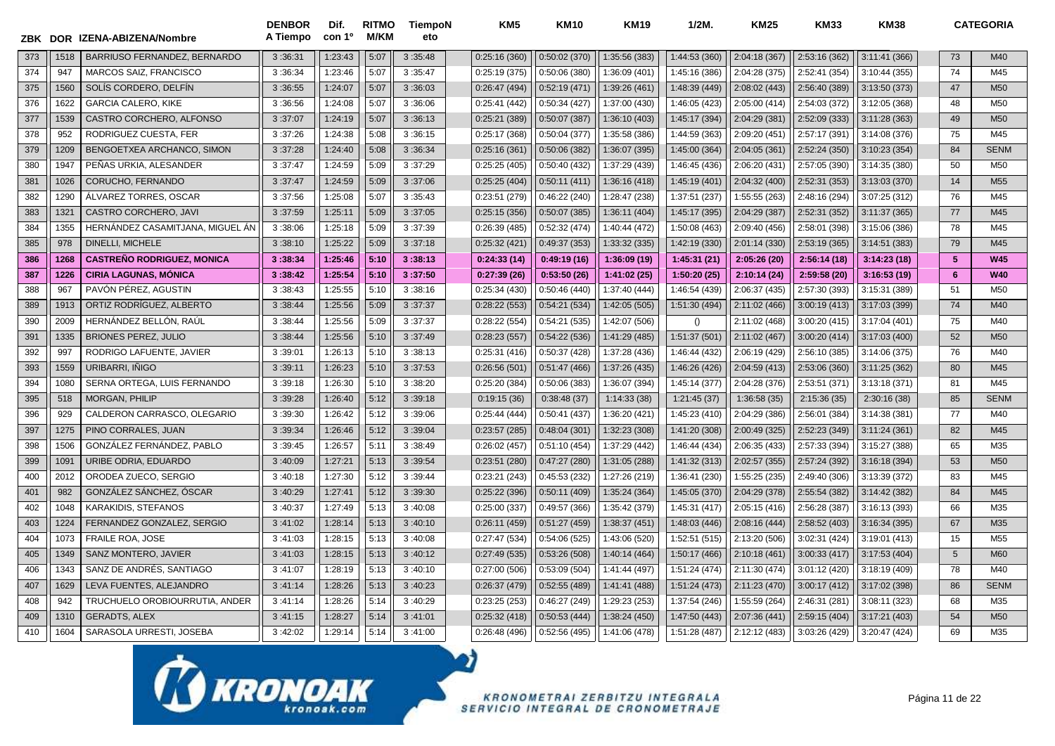| ZBK | DOR | IZENA-ABIZENA/Nombre | DENBOR A Tiempo | Dif. con 1º | RITMO M/KM | TiempoN eto | KM5 | KM10 | KM19 | 1/2M. | KM25 | KM33 | KM38 | | CATEGORIA |
|---|---|---|---|---|---|---|---|---|---|---|---|---|---|---|---|
| 373 | 1518 | BARRIUSO FERNANDEZ, BERNARDO | 3 :36:31 | 1:23:43 | 5:07 | 3 :35:48 | 0:25:16 (360) | 0:50:02 (370) | 1:35:56 (383) | 1:44:53 (360) | 2:04:18 (367) | 2:53:16 (362) | 3:11:41 (366) | 73 | M40 |
| 374 | 947 | MARCOS SAIZ, FRANCISCO | 3 :36:34 | 1:23:46 | 5:07 | 3 :35:47 | 0:25:19 (375) | 0:50:06 (380) | 1:36:09 (401) | 1:45:16 (386) | 2:04:28 (375) | 2:52:41 (354) | 3:10:44 (355) | 74 | M45 |
| 375 | 1560 | SOLÍS CORDERO, DELFÍN | 3 :36:55 | 1:24:07 | 5:07 | 3 :36:03 | 0:26:47 (494) | 0:52:19 (471) | 1:39:26 (461) | 1:48:39 (449) | 2:08:02 (443) | 2:56:40 (389) | 3:13:50 (373) | 47 | M50 |
| 376 | 1622 | GARCIA CALERO, KIKE | 3 :36:56 | 1:24:08 | 5:07 | 3 :36:06 | 0:25:41 (442) | 0:50:34 (427) | 1:37:00 (430) | 1:46:05 (423) | 2:05:00 (414) | 2:54:03 (372) | 3:12:05 (368) | 48 | M50 |
| 377 | 1539 | CASTRO CORCHERO, ALFONSO | 3 :37:07 | 1:24:19 | 5:07 | 3 :36:13 | 0:25:21 (389) | 0:50:07 (387) | 1:36:10 (403) | 1:45:17 (394) | 2:04:29 (381) | 2:52:09 (333) | 3:11:28 (363) | 49 | M50 |
| 378 | 952 | RODRIGUEZ CUESTA, FER | 3 :37:26 | 1:24:38 | 5:08 | 3 :36:15 | 0:25:17 (368) | 0:50:04 (377) | 1:35:58 (386) | 1:44:59 (363) | 2:09:20 (451) | 2:57:17 (391) | 3:14:08 (376) | 75 | M45 |
| 379 | 1209 | BENGOETXEA ARCHANCO, SIMON | 3 :37:28 | 1:24:40 | 5:08 | 3 :36:34 | 0:25:16 (361) | 0:50:06 (382) | 1:36:07 (395) | 1:45:00 (364) | 2:04:05 (361) | 2:52:24 (350) | 3:10:23 (354) | 84 | SENM |
| 380 | 1947 | PEÑAS URKIA, ALESANDER | 3 :37:47 | 1:24:59 | 5:09 | 3 :37:29 | 0:25:25 (405) | 0:50:40 (432) | 1:37:29 (439) | 1:46:45 (436) | 2:06:20 (431) | 2:57:05 (390) | 3:14:35 (380) | 50 | M50 |
| 381 | 1026 | CORUCHO, FERNANDO | 3 :37:47 | 1:24:59 | 5:09 | 3 :37:06 | 0:25:25 (404) | 0:50:11 (411) | 1:36:16 (418) | 1:45:19 (401) | 2:04:32 (400) | 2:52:31 (353) | 3:13:03 (370) | 14 | M55 |
| 382 | 1290 | ÁLVAREZ TORRES, OSCAR | 3 :37:56 | 1:25:08 | 5:07 | 3 :35:43 | 0:23:51 (279) | 0:46:22 (240) | 1:28:47 (238) | 1:37:51 (237) | 1:55:55 (263) | 2:48:16 (294) | 3:07:25 (312) | 76 | M45 |
| 383 | 1321 | CASTRO CORCHERO, JAVI | 3 :37:59 | 1:25:11 | 5:09 | 3 :37:05 | 0:25:15 (356) | 0:50:07 (385) | 1:36:11 (404) | 1:45:17 (395) | 2:04:29 (387) | 2:52:31 (352) | 3:11:37 (365) | 77 | M45 |
| 384 | 1355 | HERNÁNDEZ CASAMITJANA, MIGUEL ÁN | 3 :38:06 | 1:25:18 | 5:09 | 3 :37:39 | 0:26:39 (485) | 0:52:32 (474) | 1:40:44 (472) | 1:50:08 (463) | 2:09:40 (456) | 2:58:01 (398) | 3:15:06 (386) | 78 | M45 |
| 385 | 978 | DINELLI, MICHELE | 3 :38:10 | 1:25:22 | 5:09 | 3 :37:18 | 0:25:32 (421) | 0:49:37 (353) | 1:33:32 (335) | 1:42:19 (330) | 2:01:14 (330) | 2:53:19 (365) | 3:14:51 (383) | 79 | M45 |
| **386** | **1268** | **CASTREÑO RODRIGUEZ, MONICA** | **3 :38:34** | **1:25:46** | **5:10** | **3 :38:13** | **0:24:33 (14)** | **0:49:19 (16)** | **1:36:09 (19)** | **1:45:31 (21)** | **2:05:26 (20)** | **2:56:14 (18)** | **3:14:23 (18)** | **5** | **W45** |
| **387** | **1226** | **CIRIA LAGUNAS, MÓNICA** | **3 :38:42** | **1:25:54** | **5:10** | **3 :37:50** | **0:27:39 (26)** | **0:53:50 (26)** | **1:41:02 (25)** | **1:50:20 (25)** | **2:10:14 (24)** | **2:59:58 (20)** | **3:16:53 (19)** | **6** | **W40** |
| 388 | 967 | PAVÓN PÉREZ, AGUSTIN | 3 :38:43 | 1:25:55 | 5:10 | 3 :38:16 | 0:25:34 (430) | 0:50:46 (440) | 1:37:40 (444) | 1:46:54 (439) | 2:06:37 (435) | 2:57:30 (393) | 3:15:31 (389) | 51 | M50 |
| 389 | 1913 | ORTIZ RODRÍGUEZ, ALBERTO | 3 :38:44 | 1:25:56 | 5:09 | 3 :37:37 | 0:28:22 (553) | 0:54:21 (534) | 1:42:05 (505) | 1:51:30 (494) | 2:11:02 (466) | 3:00:19 (413) | 3:17:03 (399) | 74 | M40 |
| 390 | 2009 | HERNÁNDEZ BELLÓN, RAÚL | 3 :38:44 | 1:25:56 | 5:09 | 3 :37:37 | 0:28:22 (554) | 0:54:21 (535) | 1:42:07 (506) | () | 2:11:02 (468) | 3:00:20 (415) | 3:17:04 (401) | 75 | M40 |
| 391 | 1335 | BRIONES PEREZ, JULIO | 3 :38:44 | 1:25:56 | 5:10 | 3 :37:49 | 0:28:23 (557) | 0:54:22 (536) | 1:41:29 (485) | 1:51:37 (501) | 2:11:02 (467) | 3:00:20 (414) | 3:17:03 (400) | 52 | M50 |
| 392 | 997 | RODRIGO LAFUENTE, JAVIER | 3 :39:01 | 1:26:13 | 5:10 | 3 :38:13 | 0:25:31 (416) | 0:50:37 (428) | 1:37:28 (436) | 1:46:44 (432) | 2:06:19 (429) | 2:56:10 (385) | 3:14:06 (375) | 76 | M40 |
| 393 | 1559 | URIBARRI, IÑIGO | 3 :39:11 | 1:26:23 | 5:10 | 3 :37:53 | 0:26:56 (501) | 0:51:47 (466) | 1:37:26 (435) | 1:46:26 (426) | 2:04:59 (413) | 2:53:06 (360) | 3:11:25 (362) | 80 | M45 |
| 394 | 1080 | SERNA ORTEGA, LUIS FERNANDO | 3 :39:18 | 1:26:30 | 5:10 | 3 :38:20 | 0:25:20 (384) | 0:50:06 (383) | 1:36:07 (394) | 1:45:14 (377) | 2:04:28 (376) | 2:53:51 (371) | 3:13:18 (371) | 81 | M45 |
| 395 | 518 | MORGAN, PHILIP | 3 :39:28 | 1:26:40 | 5:12 | 3 :39:18 | 0:19:15 (36) | 0:38:48 (37) | 1:14:33 (38) | 1:21:45 (37) | 1:36:58 (35) | 2:15:36 (35) | 2:30:16 (38) | 85 | SENM |
| 396 | 929 | CALDERON CARRASCO, OLEGARIO | 3 :39:30 | 1:26:42 | 5:12 | 3 :39:06 | 0:25:44 (444) | 0:50:41 (437) | 1:36:20 (421) | 1:45:23 (410) | 2:04:29 (386) | 2:56:01 (384) | 3:14:38 (381) | 77 | M40 |
| 397 | 1275 | PINO CORRALES, JUAN | 3 :39:34 | 1:26:46 | 5:12 | 3 :39:04 | 0:23:57 (285) | 0:48:04 (301) | 1:32:23 (308) | 1:41:20 (308) | 2:00:49 (325) | 2:52:23 (349) | 3:11:24 (361) | 82 | M45 |
| 398 | 1506 | GONZÁLEZ FERNÁNDEZ, PABLO | 3 :39:45 | 1:26:57 | 5:11 | 3 :38:49 | 0:26:02 (457) | 0:51:10 (454) | 1:37:29 (442) | 1:46:44 (434) | 2:06:35 (433) | 2:57:33 (394) | 3:15:27 (388) | 65 | M35 |
| 399 | 1091 | URIBE ODRIA, EDUARDO | 3 :40:09 | 1:27:21 | 5:13 | 3 :39:54 | 0:23:51 (280) | 0:47:27 (280) | 1:31:05 (288) | 1:41:32 (313) | 2:02:57 (355) | 2:57:24 (392) | 3:16:18 (394) | 53 | M50 |
| 400 | 2012 | ORODEA ZUECO, SERGIO | 3 :40:18 | 1:27:30 | 5:12 | 3 :39:44 | 0:23:21 (243) | 0:45:53 (232) | 1:27:26 (219) | 1:36:41 (230) | 1:55:25 (235) | 2:49:40 (306) | 3:13:39 (372) | 83 | M45 |
| 401 | 982 | GONZÁLEZ SÁNCHEZ, ÓSCAR | 3 :40:29 | 1:27:41 | 5:12 | 3 :39:30 | 0:25:22 (396) | 0:50:11 (409) | 1:35:24 (364) | 1:45:05 (370) | 2:04:29 (378) | 2:55:54 (382) | 3:14:42 (382) | 84 | M45 |
| 402 | 1048 | KARAKIDIS, STEFANOS | 3 :40:37 | 1:27:49 | 5:13 | 3 :40:08 | 0:25:00 (337) | 0:49:57 (366) | 1:35:42 (379) | 1:45:31 (417) | 2:05:15 (416) | 2:56:28 (387) | 3:16:13 (393) | 66 | M35 |
| 403 | 1224 | FERNANDEZ GONZALEZ, SERGIO | 3 :41:02 | 1:28:14 | 5:13 | 3 :40:10 | 0:26:11 (459) | 0:51:27 (459) | 1:38:37 (451) | 1:48:03 (446) | 2:08:16 (444) | 2:58:52 (403) | 3:16:34 (395) | 67 | M35 |
| 404 | 1073 | FRAILE ROA, JOSE | 3 :41:03 | 1:28:15 | 5:13 | 3 :40:08 | 0:27:47 (534) | 0:54:06 (525) | 1:43:06 (520) | 1:52:51 (515) | 2:13:20 (506) | 3:02:31 (424) | 3:19:01 (413) | 15 | M55 |
| 405 | 1349 | SANZ MONTERO, JAVIER | 3 :41:03 | 1:28:15 | 5:13 | 3 :40:12 | 0:27:49 (535) | 0:53:26 (508) | 1:40:14 (464) | 1:50:17 (466) | 2:10:18 (461) | 3:00:33 (417) | 3:17:53 (404) | 5 | M60 |
| 406 | 1343 | SANZ DE ANDRÉS, SANTIAGO | 3 :41:07 | 1:28:19 | 5:13 | 3 :40:10 | 0:27:00 (506) | 0:53:09 (504) | 1:41:44 (497) | 1:51:24 (474) | 2:11:30 (474) | 3:01:12 (420) | 3:18:19 (409) | 78 | M40 |
| 407 | 1629 | LEVA FUENTES, ALEJANDRO | 3 :41:14 | 1:28:26 | 5:13 | 3 :40:23 | 0:26:37 (479) | 0:52:55 (489) | 1:41:41 (488) | 1:51:24 (473) | 2:11:23 (470) | 3:00:17 (412) | 3:17:02 (398) | 86 | SENM |
| 408 | 942 | TRUCHUELO OROBIOURRUTIA, ANDER | 3 :41:14 | 1:28:26 | 5:14 | 3 :40:29 | 0:23:25 (253) | 0:46:27 (249) | 1:29:23 (253) | 1:37:54 (246) | 1:55:59 (264) | 2:46:31 (281) | 3:08:11 (323) | 68 | M35 |
| 409 | 1310 | GERADTS, ALEX | 3 :41:15 | 1:28:27 | 5:14 | 3 :41:01 | 0:25:32 (418) | 0:50:53 (444) | 1:38:24 (450) | 1:47:50 (443) | 2:07:36 (441) | 2:59:15 (404) | 3:17:21 (403) | 54 | M50 |
| 410 | 1604 | SARASOLA URRESTI, JOSEBA | 3 :42:02 | 1:29:14 | 5:14 | 3 :41:00 | 0:26:48 (496) | 0:52:56 (495) | 1:41:06 (478) | 1:51:28 (487) | 2:12:12 (483) | 3:03:26 (429) | 3:20:47 (424) | 69 | M35 |

KRONOAK kronoak.com

KRONOMETRAI ZERBITZU INTEGRALA
SERVICIO INTEGRAL DE CRONOMETRAJE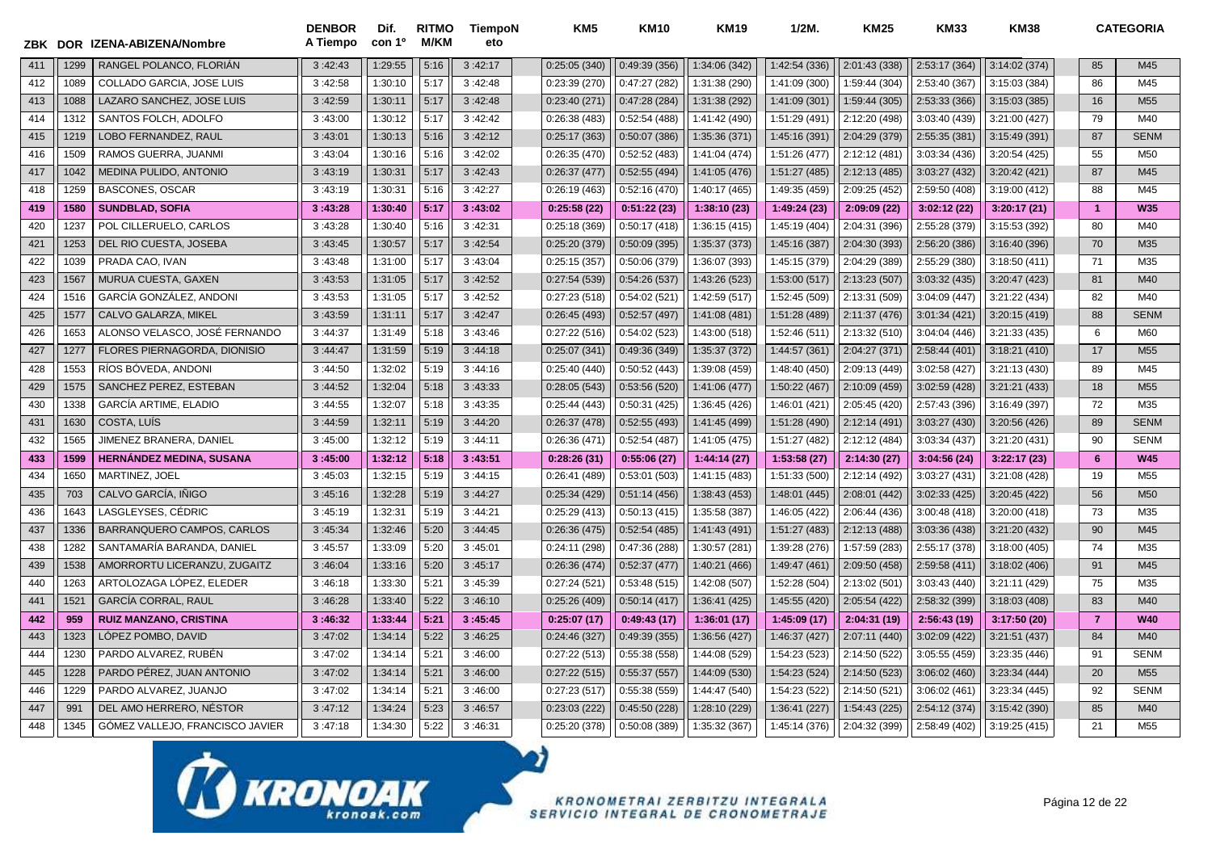| ZBK | DOR | IZENA-ABIZENA/Nombre | DENBOR A Tiempo | Dif. con 1º | RITMO M/KM | TiempoNeto | KM5 | KM10 | KM19 | 1/2M. | KM25 | KM33 | KM38 | CATEGORIA | |
|---|---|---|---|---|---|---|---|---|---|---|---|---|---|---|---|
| 411 | 1299 | RANGEL POLANCO, FLORIÁN | 3 :42:43 | 1:29:55 | 5:16 | 3 :42:17 | 0:25:05 (340) | 0:49:39 (356) | 1:34:06 (342) | 1:42:54 (336) | 2:01:43 (338) | 2:53:17 (364) | 3:14:02 (374) | 85 | M45 |
| 412 | 1089 | COLLADO GARCIA, JOSE LUIS | 3 :42:58 | 1:30:10 | 5:17 | 3 :42:48 | 0:23:39 (270) | 0:47:27 (282) | 1:31:38 (290) | 1:41:09 (300) | 1:59:44 (304) | 2:53:40 (367) | 3:15:03 (384) | 86 | M45 |
| 413 | 1088 | LAZARO SANCHEZ, JOSE LUIS | 3 :42:59 | 1:30:11 | 5:17 | 3 :42:48 | 0:23:40 (271) | 0:47:28 (284) | 1:31:38 (292) | 1:41:09 (301) | 1:59:44 (305) | 2:53:33 (366) | 3:15:03 (385) | 16 | M55 |
| 414 | 1312 | SANTOS FOLCH, ADOLFO | 3 :43:00 | 1:30:12 | 5:17 | 3 :42:42 | 0:26:38 (483) | 0:52:54 (488) | 1:41:42 (490) | 1:51:29 (491) | 2:12:20 (498) | 3:03:40 (439) | 3:21:00 (427) | 79 | M40 |
| 415 | 1219 | LOBO FERNANDEZ, RAUL | 3 :43:01 | 1:30:13 | 5:16 | 3 :42:12 | 0:25:17 (363) | 0:50:07 (386) | 1:35:36 (371) | 1:45:16 (391) | 2:04:29 (379) | 2:55:35 (381) | 3:15:49 (391) | 87 | SENM |
| 416 | 1509 | RAMOS GUERRA, JUANMI | 3 :43:04 | 1:30:16 | 5:16 | 3 :42:02 | 0:26:35 (470) | 0:52:52 (483) | 1:41:04 (474) | 1:51:26 (477) | 2:12:12 (481) | 3:03:34 (436) | 3:20:54 (425) | 55 | M50 |
| 417 | 1042 | MEDINA PULIDO, ANTONIO | 3 :43:19 | 1:30:31 | 5:17 | 3 :42:43 | 0:26:37 (477) | 0:52:55 (494) | 1:41:05 (476) | 1:51:27 (485) | 2:12:13 (485) | 3:03:27 (432) | 3:20:42 (421) | 87 | M45 |
| 418 | 1259 | BASCONES, OSCAR | 3 :43:19 | 1:30:31 | 5:16 | 3 :42:27 | 0:26:19 (463) | 0:52:16 (470) | 1:40:17 (465) | 1:49:35 (459) | 2:09:25 (452) | 2:59:50 (408) | 3:19:00 (412) | 88 | M45 |
| **419** | **1580** | **SUNDBLAD, SOFIA** | **3 :43:28** | **1:30:40** | **5:17** | **3 :43:02** | **0:25:58 (22)** | **0:51:22 (23)** | **1:38:10 (23)** | **1:49:24 (23)** | **2:09:09 (22)** | **3:02:12 (22)** | **3:20:17 (21)** | **1** | **W35** |
| 420 | 1237 | POL CILLERUELO, CARLOS | 3 :43:28 | 1:30:40 | 5:16 | 3 :42:31 | 0:25:18 (369) | 0:50:17 (418) | 1:36:15 (415) | 1:45:19 (404) | 2:04:31 (396) | 2:55:28 (379) | 3:15:53 (392) | 80 | M40 |
| 421 | 1253 | DEL RIO CUESTA, JOSEBA | 3 :43:45 | 1:30:57 | 5:17 | 3 :42:54 | 0:25:20 (379) | 0:50:09 (395) | 1:35:37 (373) | 1:45:16 (387) | 2:04:30 (393) | 2:56:20 (386) | 3:16:40 (396) | 70 | M35 |
| 422 | 1039 | PRADA CAO, IVAN | 3 :43:48 | 1:31:00 | 5:17 | 3 :43:04 | 0:25:15 (357) | 0:50:06 (379) | 1:36:07 (393) | 1:45:15 (379) | 2:04:29 (389) | 2:55:29 (380) | 3:18:50 (411) | 71 | M35 |
| 423 | 1567 | MURUA CUESTA, GAXEN | 3 :43:53 | 1:31:05 | 5:17 | 3 :42:52 | 0:27:54 (539) | 0:54:26 (537) | 1:43:26 (523) | 1:53:00 (517) | 2:13:23 (507) | 3:03:32 (435) | 3:20:47 (423) | 81 | M40 |
| 424 | 1516 | GARCÍA GONZÁLEZ, ANDONI | 3 :43:53 | 1:31:05 | 5:17 | 3 :42:52 | 0:27:23 (518) | 0:54:02 (521) | 1:42:59 (517) | 1:52:45 (509) | 2:13:31 (509) | 3:04:09 (447) | 3:21:22 (434) | 82 | M40 |
| 425 | 1577 | CALVO GALARZA, MIKEL | 3 :43:59 | 1:31:11 | 5:17 | 3 :42:47 | 0:26:45 (493) | 0:52:57 (497) | 1:41:08 (481) | 1:51:28 (489) | 2:11:37 (476) | 3:01:34 (421) | 3:20:15 (419) | 88 | SENM |
| 426 | 1653 | ALONSO VELASCO, JOSÉ FERNANDO | 3 :44:37 | 1:31:49 | 5:18 | 3 :43:46 | 0:27:22 (516) | 0:54:02 (523) | 1:43:00 (518) | 1:52:46 (511) | 2:13:32 (510) | 3:04:04 (446) | 3:21:33 (435) | 6 | M60 |
| 427 | 1277 | FLORES PIERNAGORDA, DIONISIO | 3 :44:47 | 1:31:59 | 5:19 | 3 :44:18 | 0:25:07 (341) | 0:49:36 (349) | 1:35:37 (372) | 1:44:57 (361) | 2:04:27 (371) | 2:58:44 (401) | 3:18:21 (410) | 17 | M55 |
| 428 | 1553 | RÍOS BÓVEDA, ANDONI | 3 :44:50 | 1:32:02 | 5:19 | 3 :44:16 | 0:25:40 (440) | 0:50:52 (443) | 1:39:08 (459) | 1:48:40 (450) | 2:09:13 (449) | 3:02:58 (427) | 3:21:13 (430) | 89 | M45 |
| 429 | 1575 | SANCHEZ PEREZ, ESTEBAN | 3 :44:52 | 1:32:04 | 5:18 | 3 :43:33 | 0:28:05 (543) | 0:53:56 (520) | 1:41:06 (477) | 1:50:22 (467) | 2:10:09 (459) | 3:02:59 (428) | 3:21:21 (433) | 18 | M55 |
| 430 | 1338 | GARCÍA ARTIME, ELADIO | 3 :44:55 | 1:32:07 | 5:18 | 3 :43:35 | 0:25:44 (443) | 0:50:31 (425) | 1:36:45 (426) | 1:46:01 (421) | 2:05:45 (420) | 2:57:43 (396) | 3:16:49 (397) | 72 | M35 |
| 431 | 1630 | COSTA, LUÍS | 3 :44:59 | 1:32:11 | 5:19 | 3 :44:20 | 0:26:37 (478) | 0:52:55 (493) | 1:41:45 (499) | 1:51:28 (490) | 2:12:14 (491) | 3:03:27 (430) | 3:20:56 (426) | 89 | SENM |
| 432 | 1565 | JIMENEZ BRANERA, DANIEL | 3 :45:00 | 1:32:12 | 5:19 | 3 :44:11 | 0:26:36 (471) | 0:52:54 (487) | 1:41:05 (475) | 1:51:27 (482) | 2:12:12 (484) | 3:03:34 (437) | 3:21:20 (431) | 90 | SENM |
| **433** | **1599** | **HERNÁNDEZ MEDINA, SUSANA** | **3 :45:00** | **1:32:12** | **5:18** | **3 :43:51** | **0:28:26 (31)** | **0:55:06 (27)** | **1:44:14 (27)** | **1:53:58 (27)** | **2:14:30 (27)** | **3:04:56 (24)** | **3:22:17 (23)** | **6** | **W45** |
| 434 | 1650 | MARTINEZ, JOEL | 3 :45:03 | 1:32:15 | 5:19 | 3 :44:15 | 0:26:41 (489) | 0:53:01 (503) | 1:41:15 (483) | 1:51:33 (500) | 2:12:14 (492) | 3:03:27 (431) | 3:21:08 (428) | 19 | M55 |
| 435 | 703 | CALVO GARCÍA, IÑIGO | 3 :45:16 | 1:32:28 | 5:19 | 3 :44:27 | 0:25:34 (429) | 0:51:14 (456) | 1:38:43 (453) | 1:48:01 (445) | 2:08:01 (442) | 3:02:33 (425) | 3:20:45 (422) | 56 | M50 |
| 436 | 1643 | LASGLEYSES, CÉDRIC | 3 :45:19 | 1:32:31 | 5:19 | 3 :44:21 | 0:25:29 (413) | 0:50:13 (415) | 1:35:58 (387) | 1:46:05 (422) | 2:06:44 (436) | 3:00:48 (418) | 3:20:00 (418) | 73 | M35 |
| 437 | 1336 | BARRANQUERO CAMPOS, CARLOS | 3 :45:34 | 1:32:46 | 5:20 | 3 :44:45 | 0:26:36 (475) | 0:52:54 (485) | 1:41:43 (491) | 1:51:27 (483) | 2:12:13 (488) | 3:03:36 (438) | 3:21:20 (432) | 90 | M45 |
| 438 | 1282 | SANTAMARÍA BARANDA, DANIEL | 3 :45:57 | 1:33:09 | 5:20 | 3 :45:01 | 0:24:11 (298) | 0:47:36 (288) | 1:30:57 (281) | 1:39:28 (276) | 1:57:59 (283) | 2:55:17 (378) | 3:18:00 (405) | 74 | M35 |
| 439 | 1538 | AMORRORTU LICERANZU, ZUGAITZ | 3 :46:04 | 1:33:16 | 5:20 | 3 :45:17 | 0:26:36 (474) | 0:52:37 (477) | 1:40:21 (466) | 1:49:47 (461) | 2:09:50 (458) | 2:59:58 (411) | 3:18:02 (406) | 91 | M45 |
| 440 | 1263 | ARTOLOZAGA LÓPEZ, ELEDER | 3 :46:18 | 1:33:30 | 5:21 | 3 :45:39 | 0:27:24 (521) | 0:53:48 (515) | 1:42:08 (507) | 1:52:28 (504) | 2:13:02 (501) | 3:03:43 (440) | 3:21:11 (429) | 75 | M35 |
| 441 | 1521 | GARCÍA CORRAL, RAUL | 3 :46:28 | 1:33:40 | 5:22 | 3 :46:10 | 0:25:26 (409) | 0:50:14 (417) | 1:36:41 (425) | 1:45:55 (420) | 2:05:54 (422) | 2:58:32 (399) | 3:18:03 (408) | 83 | M40 |
| **442** | **959** | **RUIZ MANZANO, CRISTINA** | **3 :46:32** | **1:33:44** | **5:21** | **3 :45:45** | **0:25:07 (17)** | **0:49:43 (17)** | **1:36:01 (17)** | **1:45:09 (17)** | **2:04:31 (19)** | **2:56:43 (19)** | **3:17:50 (20)** | **7** | **W40** |
| 443 | 1323 | LÓPEZ POMBO, DAVID | 3 :47:02 | 1:34:14 | 5:22 | 3 :46:25 | 0:24:46 (327) | 0:49:39 (355) | 1:36:56 (427) | 1:46:37 (427) | 2:07:11 (440) | 3:02:09 (422) | 3:21:51 (437) | 84 | M40 |
| 444 | 1230 | PARDO ALVAREZ, RUBÉN | 3 :47:02 | 1:34:14 | 5:21 | 3 :46:00 | 0:27:22 (513) | 0:55:38 (558) | 1:44:08 (529) | 1:54:23 (523) | 2:14:50 (522) | 3:05:55 (459) | 3:23:35 (446) | 91 | SENM |
| 445 | 1228 | PARDO PÉREZ, JUAN ANTONIO | 3 :47:02 | 1:34:14 | 5:21 | 3 :46:00 | 0:27:22 (515) | 0:55:37 (557) | 1:44:09 (530) | 1:54:23 (524) | 2:14:50 (523) | 3:06:02 (460) | 3:23:34 (444) | 20 | M55 |
| 446 | 1229 | PARDO ALVAREZ, JUANJO | 3 :47:02 | 1:34:14 | 5:21 | 3 :46:00 | 0:27:23 (517) | 0:55:38 (559) | 1:44:47 (540) | 1:54:23 (522) | 2:14:50 (521) | 3:06:02 (461) | 3:23:34 (445) | 92 | SENM |
| 447 | 991 | DEL AMO HERRERO, NÉSTOR | 3 :47:12 | 1:34:24 | 5:23 | 3 :46:57 | 0:23:03 (222) | 0:45:50 (228) | 1:28:10 (229) | 1:36:41 (227) | 1:54:43 (225) | 2:54:12 (374) | 3:15:42 (390) | 85 | M40 |
| 448 | 1345 | GÓMEZ VALLEJO, FRANCISCO JAVIER | 3 :47:18 | 1:34:30 | 5:22 | 3 :46:31 | 0:25:20 (378) | 0:50:08 (389) | 1:35:32 (367) | 1:45:14 (376) | 2:04:32 (399) | 2:58:49 (402) | 3:19:25 (415) | 21 | M55 |

KRONOAK kronoak.com

KRONOMETRAI ZERBITZU INTEGRALA
SERVICIO INTEGRAL DE CRONOMETRAJE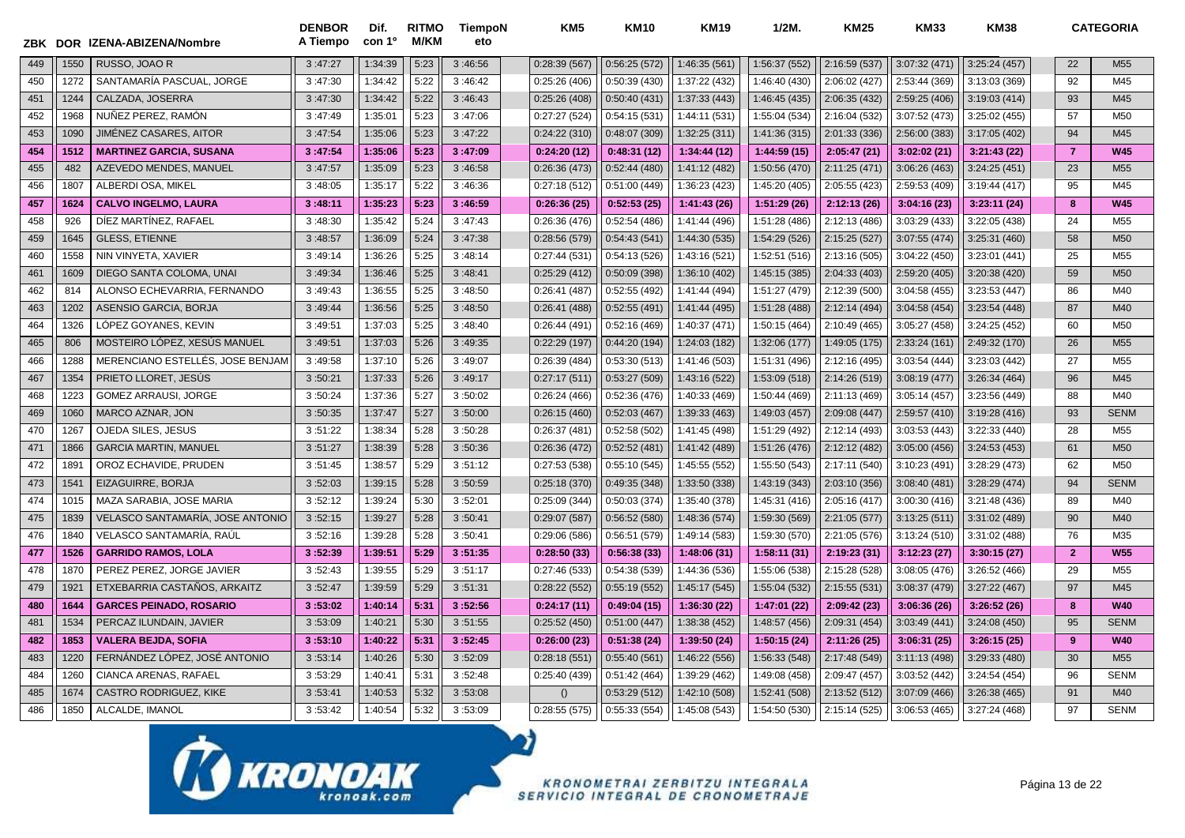| ZBK | DOR | IZENA-ABIZENA/Nombre | DENBOR A Tiempo | Dif. con 1º | RITMO M/KM | TiempoN eto | KM5 | KM10 | KM19 | 1/2M. | KM25 | KM33 | KM38 | | CATEGORIA |
|---|---|---|---|---|---|---|---|---|---|---|---|---|---|---|---|
| 449 | 1550 | RUSSO, JOAO R | 3 :47:27 | 1:34:39 | 5:23 | 3 :46:56 | 0:28:39 (567) | 0:56:25 (572) | 1:46:35 (561) | 1:56:37 (552) | 2:16:59 (537) | 3:07:32 (471) | 3:25:24 (457) | 22 | M55 |
| 450 | 1272 | SANTAMARÍA PASCUAL, JORGE | 3 :47:30 | 1:34:42 | 5:22 | 3 :46:42 | 0:25:26 (406) | 0:50:39 (430) | 1:37:22 (432) | 1:46:40 (430) | 2:06:02 (427) | 2:53:44 (369) | 3:13:03 (369) | 92 | M45 |
| 451 | 1244 | CALZADA, JOSERRA | 3 :47:30 | 1:34:42 | 5:22 | 3 :46:43 | 0:25:26 (408) | 0:50:40 (431) | 1:37:33 (443) | 1:46:45 (435) | 2:06:35 (432) | 2:59:25 (406) | 3:19:03 (414) | 93 | M45 |
| 452 | 1968 | NUÑEZ PEREZ, RAMÓN | 3 :47:49 | 1:35:01 | 5:23 | 3 :47:06 | 0:27:27 (524) | 0:54:15 (531) | 1:44:11 (531) | 1:55:04 (534) | 2:16:04 (532) | 3:07:52 (473) | 3:25:02 (455) | 57 | M50 |
| 453 | 1090 | JIMÉNEZ CASARES, AITOR | 3 :47:54 | 1:35:06 | 5:23 | 3 :47:22 | 0:24:22 (310) | 0:48:07 (309) | 1:32:25 (311) | 1:41:36 (315) | 2:01:33 (336) | 2:56:00 (383) | 3:17:05 (402) | 94 | M45 |
| **454** | **1512** | **MARTINEZ GARCIA, SUSANA** | **3 :47:54** | **1:35:06** | **5:23** | **3 :47:09** | **0:24:20 (12)** | **0:48:31 (12)** | **1:34:44 (12)** | **1:44:59 (15)** | **2:05:47 (21)** | **3:02:02 (21)** | **3:21:43 (22)** | **7** | **W45** |
| 455 | 482 | AZEVEDO MENDES, MANUEL | 3 :47:57 | 1:35:09 | 5:23 | 3 :46:58 | 0:26:36 (473) | 0:52:44 (480) | 1:41:12 (482) | 1:50:56 (470) | 2:11:25 (471) | 3:06:26 (463) | 3:24:25 (451) | 23 | M55 |
| 456 | 1807 | ALBERDI OSA, MIKEL | 3 :48:05 | 1:35:17 | 5:22 | 3 :46:36 | 0:27:18 (512) | 0:51:00 (449) | 1:36:23 (423) | 1:45:20 (405) | 2:05:55 (423) | 2:59:53 (409) | 3:19:44 (417) | 95 | M45 |
| **457** | **1624** | **CALVO INGELMO, LAURA** | **3 :48:11** | **1:35:23** | **5:23** | **3 :46:59** | **0:26:36 (25)** | **0:52:53 (25)** | **1:41:43 (26)** | **1:51:29 (26)** | **2:12:13 (26)** | **3:04:16 (23)** | **3:23:11 (24)** | **8** | **W45** |
| 458 | 926 | DÍEZ MARTÍNEZ, RAFAEL | 3 :48:30 | 1:35:42 | 5:24 | 3 :47:43 | 0:26:36 (476) | 0:52:54 (486) | 1:41:44 (496) | 1:51:28 (486) | 2:12:13 (486) | 3:03:29 (433) | 3:22:05 (438) | 24 | M55 |
| 459 | 1645 | GLESS, ETIENNE | 3 :48:57 | 1:36:09 | 5:24 | 3 :47:38 | 0:28:56 (579) | 0:54:43 (541) | 1:44:30 (535) | 1:54:29 (526) | 2:15:25 (527) | 3:07:55 (474) | 3:25:31 (460) | 58 | M50 |
| 460 | 1558 | NIN VINYETA, XAVIER | 3 :49:14 | 1:36:26 | 5:25 | 3 :48:14 | 0:27:44 (531) | 0:54:13 (526) | 1:43:16 (521) | 1:52:51 (516) | 2:13:16 (505) | 3:04:22 (450) | 3:23:01 (441) | 25 | M55 |
| 461 | 1609 | DIEGO SANTA COLOMA, UNAI | 3 :49:34 | 1:36:46 | 5:25 | 3 :48:41 | 0:25:29 (412) | 0:50:09 (398) | 1:36:10 (402) | 1:45:15 (385) | 2:04:33 (403) | 2:59:20 (405) | 3:20:38 (420) | 59 | M50 |
| 462 | 814 | ALONSO ECHEVARRIA, FERNANDO | 3 :49:43 | 1:36:55 | 5:25 | 3 :48:50 | 0:26:41 (487) | 0:52:55 (492) | 1:41:44 (494) | 1:51:27 (479) | 2:12:39 (500) | 3:04:58 (455) | 3:23:53 (447) | 86 | M40 |
| 463 | 1202 | ASENSIO GARCIA, BORJA | 3 :49:44 | 1:36:56 | 5:25 | 3 :48:50 | 0:26:41 (488) | 0:52:55 (491) | 1:41:44 (495) | 1:51:28 (488) | 2:12:14 (494) | 3:04:58 (454) | 3:23:54 (448) | 87 | M40 |
| 464 | 1326 | LÓPEZ GOYANES, KEVIN | 3 :49:51 | 1:37:03 | 5:25 | 3 :48:40 | 0:26:44 (491) | 0:52:16 (469) | 1:40:37 (471) | 1:50:15 (464) | 2:10:49 (465) | 3:05:27 (458) | 3:24:25 (452) | 60 | M50 |
| 465 | 806 | MOSTEIRO LÓPEZ, XESÚS MANUEL | 3 :49:51 | 1:37:03 | 5:26 | 3 :49:35 | 0:22:29 (197) | 0:44:20 (194) | 1:24:03 (182) | 1:32:06 (177) | 1:49:05 (175) | 2:33:24 (161) | 2:49:32 (170) | 26 | M55 |
| 466 | 1288 | MERENCIANO ESTELLÉS, JOSE BENJAM | 3 :49:58 | 1:37:10 | 5:26 | 3 :49:07 | 0:26:39 (484) | 0:53:30 (513) | 1:41:46 (503) | 1:51:31 (496) | 2:12:16 (495) | 3:03:54 (444) | 3:23:03 (442) | 27 | M55 |
| 467 | 1354 | PRIETO LLORET, JESÚS | 3 :50:21 | 1:37:33 | 5:26 | 3 :49:17 | 0:27:17 (511) | 0:53:27 (509) | 1:43:16 (522) | 1:53:09 (518) | 2:14:26 (519) | 3:08:19 (477) | 3:26:34 (464) | 96 | M45 |
| 468 | 1223 | GOMEZ ARRAUSI, JORGE | 3 :50:24 | 1:37:36 | 5:27 | 3 :50:02 | 0:26:24 (466) | 0:52:36 (476) | 1:40:33 (469) | 1:50:44 (469) | 2:11:13 (469) | 3:05:14 (457) | 3:23:56 (449) | 88 | M40 |
| 469 | 1060 | MARCO AZNAR, JON | 3 :50:35 | 1:37:47 | 5:27 | 3 :50:00 | 0:26:15 (460) | 0:52:03 (467) | 1:39:33 (463) | 1:49:03 (457) | 2:09:08 (447) | 2:59:57 (410) | 3:19:28 (416) | 93 | SENM |
| 470 | 1267 | OJEDA SILES, JESUS | 3 :51:22 | 1:38:34 | 5:28 | 3 :50:28 | 0:26:37 (481) | 0:52:58 (502) | 1:41:45 (498) | 1:51:29 (492) | 2:12:14 (493) | 3:03:53 (443) | 3:22:33 (440) | 28 | M55 |
| 471 | 1866 | GARCIA MARTIN, MANUEL | 3 :51:27 | 1:38:39 | 5:28 | 3 :50:36 | 0:26:36 (472) | 0:52:52 (481) | 1:41:42 (489) | 1:51:26 (476) | 2:12:12 (482) | 3:05:00 (456) | 3:24:53 (453) | 61 | M50 |
| 472 | 1891 | OROZ ECHAVIDE, PRUDEN | 3 :51:45 | 1:38:57 | 5:29 | 3 :51:12 | 0:27:53 (538) | 0:55:10 (545) | 1:45:55 (552) | 1:55:50 (543) | 2:17:11 (540) | 3:10:23 (491) | 3:28:29 (473) | 62 | M50 |
| 473 | 1541 | EIZAGUIRRE, BORJA | 3 :52:03 | 1:39:15 | 5:28 | 3 :50:59 | 0:25:18 (370) | 0:49:35 (348) | 1:33:50 (338) | 1:43:19 (343) | 2:03:10 (356) | 3:08:40 (481) | 3:28:29 (474) | 94 | SENM |
| 474 | 1015 | MAZA SARABIA, JOSE MARIA | 3 :52:12 | 1:39:24 | 5:30 | 3 :52:01 | 0:25:09 (344) | 0:50:03 (374) | 1:35:40 (378) | 1:45:31 (416) | 2:05:16 (417) | 3:00:30 (416) | 3:21:48 (436) | 89 | M40 |
| 475 | 1839 | VELASCO SANTAMARÍA, JOSE ANTONIO | 3 :52:15 | 1:39:27 | 5:28 | 3 :50:41 | 0:29:07 (587) | 0:56:52 (580) | 1:48:36 (574) | 1:59:30 (569) | 2:21:05 (577) | 3:13:25 (511) | 3:31:02 (489) | 90 | M40 |
| 476 | 1840 | VELASCO SANTAMARÍA, RAÚL | 3 :52:16 | 1:39:28 | 5:28 | 3 :50:41 | 0:29:06 (586) | 0:56:51 (579) | 1:49:14 (583) | 1:59:30 (570) | 2:21:05 (576) | 3:13:24 (510) | 3:31:02 (488) | 76 | M35 |
| **477** | **1526** | **GARRIDO RAMOS, LOLA** | **3 :52:39** | **1:39:51** | **5:29** | **3 :51:35** | **0:28:50 (33)** | **0:56:38 (33)** | **1:48:06 (31)** | **1:58:11 (31)** | **2:19:23 (31)** | **3:12:23 (27)** | **3:30:15 (27)** | **2** | **W55** |
| 478 | 1870 | PEREZ PEREZ, JORGE JAVIER | 3 :52:43 | 1:39:55 | 5:29 | 3 :51:17 | 0:27:46 (533) | 0:54:38 (539) | 1:44:36 (536) | 1:55:06 (538) | 2:15:28 (528) | 3:08:05 (476) | 3:26:52 (466) | 29 | M55 |
| 479 | 1921 | ETXEBARRIA CASTAÑOS, ARKAITZ | 3 :52:47 | 1:39:59 | 5:29 | 3 :51:31 | 0:28:22 (552) | 0:55:19 (552) | 1:45:17 (545) | 1:55:04 (532) | 2:15:55 (531) | 3:08:37 (479) | 3:27:22 (467) | 97 | M45 |
| **480** | **1644** | **GARCES PEINADO, ROSARIO** | **3 :53:02** | **1:40:14** | **5:31** | **3 :52:56** | **0:24:17 (11)** | **0:49:04 (15)** | **1:36:30 (22)** | **1:47:01 (22)** | **2:09:42 (23)** | **3:06:36 (26)** | **3:26:52 (26)** | **8** | **W40** |
| 481 | 1534 | PERCAZ ILUNDAIN, JAVIER | 3 :53:09 | 1:40:21 | 5:30 | 3 :51:55 | 0:25:52 (450) | 0:51:00 (447) | 1:38:38 (452) | 1:48:57 (456) | 2:09:31 (454) | 3:03:49 (441) | 3:24:08 (450) | 95 | SENM |
| **482** | **1853** | **VALERA BEJDA, SOFIA** | **3 :53:10** | **1:40:22** | **5:31** | **3 :52:45** | **0:26:00 (23)** | **0:51:38 (24)** | **1:39:50 (24)** | **1:50:15 (24)** | **2:11:26 (25)** | **3:06:31 (25)** | **3:26:15 (25)** | **9** | **W40** |
| 483 | 1220 | FERNÁNDEZ LÓPEZ, JOSÉ ANTONIO | 3 :53:14 | 1:40:26 | 5:30 | 3 :52:09 | 0:28:18 (551) | 0:55:40 (561) | 1:46:22 (556) | 1:56:33 (548) | 2:17:48 (549) | 3:11:13 (498) | 3:29:33 (480) | 30 | M55 |
| 484 | 1260 | CIANCA ARENAS, RAFAEL | 3 :53:29 | 1:40:41 | 5:31 | 3 :52:48 | 0:25:40 (439) | 0:51:42 (464) | 1:39:29 (462) | 1:49:08 (458) | 2:09:47 (457) | 3:03:52 (442) | 3:24:54 (454) | 96 | SENM |
| 485 | 1674 | CASTRO RODRIGUEZ, KIKE | 3 :53:41 | 1:40:53 | 5:32 | 3 :53:08 | () | 0:53:29 (512) | 1:42:10 (508) | 1:52:41 (508) | 2:13:52 (512) | 3:07:09 (466) | 3:26:38 (465) | 91 | M40 |
| 486 | 1850 | ALCALDE, IMANOL | 3 :53:42 | 1:40:54 | 5:32 | 3 :53:09 | 0:28:55 (575) | 0:55:33 (554) | 1:45:08 (543) | 1:54:50 (530) | 2:15:14 (525) | 3:06:53 (465) | 3:27:24 (468) | 97 | SENM |

KRONOAK kronoak.com

KRONOMETRAI ZERBITZU INTEGRALA
SERVICIO INTEGRAL DE CRONOMETRAJE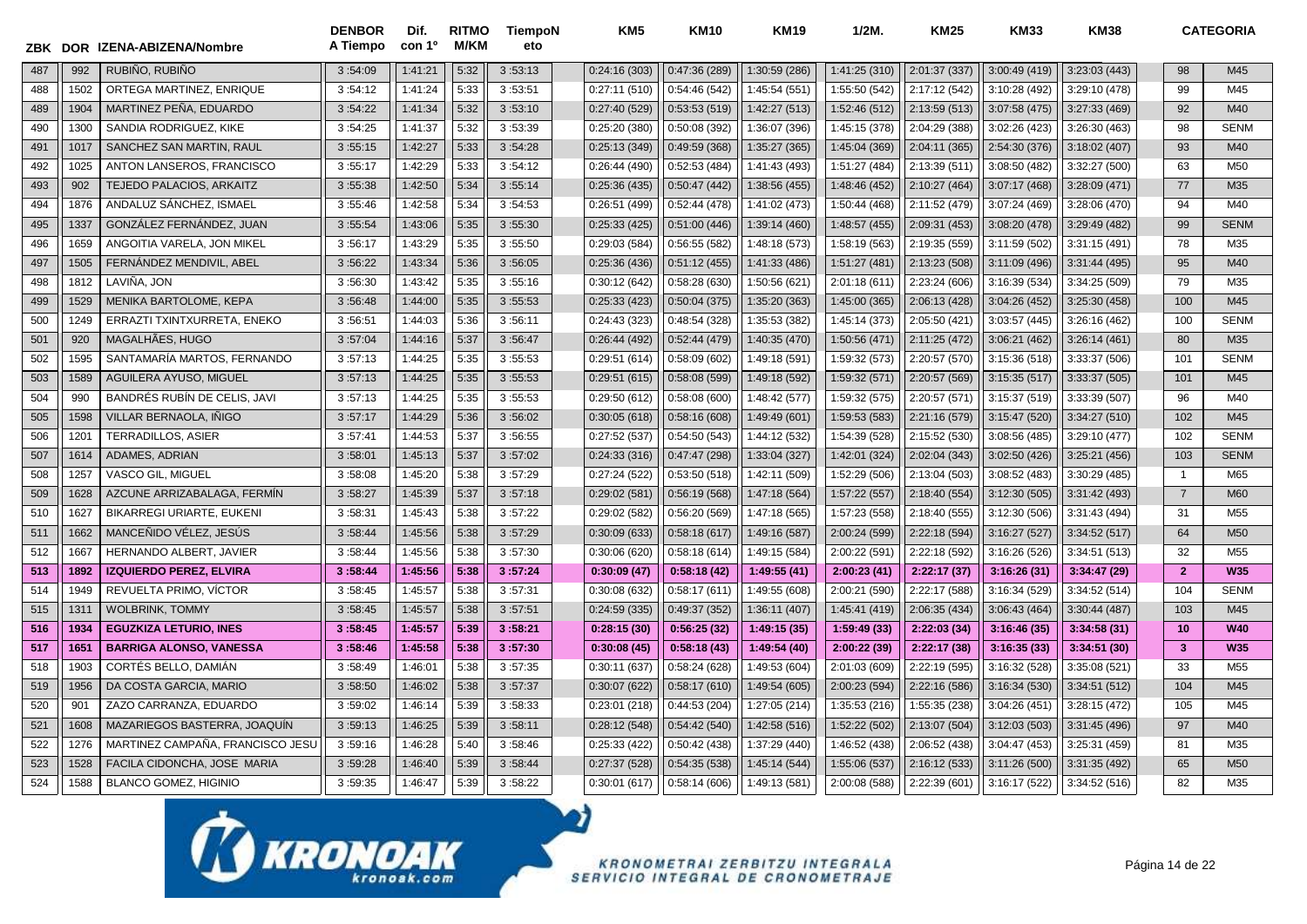| ZBK | DOR | IZENA-ABIZENA/Nombre | DENBOR A Tiempo | Dif. con 1º | RITMO M/KM | TiempoNeto | KM5 | KM10 | KM19 | 1/2M. | KM25 | KM33 | KM38 | CATEGORIA | |
|---|---|---|---|---|---|---|---|---|---|---|---|---|---|---|---|
| 487 | 992 | RUBIÑO, RUBIÑO | 3 :54:09 | 1:41:21 | 5:32 | 3 :53:13 | 0:24:16 (303) | 0:47:36 (289) | 1:30:59 (286) | 1:41:25 (310) | 2:01:37 (337) | 3:00:49 (419) | 3:23:03 (443) | 98 | M45 |
| 488 | 1502 | ORTEGA MARTINEZ, ENRIQUE | 3 :54:12 | 1:41:24 | 5:33 | 3 :53:51 | 0:27:11 (510) | 0:54:46 (542) | 1:45:54 (551) | 1:55:50 (542) | 2:17:12 (542) | 3:10:28 (492) | 3:29:10 (478) | 99 | M45 |
| 489 | 1904 | MARTINEZ PEÑA, EDUARDO | 3 :54:22 | 1:41:34 | 5:32 | 3 :53:10 | 0:27:40 (529) | 0:53:53 (519) | 1:42:27 (513) | 1:52:46 (512) | 2:13:59 (513) | 3:07:58 (475) | 3:27:33 (469) | 92 | M40 |
| 490 | 1300 | SANDIA RODRIGUEZ, KIKE | 3 :54:25 | 1:41:37 | 5:32 | 3 :53:39 | 0:25:20 (380) | 0:50:08 (392) | 1:36:07 (396) | 1:45:15 (378) | 2:04:29 (388) | 3:02:26 (423) | 3:26:30 (463) | 98 | SENM |
| 491 | 1017 | SANCHEZ SAN MARTIN, RAUL | 3 :55:15 | 1:42:27 | 5:33 | 3 :54:28 | 0:25:13 (349) | 0:49:59 (368) | 1:35:27 (365) | 1:45:04 (369) | 2:04:11 (365) | 2:54:30 (376) | 3:18:02 (407) | 93 | M40 |
| 492 | 1025 | ANTON LANSEROS, FRANCISCO | 3 :55:17 | 1:42:29 | 5:33 | 3 :54:12 | 0:26:44 (490) | 0:52:53 (484) | 1:41:43 (493) | 1:51:27 (484) | 2:13:39 (511) | 3:08:50 (482) | 3:32:27 (500) | 63 | M50 |
| 493 | 902 | TEJEDO PALACIOS, ARKAITZ | 3 :55:38 | 1:42:50 | 5:34 | 3 :55:14 | 0:25:36 (435) | 0:50:47 (442) | 1:38:56 (455) | 1:48:46 (452) | 2:10:27 (464) | 3:07:17 (468) | 3:28:09 (471) | 77 | M35 |
| 494 | 1876 | ANDALUZ SÁNCHEZ, ISMAEL | 3 :55:46 | 1:42:58 | 5:34 | 3 :54:53 | 0:26:51 (499) | 0:52:44 (478) | 1:41:02 (473) | 1:50:44 (468) | 2:11:52 (479) | 3:07:24 (469) | 3:28:06 (470) | 94 | M40 |
| 495 | 1337 | GONZÁLEZ FERNÁNDEZ, JUAN | 3 :55:54 | 1:43:06 | 5:35 | 3 :55:30 | 0:25:33 (425) | 0:51:00 (446) | 1:39:14 (460) | 1:48:57 (455) | 2:09:31 (453) | 3:08:20 (478) | 3:29:49 (482) | 99 | SENM |
| 496 | 1659 | ANGOITIA VARELA, JON MIKEL | 3 :56:17 | 1:43:29 | 5:35 | 3 :55:50 | 0:29:03 (584) | 0:56:55 (582) | 1:48:18 (573) | 1:58:19 (563) | 2:19:35 (559) | 3:11:59 (502) | 3:31:15 (491) | 78 | M35 |
| 497 | 1505 | FERNÁNDEZ MENDIVIL, ABEL | 3 :56:22 | 1:43:34 | 5:36 | 3 :56:05 | 0:25:36 (436) | 0:51:12 (455) | 1:41:33 (486) | 1:51:27 (481) | 2:13:23 (508) | 3:11:09 (496) | 3:31:44 (495) | 95 | M40 |
| 498 | 1812 | LAVIÑA, JON | 3 :56:30 | 1:43:42 | 5:35 | 3 :55:16 | 0:30:12 (642) | 0:58:28 (630) | 1:50:56 (621) | 2:01:18 (611) | 2:23:24 (606) | 3:16:39 (534) | 3:34:25 (509) | 79 | M35 |
| 499 | 1529 | MENIKA BARTOLOME, KEPA | 3 :56:48 | 1:44:00 | 5:35 | 3 :55:53 | 0:25:33 (423) | 0:50:04 (375) | 1:35:20 (363) | 1:45:00 (365) | 2:06:13 (428) | 3:04:26 (452) | 3:25:30 (458) | 100 | M45 |
| 500 | 1249 | ERRAZTI TXINTXURRETA, ENEKO | 3 :56:51 | 1:44:03 | 5:36 | 3 :56:11 | 0:24:43 (323) | 0:48:54 (328) | 1:35:53 (382) | 1:45:14 (373) | 2:05:50 (421) | 3:03:57 (445) | 3:26:16 (462) | 100 | SENM |
| 501 | 920 | MAGALHÃES, HUGO | 3 :57:04 | 1:44:16 | 5:37 | 3 :56:47 | 0:26:44 (492) | 0:52:44 (479) | 1:40:35 (470) | 1:50:56 (471) | 2:11:25 (472) | 3:06:21 (462) | 3:26:14 (461) | 80 | M35 |
| 502 | 1595 | SANTAMARÍA MARTOS, FERNANDO | 3 :57:13 | 1:44:25 | 5:35 | 3 :55:53 | 0:29:51 (614) | 0:58:09 (602) | 1:49:18 (591) | 1:59:32 (573) | 2:20:57 (570) | 3:15:36 (518) | 3:33:37 (506) | 101 | SENM |
| 503 | 1589 | AGUILERA AYUSO, MIGUEL | 3 :57:13 | 1:44:25 | 5:35 | 3 :55:53 | 0:29:51 (615) | 0:58:08 (599) | 1:49:18 (592) | 1:59:32 (571) | 2:20:57 (569) | 3:15:35 (517) | 3:33:37 (505) | 101 | M45 |
| 504 | 990 | BANDRÉS RUBÍN DE CELIS, JAVI | 3 :57:13 | 1:44:25 | 5:35 | 3 :55:53 | 0:29:50 (612) | 0:58:08 (600) | 1:48:42 (577) | 1:59:32 (575) | 2:20:57 (571) | 3:15:37 (519) | 3:33:39 (507) | 96 | M40 |
| 505 | 1598 | VILLAR BERNAOLA, IÑIGO | 3 :57:17 | 1:44:29 | 5:36 | 3 :56:02 | 0:30:05 (618) | 0:58:16 (608) | 1:49:49 (601) | 1:59:53 (583) | 2:21:16 (579) | 3:15:47 (520) | 3:34:27 (510) | 102 | M45 |
| 506 | 1201 | TERRADILLOS, ASIER | 3 :57:41 | 1:44:53 | 5:37 | 3 :56:55 | 0:27:52 (537) | 0:54:50 (543) | 1:44:12 (532) | 1:54:39 (528) | 2:15:52 (530) | 3:08:56 (485) | 3:29:10 (477) | 102 | SENM |
| 507 | 1614 | ADAMES, ADRIAN | 3 :58:01 | 1:45:13 | 5:37 | 3 :57:02 | 0:24:33 (316) | 0:47:47 (298) | 1:33:04 (327) | 1:42:01 (324) | 2:02:04 (343) | 3:02:50 (426) | 3:25:21 (456) | 103 | SENM |
| 508 | 1257 | VASCO GIL, MIGUEL | 3 :58:08 | 1:45:20 | 5:38 | 3 :57:29 | 0:27:24 (522) | 0:53:50 (518) | 1:42:11 (509) | 1:52:29 (506) | 2:13:04 (503) | 3:08:52 (483) | 3:30:29 (485) | 1 | M65 |
| 509 | 1628 | AZCUNE ARRIZABALAGA, FERMÍN | 3 :58:27 | 1:45:39 | 5:37 | 3 :57:18 | 0:29:02 (581) | 0:56:19 (568) | 1:47:18 (564) | 1:57:22 (557) | 2:18:40 (554) | 3:12:30 (505) | 3:31:42 (493) | 7 | M60 |
| 510 | 1627 | BIKARREGI URIARTE, EUKENI | 3 :58:31 | 1:45:43 | 5:38 | 3 :57:22 | 0:29:02 (582) | 0:56:20 (569) | 1:47:18 (565) | 1:57:23 (558) | 2:18:40 (555) | 3:12:30 (506) | 3:31:43 (494) | 31 | M55 |
| 511 | 1662 | MANCEÑIDO VÉLEZ, JESÚS | 3 :58:44 | 1:45:56 | 5:38 | 3 :57:29 | 0:30:09 (633) | 0:58:18 (617) | 1:49:16 (587) | 2:00:24 (599) | 2:22:18 (594) | 3:16:27 (527) | 3:34:52 (517) | 64 | M50 |
| 512 | 1667 | HERNANDO ALBERT, JAVIER | 3 :58:44 | 1:45:56 | 5:38 | 3 :57:30 | 0:30:06 (620) | 0:58:18 (614) | 1:49:15 (584) | 2:00:22 (591) | 2:22:18 (592) | 3:16:26 (526) | 3:34:51 (513) | 32 | M55 |
| **513** | **1892** | **IZQUIERDO PEREZ, ELVIRA** | **3 :58:44** | **1:45:56** | **5:38** | **3 :57:24** | **0:30:09 (47)** | **0:58:18 (42)** | **1:49:55 (41)** | **2:00:23 (41)** | **2:22:17 (37)** | **3:16:26 (31)** | **3:34:47 (29)** | **2** | **W35** |
| 514 | 1949 | REVUELTA PRIMO, VÍCTOR | 3 :58:45 | 1:45:57 | 5:38 | 3 :57:31 | 0:30:08 (632) | 0:58:17 (611) | 1:49:55 (608) | 2:00:21 (590) | 2:22:17 (588) | 3:16:34 (529) | 3:34:52 (514) | 104 | SENM |
| 515 | 1311 | WOLBRINK, TOMMY | 3 :58:45 | 1:45:57 | 5:38 | 3 :57:51 | 0:24:59 (335) | 0:49:37 (352) | 1:36:11 (407) | 1:45:41 (419) | 2:06:35 (434) | 3:06:43 (464) | 3:30:44 (487) | 103 | M45 |
| **516** | **1934** | **EGUZKIZA LETURIO, INES** | **3 :58:45** | **1:45:57** | **5:39** | **3 :58:21** | **0:28:15 (30)** | **0:56:25 (32)** | **1:49:15 (35)** | **1:59:49 (33)** | **2:22:03 (34)** | **3:16:46 (35)** | **3:34:58 (31)** | **10** | **W40** |
| **517** | **1651** | **BARRIGA ALONSO, VANESSA** | **3 :58:46** | **1:45:58** | **5:38** | **3 :57:30** | **0:30:08 (45)** | **0:58:18 (43)** | **1:49:54 (40)** | **2:00:22 (39)** | **2:22:17 (38)** | **3:16:35 (33)** | **3:34:51 (30)** | **3** | **W35** |
| 518 | 1903 | CORTÉS BELLO, DAMIÁN | 3 :58:49 | 1:46:01 | 5:38 | 3 :57:35 | 0:30:11 (637) | 0:58:24 (628) | 1:49:53 (604) | 2:01:03 (609) | 2:22:19 (595) | 3:16:32 (528) | 3:35:08 (521) | 33 | M55 |
| 519 | 1956 | DA COSTA GARCIA, MARIO | 3 :58:50 | 1:46:02 | 5:38 | 3 :57:37 | 0:30:07 (622) | 0:58:17 (610) | 1:49:54 (605) | 2:00:23 (594) | 2:22:16 (586) | 3:16:34 (530) | 3:34:51 (512) | 104 | M45 |
| 520 | 901 | ZAZO CARRANZA, EDUARDO | 3 :59:02 | 1:46:14 | 5:39 | 3 :58:33 | 0:23:01 (218) | 0:44:53 (204) | 1:27:05 (214) | 1:35:53 (216) | 1:55:35 (238) | 3:04:26 (451) | 3:28:15 (472) | 105 | M45 |
| 521 | 1608 | MAZARIEGOS BASTERRA, JOAQUÍN | 3 :59:13 | 1:46:25 | 5:39 | 3 :58:11 | 0:28:12 (548) | 0:54:42 (540) | 1:42:58 (516) | 1:52:22 (502) | 2:13:07 (504) | 3:12:03 (503) | 3:31:45 (496) | 97 | M40 |
| 522 | 1276 | MARTINEZ CAMPAÑA, FRANCISCO JESU | 3 :59:16 | 1:46:28 | 5:40 | 3 :58:46 | 0:25:33 (422) | 0:50:42 (438) | 1:37:29 (440) | 1:46:52 (438) | 2:06:52 (438) | 3:04:47 (453) | 3:25:31 (459) | 81 | M35 |
| 523 | 1528 | FACILA CIDONCHA, JOSE MARIA | 3 :59:28 | 1:46:40 | 5:39 | 3 :58:44 | 0:27:37 (528) | 0:54:35 (538) | 1:45:14 (544) | 1:55:06 (537) | 2:16:12 (533) | 3:11:26 (500) | 3:31:35 (492) | 65 | M50 |
| 524 | 1588 | BLANCO GOMEZ, HIGINIO | 3 :59:35 | 1:46:47 | 5:39 | 3 :58:22 | 0:30:01 (617) | 0:58:14 (606) | 1:49:13 (581) | 2:00:08 (588) | 2:22:39 (601) | 3:16:17 (522) | 3:34:52 (516) | 82 | M35 |

KRONOAK kronoak.com

KRONOMETRAI ZERBITZU INTEGRALA
SERVICIO INTEGRAL DE CRONOMETRAJE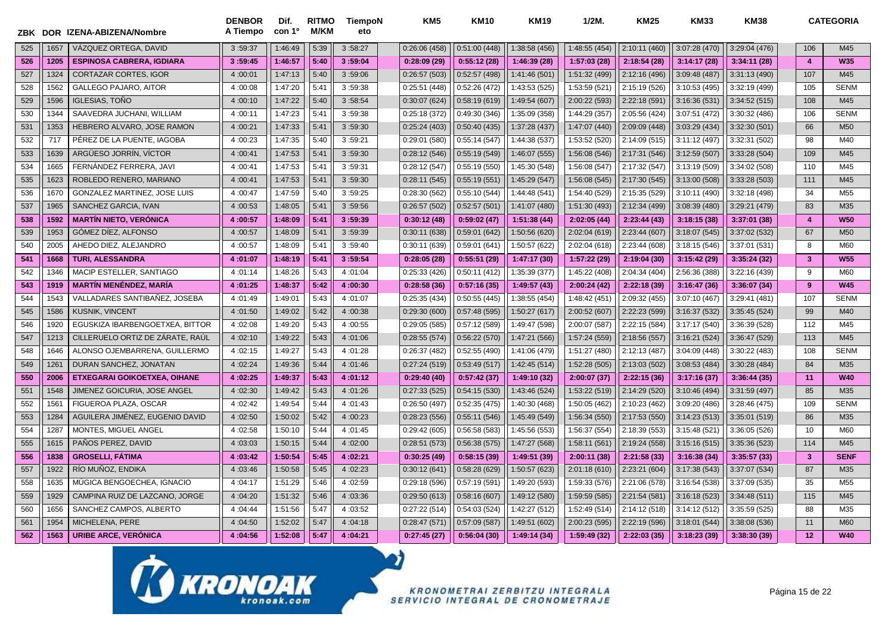| ZBK | DOR | IZENA-ABIZENA/Nombre | DENBOR A Tiempo | Dif. con 1º | RITMO M/KM | TiempoN eto | KM5 | KM10 | KM19 | 1/2M. | KM25 | KM33 | KM38 | | CATEGORIA |
|---|---|---|---|---|---|---|---|---|---|---|---|---|---|---|---|
| 525 | 1657 | VÁZQUEZ ORTEGA, DAVID | 3 :59:37 | 1:46:49 | 5:39 | 3 :58:27 | 0:26:06 (458) | 0:51:00 (448) | 1:38:58 (456) | 1:48:55 (454) | 2:10:11 (460) | 3:07:28 (470) | 3:29:04 (476) | 106 | M45 |
| **526** | **1205** | **ESPINOSA CABRERA, IGDIARA** | **3 :59:45** | **1:46:57** | **5:40** | **3 :59:04** | **0:28:09 (29)** | **0:55:12 (28)** | **1:46:39 (28)** | **1:57:03 (28)** | **2:18:54 (28)** | **3:14:17 (28)** | **3:34:11 (28)** | **4** | **W35** |
| 527 | 1324 | CORTAZAR CORTES, IGOR | 4 :00:01 | 1:47:13 | 5:40 | 3 :59:06 | 0:26:57 (503) | 0:52:57 (498) | 1:41:46 (501) | 1:51:32 (499) | 2:12:16 (496) | 3:09:48 (487) | 3:31:13 (490) | 107 | M45 |
| 528 | 1562 | GALLEGO PAJARO, AITOR | 4 :00:08 | 1:47:20 | 5:41 | 3 :59:38 | 0:25:51 (448) | 0:52:26 (472) | 1:43:53 (525) | 1:53:59 (521) | 2:15:19 (526) | 3:10:53 (495) | 3:32:19 (499) | 105 | SENM |
| 529 | 1596 | IGLESIAS, TOÑO | 4 :00:10 | 1:47:22 | 5:40 | 3 :58:54 | 0:30:07 (624) | 0:58:19 (619) | 1:49:54 (607) | 2:00:22 (593) | 2:22:18 (591) | 3:16:36 (531) | 3:34:52 (515) | 108 | M45 |
| 530 | 1344 | SAAVEDRA JUCHANI, WILLIAM | 4 :00:11 | 1:47:23 | 5:41 | 3 :59:38 | 0:25:18 (372) | 0:49:30 (346) | 1:35:09 (358) | 1:44:29 (357) | 2:05:56 (424) | 3:07:51 (472) | 3:30:32 (486) | 106 | SENM |
| 531 | 1353 | HEBRERO ALVARO, JOSE RAMON | 4 :00:21 | 1:47:33 | 5:41 | 3 :59:30 | 0:25:24 (403) | 0:50:40 (435) | 1:37:28 (437) | 1:47:07 (440) | 2:09:09 (448) | 3:03:29 (434) | 3:32:30 (501) | 66 | M50 |
| 532 | 717 | PÉREZ DE LA PUENTE, IAGOBA | 4 :00:23 | 1:47:35 | 5:40 | 3 :59:21 | 0:29:01 (580) | 0:55:14 (547) | 1:44:38 (537) | 1:53:52 (520) | 2:14:09 (515) | 3:11:12 (497) | 3:32:31 (502) | 98 | M40 |
| 533 | 1639 | ARGÜESO JORRÍN, VÍCTOR | 4 :00:41 | 1:47:53 | 5:41 | 3 :59:30 | 0:28:12 (546) | 0:55:19 (549) | 1:46:07 (555) | 1:56:08 (546) | 2:17:31 (546) | 3:12:59 (507) | 3:33:28 (504) | 109 | M45 |
| 534 | 1665 | FERNÁNDEZ FERRERA, JAVI | 4 :00:41 | 1:47:53 | 5:41 | 3 :59:31 | 0:28:12 (547) | 0:55:19 (550) | 1:45:30 (548) | 1:56:08 (547) | 2:17:32 (547) | 3:13:19 (509) | 3:34:02 (508) | 110 | M45 |
| 535 | 1623 | ROBLEDO RENERO, MARIANO | 4 :00:41 | 1:47:53 | 5:41 | 3 :59:30 | 0:28:11 (545) | 0:55:19 (551) | 1:45:29 (547) | 1:56:08 (545) | 2:17:30 (545) | 3:13:00 (508) | 3:33:28 (503) | 111 | M45 |
| 536 | 1670 | GONZALEZ MARTINEZ, JOSE LUIS | 4 :00:47 | 1:47:59 | 5:40 | 3 :59:25 | 0:28:30 (562) | 0:55:10 (544) | 1:44:48 (541) | 1:54:40 (529) | 2:15:35 (529) | 3:10:11 (490) | 3:32:18 (498) | 34 | M55 |
| 537 | 1965 | SANCHEZ GARCIA, IVAN | 4 :00:53 | 1:48:05 | 5:41 | 3 :59:56 | 0:26:57 (502) | 0:52:57 (501) | 1:41:07 (480) | 1:51:30 (493) | 2:12:34 (499) | 3:08:39 (480) | 3:29:21 (479) | 83 | M35 |
| **538** | **1592** | **MARTÍN NIETO, VERÓNICA** | **4 :00:57** | **1:48:09** | **5:41** | **3 :59:39** | **0:30:12 (48)** | **0:59:02 (47)** | **1:51:38 (44)** | **2:02:05 (44)** | **2:23:44 (43)** | **3:18:15 (38)** | **3:37:01 (38)** | **4** | **W50** |
| 539 | 1953 | GÓMEZ DÍEZ, ALFONSO | 4 :00:57 | 1:48:09 | 5:41 | 3 :59:39 | 0:30:11 (638) | 0:59:01 (642) | 1:50:56 (620) | 2:02:04 (619) | 2:23:44 (607) | 3:18:07 (545) | 3:37:02 (532) | 67 | M50 |
| 540 | 2005 | AHEDO DIEZ, ALEJANDRO | 4 :00:57 | 1:48:09 | 5:41 | 3 :59:40 | 0:30:11 (639) | 0:59:01 (641) | 1:50:57 (622) | 2:02:04 (618) | 2:23:44 (608) | 3:18:15 (546) | 3:37:01 (531) | 8 | M60 |
| **541** | **1668** | **TURI, ALESSANDRA** | **4 :01:07** | **1:48:19** | **5:41** | **3 :59:54** | **0:28:05 (28)** | **0:55:51 (29)** | **1:47:17 (30)** | **1:57:22 (29)** | **2:19:04 (30)** | **3:15:42 (29)** | **3:35:24 (32)** | **3** | **W55** |
| 542 | 1346 | MACIP ESTELLER, SANTIAGO | 4 :01:14 | 1:48:26 | 5:43 | 4 :01:04 | 0:25:33 (426) | 0:50:11 (412) | 1:35:39 (377) | 1:45:22 (408) | 2:04:34 (404) | 2:56:36 (388) | 3:22:16 (439) | 9 | M60 |
| **543** | **1919** | **MARTÍN MENÉNDEZ, MARÍA** | **4 :01:25** | **1:48:37** | **5:42** | **4 :00:30** | **0:28:58 (36)** | **0:57:16 (35)** | **1:49:57 (43)** | **2:00:24 (42)** | **2:22:18 (39)** | **3:16:47 (36)** | **3:36:07 (34)** | **9** | **W45** |
| 544 | 1543 | VALLADARES SANTIBAÑEZ, JOSEBA | 4 :01:49 | 1:49:01 | 5:43 | 4 :01:07 | 0:25:35 (434) | 0:50:55 (445) | 1:38:55 (454) | 1:48:42 (451) | 2:09:32 (455) | 3:07:10 (467) | 3:29:41 (481) | 107 | SENM |
| 545 | 1586 | KUSNIK, VINCENT | 4 :01:50 | 1:49:02 | 5:42 | 4 :00:38 | 0:29:30 (600) | 0:57:48 (595) | 1:50:27 (617) | 2:00:52 (607) | 2:22:23 (599) | 3:16:37 (532) | 3:35:45 (524) | 99 | M40 |
| 546 | 1920 | EGUSKIZA IBARBENGOETXEA, BITTOR | 4 :02:08 | 1:49:20 | 5:43 | 4 :00:55 | 0:29:05 (585) | 0:57:12 (589) | 1:49:47 (598) | 2:00:07 (587) | 2:22:15 (584) | 3:17:17 (540) | 3:36:39 (528) | 112 | M45 |
| 547 | 1213 | CILLERUELO ORTIZ DE ZÁRATE, RAÚL | 4 :02:10 | 1:49:22 | 5:43 | 4 :01:06 | 0:28:55 (574) | 0:56:22 (570) | 1:47:21 (566) | 1:57:24 (559) | 2:18:56 (557) | 3:16:21 (524) | 3:36:47 (529) | 113 | M45 |
| 548 | 1646 | ALONSO OJEMBARRENA, GUILLERMO | 4 :02:15 | 1:49:27 | 5:43 | 4 :01:28 | 0:26:37 (482) | 0:52:55 (490) | 1:41:06 (479) | 1:51:27 (480) | 2:12:13 (487) | 3:04:09 (448) | 3:30:22 (483) | 108 | SENM |
| 549 | 1261 | DURAN SANCHEZ, JONATAN | 4 :02:24 | 1:49:36 | 5:44 | 4 :01:46 | 0:27:24 (519) | 0:53:49 (517) | 1:42:45 (514) | 1:52:28 (505) | 2:13:03 (502) | 3:08:53 (484) | 3:30:28 (484) | 84 | M35 |
| **550** | **2006** | **ETXEGARAI GOIKOETXEA, OIHANE** | **4 :02:25** | **1:49:37** | **5:43** | **4 :01:12** | **0:29:40 (40)** | **0:57:42 (37)** | **1:49:10 (32)** | **2:00:07 (37)** | **2:22:15 (36)** | **3:17:16 (37)** | **3:36:44 (35)** | **11** | **W40** |
| 551 | 1548 | JIMENEZ GOICURIA, JOSE ANGEL | 4 :02:30 | 1:49:42 | 5:43 | 4 :01:26 | 0:27:33 (525) | 0:54:15 (530) | 1:43:46 (524) | 1:53:22 (519) | 2:14:29 (520) | 3:10:46 (494) | 3:31:59 (497) | 85 | M35 |
| 552 | 1561 | FIGUEROA PLAZA, OSCAR | 4 :02:42 | 1:49:54 | 5:44 | 4 :01:43 | 0:26:50 (497) | 0:52:35 (475) | 1:40:30 (468) | 1:50:05 (462) | 2:10:23 (462) | 3:09:20 (486) | 3:28:46 (475) | 109 | SENM |
| 553 | 1284 | AGUILERA JIMÉNEZ, EUGENIO DAVID | 4 :02:50 | 1:50:02 | 5:42 | 4 :00:23 | 0:28:23 (556) | 0:55:11 (546) | 1:45:49 (549) | 1:56:34 (550) | 2:17:53 (550) | 3:14:23 (513) | 3:35:01 (519) | 86 | M35 |
| 554 | 1287 | MONTES, MIGUEL ANGEL | 4 :02:58 | 1:50:10 | 5:44 | 4 :01:45 | 0:29:42 (605) | 0:56:58 (583) | 1:45:56 (553) | 1:56:37 (554) | 2:18:39 (553) | 3:15:48 (521) | 3:36:05 (526) | 10 | M60 |
| 555 | 1615 | PAÑOS PEREZ, DAVID | 4 :03:03 | 1:50:15 | 5:44 | 4 :02:00 | 0:28:51 (573) | 0:56:38 (575) | 1:47:27 (568) | 1:58:11 (561) | 2:19:24 (558) | 3:15:16 (515) | 3:35:36 (523) | 114 | M45 |
| **556** | **1838** | **GROSELLI, FÁTIMA** | **4 :03:42** | **1:50:54** | **5:45** | **4 :02:21** | **0:30:25 (49)** | **0:58:15 (39)** | **1:49:51 (39)** | **2:00:11 (38)** | **2:21:58 (33)** | **3:16:38 (34)** | **3:35:57 (33)** | **3** | **SENF** |
| 557 | 1922 | RÍO MUÑOZ, ENDIKA | 4 :03:46 | 1:50:58 | 5:45 | 4 :02:23 | 0:30:12 (641) | 0:58:28 (629) | 1:50:57 (623) | 2:01:18 (610) | 2:23:21 (604) | 3:17:38 (543) | 3:37:07 (534) | 87 | M35 |
| 558 | 1635 | MÚGICA BENGOECHEA, IGNACIO | 4 :04:17 | 1:51:29 | 5:46 | 4 :02:59 | 0:29:18 (596) | 0:57:19 (591) | 1:49:20 (593) | 1:59:33 (576) | 2:21:06 (578) | 3:16:54 (538) | 3:37:09 (535) | 35 | M55 |
| 559 | 1929 | CAMPINA RUIZ DE LAZCANO, JORGE | 4 :04:20 | 1:51:32 | 5:46 | 4 :03:36 | 0:29:50 (613) | 0:58:16 (607) | 1:49:12 (580) | 1:59:59 (585) | 2:21:54 (581) | 3:16:18 (523) | 3:34:48 (511) | 115 | M45 |
| 560 | 1656 | SANCHEZ CAMPOS, ALBERTO | 4 :04:44 | 1:51:56 | 5:47 | 4 :03:52 | 0:27:22 (514) | 0:54:03 (524) | 1:42:27 (512) | 1:52:49 (514) | 2:14:12 (518) | 3:14:12 (512) | 3:35:59 (525) | 88 | M35 |
| 561 | 1954 | MICHELENA, PERE | 4 :04:50 | 1:52:02 | 5:47 | 4 :04:18 | 0:28:47 (571) | 0:57:09 (587) | 1:49:51 (602) | 2:00:23 (595) | 2:22:19 (596) | 3:18:01 (544) | 3:38:08 (536) | 11 | M60 |
| **562** | **1563** | **URIBE ARCE, VERÓNICA** | **4 :04:56** | **1:52:08** | **5:47** | **4 :04:21** | **0:27:45 (27)** | **0:56:04 (30)** | **1:49:14 (34)** | **1:59:49 (32)** | **2:22:03 (35)** | **3:18:23 (39)** | **3:38:30 (39)** | **12** | **W40** |

KRONOAK kronoak.com

KRONOMETRAI ZERBITZU INTEGRALA
SERVICIO INTEGRAL DE CRONOMETRAJE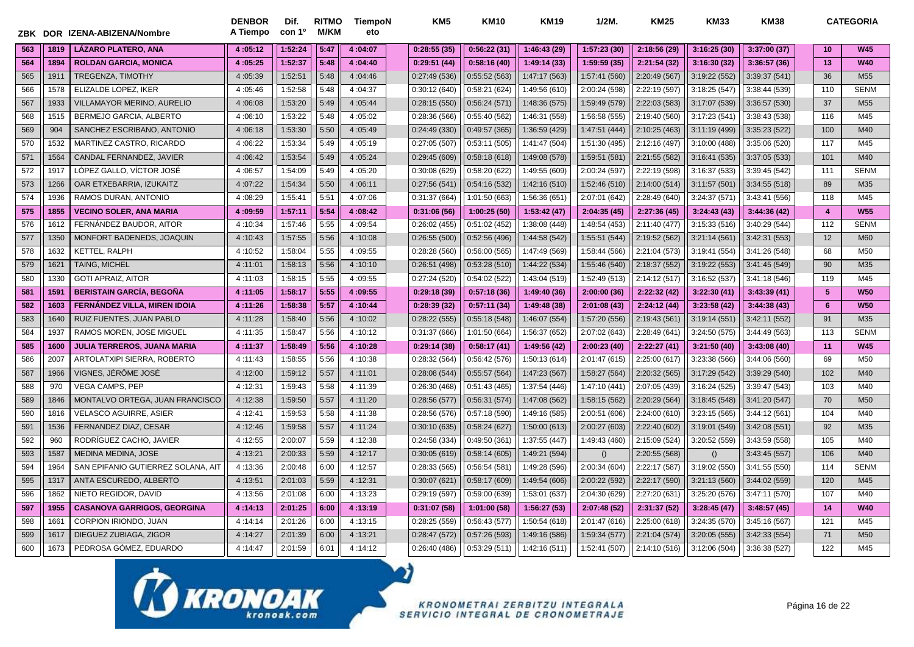| ZBK | DOR | IZENA-ABIZENA/Nombre | DENBOR A Tiempo | Dif. con 1º | RITMO M/KM | TiempoNeto | KM5 | KM10 | KM19 | 1/2M. | KM25 | KM33 | KM38 | CATEGORIA | |
|---|---|---|---|---|---|---|---|---|---|---|---|---|---|---|---|
| **563** | **1819** | **LÁZARO PLATERO, ANA** | **4 :05:12** | **1:52:24** | **5:47** | **4 :04:07** | **0:28:55 (35)** | **0:56:22 (31)** | **1:46:43 (29)** | **1:57:23 (30)** | **2:18:56 (29)** | **3:16:25 (30)** | **3:37:00 (37)** | **10** | **W45** |
| **564** | **1894** | **ROLDAN GARCIA, MONICA** | **4 :05:25** | **1:52:37** | **5:48** | **4 :04:40** | **0:29:51 (44)** | **0:58:16 (40)** | **1:49:14 (33)** | **1:59:59 (35)** | **2:21:54 (32)** | **3:16:30 (32)** | **3:36:57 (36)** | **13** | **W40** |
| 565 | 1911 | TREGENZA, TIMOTHY | 4 :05:39 | 1:52:51 | 5:48 | 4 :04:46 | 0:27:49 (536) | 0:55:52 (563) | 1:47:17 (563) | 1:57:41 (560) | 2:20:49 (567) | 3:19:22 (552) | 3:39:37 (541) | 36 | M55 |
| 566 | 1578 | ELIZALDE LOPEZ, IKER | 4 :05:46 | 1:52:58 | 5:48 | 4 :04:37 | 0:30:12 (640) | 0:58:21 (624) | 1:49:56 (610) | 2:00:24 (598) | 2:22:19 (597) | 3:18:25 (547) | 3:38:44 (539) | 110 | SENM |
| 567 | 1933 | VILLAMAYOR MERINO, AURELIO | 4 :06:08 | 1:53:20 | 5:49 | 4 :05:44 | 0:28:15 (550) | 0:56:24 (571) | 1:48:36 (575) | 1:59:49 (579) | 2:22:03 (583) | 3:17:07 (539) | 3:36:57 (530) | 37 | M55 |
| 568 | 1515 | BERMEJO GARCIA, ALBERTO | 4 :06:10 | 1:53:22 | 5:48 | 4 :05:02 | 0:28:36 (566) | 0:55:40 (562) | 1:46:31 (558) | 1:56:58 (555) | 2:19:40 (560) | 3:17:23 (541) | 3:38:43 (538) | 116 | M45 |
| 569 | 904 | SANCHEZ ESCRIBANO, ANTONIO | 4 :06:18 | 1:53:30 | 5:50 | 4 :05:49 | 0:24:49 (330) | 0:49:57 (365) | 1:36:59 (429) | 1:47:51 (444) | 2:10:25 (463) | 3:11:19 (499) | 3:35:23 (522) | 100 | M40 |
| 570 | 1532 | MARTINEZ CASTRO, RICARDO | 4 :06:22 | 1:53:34 | 5:49 | 4 :05:19 | 0:27:05 (507) | 0:53:11 (505) | 1:41:47 (504) | 1:51:30 (495) | 2:12:16 (497) | 3:10:00 (488) | 3:35:06 (520) | 117 | M45 |
| 571 | 1564 | CANDAL FERNANDEZ, JAVIER | 4 :06:42 | 1:53:54 | 5:49 | 4 :05:24 | 0:29:45 (609) | 0:58:18 (618) | 1:49:08 (578) | 1:59:51 (581) | 2:21:55 (582) | 3:16:41 (535) | 3:37:05 (533) | 101 | M40 |
| 572 | 1917 | LÓPEZ GALLO, VÍCTOR JOSÉ | 4 :06:57 | 1:54:09 | 5:49 | 4 :05:20 | 0:30:08 (629) | 0:58:20 (622) | 1:49:55 (609) | 2:00:24 (597) | 2:22:19 (598) | 3:16:37 (533) | 3:39:45 (542) | 111 | SENM |
| 573 | 1266 | OAR ETXEBARRIA, IZUKAITZ | 4 :07:22 | 1:54:34 | 5:50 | 4 :06:11 | 0:27:56 (541) | 0:54:16 (532) | 1:42:16 (510) | 1:52:46 (510) | 2:14:00 (514) | 3:11:57 (501) | 3:34:55 (518) | 89 | M35 |
| 574 | 1936 | RAMOS DURAN, ANTONIO | 4 :08:29 | 1:55:41 | 5:51 | 4 :07:06 | 0:31:37 (664) | 1:01:50 (663) | 1:56:36 (651) | 2:07:01 (642) | 2:28:49 (640) | 3:24:37 (571) | 3:43:41 (556) | 118 | M45 |
| **575** | **1855** | **VECINO SOLER, ANA MARIA** | **4 :09:59** | **1:57:11** | **5:54** | **4 :08:42** | **0:31:06 (56)** | **1:00:25 (50)** | **1:53:42 (47)** | **2:04:35 (45)** | **2:27:36 (45)** | **3:24:43 (43)** | **3:44:36 (42)** | **4** | **W55** |
| 576 | 1612 | FERNÁNDEZ BAUDOR, AITOR | 4 :10:34 | 1:57:46 | 5:55 | 4 :09:54 | 0:26:02 (455) | 0:51:02 (452) | 1:38:08 (448) | 1:48:54 (453) | 2:11:40 (477) | 3:15:33 (516) | 3:40:29 (544) | 112 | SENM |
| 577 | 1350 | MONFORT BADENEDS, JOAQUIN | 4 :10:43 | 1:57:55 | 5:56 | 4 :10:08 | 0:26:55 (500) | 0:52:56 (496) | 1:44:58 (542) | 1:55:51 (544) | 2:19:52 (562) | 3:21:14 (561) | 3:42:31 (553) | 12 | M60 |
| 578 | 1632 | KETTEL, RALPH | 4 :10:52 | 1:58:04 | 5:55 | 4 :09:55 | 0:28:28 (560) | 0:56:00 (565) | 1:47:49 (569) | 1:58:44 (566) | 2:21:04 (573) | 3:19:41 (554) | 3:41:26 (548) | 68 | M50 |
| 579 | 1621 | TAING, MICHEL | 4 :11:01 | 1:58:13 | 5:56 | 4 :10:10 | 0:26:51 (498) | 0:53:28 (510) | 1:44:22 (534) | 1:55:46 (540) | 2:18:37 (552) | 3:19:22 (553) | 3:41:45 (549) | 90 | M35 |
| 580 | 1330 | GOTI APRAIZ, AITOR | 4 :11:03 | 1:58:15 | 5:55 | 4 :09:55 | 0:27:24 (520) | 0:54:02 (522) | 1:43:04 (519) | 1:52:49 (513) | 2:14:12 (517) | 3:16:52 (537) | 3:41:18 (546) | 119 | M45 |
| **581** | **1591** | **BERISTAIN GARCÍA, BEGOÑA** | **4 :11:05** | **1:58:17** | **5:55** | **4 :09:55** | **0:29:18 (39)** | **0:57:18 (36)** | **1:49:40 (36)** | **2:00:00 (36)** | **2:22:32 (42)** | **3:22:30 (41)** | **3:43:39 (41)** | **5** | **W50** |
| **582** | **1603** | **FERNÁNDEZ VILLA, MIREN IDOIA** | **4 :11:26** | **1:58:38** | **5:57** | **4 :10:44** | **0:28:39 (32)** | **0:57:11 (34)** | **1:49:48 (38)** | **2:01:08 (43)** | **2:24:12 (44)** | **3:23:58 (42)** | **3:44:38 (43)** | **6** | **W50** |
| 583 | 1640 | RUIZ FUENTES, JUAN PABLO | 4 :11:28 | 1:58:40 | 5:56 | 4 :10:02 | 0:28:22 (555) | 0:55:18 (548) | 1:46:07 (554) | 1:57:20 (556) | 2:19:43 (561) | 3:19:14 (551) | 3:42:11 (552) | 91 | M35 |
| 584 | 1937 | RAMOS MOREN, JOSE MIGUEL | 4 :11:35 | 1:58:47 | 5:56 | 4 :10:12 | 0:31:37 (666) | 1:01:50 (664) | 1:56:37 (652) | 2:07:02 (643) | 2:28:49 (641) | 3:24:50 (575) | 3:44:49 (563) | 113 | SENM |
| **585** | **1600** | **JULIA TERREROS, JUANA MARIA** | **4 :11:37** | **1:58:49** | **5:56** | **4 :10:28** | **0:29:14 (38)** | **0:58:17 (41)** | **1:49:56 (42)** | **2:00:23 (40)** | **2:22:27 (41)** | **3:21:50 (40)** | **3:43:08 (40)** | **11** | **W45** |
| 586 | 2007 | ARTOLATXIPI SIERRA, ROBERTO | 4 :11:43 | 1:58:55 | 5:56 | 4 :10:38 | 0:28:32 (564) | 0:56:42 (576) | 1:50:13 (614) | 2:01:47 (615) | 2:25:00 (617) | 3:23:38 (566) | 3:44:06 (560) | 69 | M50 |
| 587 | 1966 | VIGNES, JÉRÔME JOSÉ | 4 :12:00 | 1:59:12 | 5:57 | 4 :11:01 | 0:28:08 (544) | 0:55:57 (564) | 1:47:23 (567) | 1:58:27 (564) | 2:20:32 (565) | 3:17:29 (542) | 3:39:29 (540) | 102 | M40 |
| 588 | 970 | VEGA CAMPS, PEP | 4 :12:31 | 1:59:43 | 5:58 | 4 :11:39 | 0:26:30 (468) | 0:51:43 (465) | 1:37:54 (446) | 1:47:10 (441) | 2:07:05 (439) | 3:16:24 (525) | 3:39:47 (543) | 103 | M40 |
| 589 | 1846 | MONTALVO ORTEGA, JUAN FRANCISCO | 4 :12:38 | 1:59:50 | 5:57 | 4 :11:20 | 0:28:56 (577) | 0:56:31 (574) | 1:47:08 (562) | 1:58:15 (562) | 2:20:29 (564) | 3:18:45 (548) | 3:41:20 (547) | 70 | M50 |
| 590 | 1816 | VELASCO AGUIRRE, ASIER | 4 :12:41 | 1:59:53 | 5:58 | 4 :11:38 | 0:28:56 (576) | 0:57:18 (590) | 1:49:16 (585) | 2:00:51 (606) | 2:24:00 (610) | 3:23:15 (565) | 3:44:12 (561) | 104 | M40 |
| 591 | 1536 | FERNANDEZ DIAZ, CESAR | 4 :12:46 | 1:59:58 | 5:57 | 4 :11:24 | 0:30:10 (635) | 0:58:24 (627) | 1:50:00 (613) | 2:00:27 (603) | 2:22:40 (602) | 3:19:01 (549) | 3:42:08 (551) | 92 | M35 |
| 592 | 960 | RODRÍGUEZ CACHO, JAVIER | 4 :12:55 | 2:00:07 | 5:59 | 4 :12:38 | 0:24:58 (334) | 0:49:50 (361) | 1:37:55 (447) | 1:49:43 (460) | 2:15:09 (524) | 3:20:52 (559) | 3:43:59 (558) | 105 | M40 |
| 593 | 1587 | MEDINA MEDINA, JOSE | 4 :13:21 | 2:00:33 | 5:59 | 4 :12:17 | 0:30:05 (619) | 0:58:14 (605) | 1:49:21 (594) | () | 2:20:55 (568) | () | 3:43:45 (557) | 106 | M40 |
| 594 | 1964 | SAN EPIFANIO GUTIERREZ SOLANA, AIT | 4 :13:36 | 2:00:48 | 6:00 | 4 :12:57 | 0:28:33 (565) | 0:56:54 (581) | 1:49:28 (596) | 2:00:34 (604) | 2:22:17 (587) | 3:19:02 (550) | 3:41:55 (550) | 114 | SENM |
| 595 | 1317 | ANTA ESCUREDO, ALBERTO | 4 :13:51 | 2:01:03 | 5:59 | 4 :12:31 | 0:30:07 (621) | 0:58:17 (609) | 1:49:54 (606) | 2:00:22 (592) | 2:22:17 (590) | 3:21:13 (560) | 3:44:02 (559) | 120 | M45 |
| 596 | 1862 | NIETO REGIDOR, DAVID | 4 :13:56 | 2:01:08 | 6:00 | 4 :13:23 | 0:29:19 (597) | 0:59:00 (639) | 1:53:01 (637) | 2:04:30 (629) | 2:27:20 (631) | 3:25:20 (576) | 3:47:11 (570) | 107 | M40 |
| **597** | **1955** | **CASANOVA GARRIGOS, GEORGINA** | **4 :14:13** | **2:01:25** | **6:00** | **4 :13:19** | **0:31:07 (58)** | **1:01:00 (58)** | **1:56:27 (53)** | **2:07:48 (52)** | **2:31:37 (52)** | **3:28:45 (47)** | **3:48:57 (45)** | **14** | **W40** |
| 598 | 1661 | CORPION IRIONDO, JUAN | 4 :14:14 | 2:01:26 | 6:00 | 4 :13:15 | 0:28:25 (559) | 0:56:43 (577) | 1:50:54 (618) | 2:01:47 (616) | 2:25:00 (618) | 3:24:35 (570) | 3:45:16 (567) | 121 | M45 |
| 599 | 1617 | DIEGUEZ ZUBIAGA, ZIGOR | 4 :14:27 | 2:01:39 | 6:00 | 4 :13:21 | 0:28:47 (572) | 0:57:26 (593) | 1:49:16 (586) | 1:59:34 (577) | 2:21:04 (574) | 3:20:05 (555) | 3:42:33 (554) | 71 | M50 |
| 600 | 1673 | PEDROSA GÓMEZ, EDUARDO | 4 :14:47 | 2:01:59 | 6:01 | 4 :14:12 | 0:26:40 (486) | 0:53:29 (511) | 1:42:16 (511) | 1:52:41 (507) | 2:14:10 (516) | 3:12:06 (504) | 3:36:38 (527) | 122 | M45 |

KRONOAK kronoak.com

KRONOMETRAI ZERBITZU INTEGRALA
SERVICIO INTEGRAL DE CRONOMETRAJE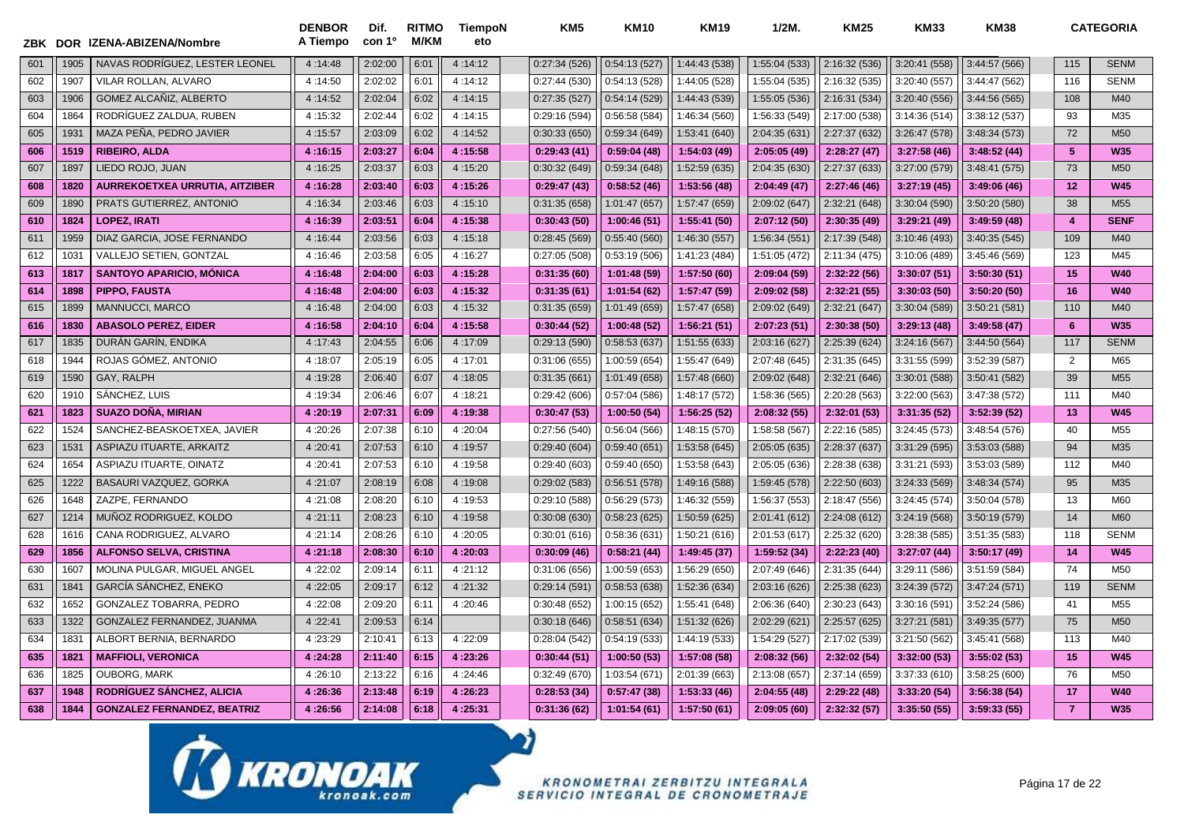| ZBK | DOR | IZENA-ABIZENA/Nombre | DENBOR A Tiempo | Dif. con 1º | RITMO M/KM | TiempoN eto | KM5 | KM10 | KM19 | 1/2M. | KM25 | KM33 | KM38 | | CATEGORIA |
|---|---|---|---|---|---|---|---|---|---|---|---|---|---|---|---|
| 601 | 1905 | NAVAS RODRÍGUEZ, LESTER LEONEL | 4 :14:48 | 2:02:00 | 6:01 | 4 :14:12 | 0:27:34 (526) | 0:54:13 (527) | 1:44:43 (538) | 1:55:04 (533) | 2:16:32 (536) | 3:20:41 (558) | 3:44:57 (566) | 115 | SENM |
| 602 | 1907 | VILAR ROLLAN, ALVARO | 4 :14:50 | 2:02:02 | 6:01 | 4 :14:12 | 0:27:44 (530) | 0:54:13 (528) | 1:44:05 (528) | 1:55:04 (535) | 2:16:32 (535) | 3:20:40 (557) | 3:44:47 (562) | 116 | SENM |
| 603 | 1906 | GOMEZ ALCAÑIZ, ALBERTO | 4 :14:52 | 2:02:04 | 6:02 | 4 :14:15 | 0:27:35 (527) | 0:54:14 (529) | 1:44:43 (539) | 1:55:05 (536) | 2:16:31 (534) | 3:20:40 (556) | 3:44:56 (565) | 108 | M40 |
| 604 | 1864 | RODRÍGUEZ ZALDUA, RUBEN | 4 :15:32 | 2:02:44 | 6:02 | 4 :14:15 | 0:29:16 (594) | 0:56:58 (584) | 1:46:34 (560) | 1:56:33 (549) | 2:17:00 (538) | 3:14:36 (514) | 3:38:12 (537) | 93 | M35 |
| 605 | 1931 | MAZA PEÑA, PEDRO JAVIER | 4 :15:57 | 2:03:09 | 6:02 | 4 :14:52 | 0:30:33 (650) | 0:59:34 (649) | 1:53:41 (640) | 2:04:35 (631) | 2:27:37 (632) | 3:26:47 (578) | 3:48:34 (573) | 72 | M50 |
| **606** | **1519** | **RIBEIRO, ALDA** | **4 :16:15** | **2:03:27** | **6:04** | **4 :15:58** | **0:29:43 (41)** | **0:59:04 (48)** | **1:54:03 (49)** | **2:05:05 (49)** | **2:28:27 (47)** | **3:27:58 (46)** | **3:48:52 (44)** | **5** | **W35** |
| 607 | 1897 | LIEDO ROJO, JUAN | 4 :16:25 | 2:03:37 | 6:03 | 4 :15:20 | 0:30:32 (649) | 0:59:34 (648) | 1:52:59 (635) | 2:04:35 (630) | 2:27:37 (633) | 3:27:00 (579) | 3:48:41 (575) | 73 | M50 |
| **608** | **1820** | **AURREKOETXEA URRUTIA, AITZIBER** | **4 :16:28** | **2:03:40** | **6:03** | **4 :15:26** | **0:29:47 (43)** | **0:58:52 (46)** | **1:53:56 (48)** | **2:04:49 (47)** | **2:27:46 (46)** | **3:27:19 (45)** | **3:49:06 (46)** | **12** | **W45** |
| 609 | 1890 | PRATS GUTIERREZ, ANTONIO | 4 :16:34 | 2:03:46 | 6:03 | 4 :15:10 | 0:31:35 (658) | 1:01:47 (657) | 1:57:47 (659) | 2:09:02 (647) | 2:32:21 (648) | 3:30:04 (590) | 3:50:20 (580) | 38 | M55 |
| **610** | **1824** | **LOPEZ, IRATI** | **4 :16:39** | **2:03:51** | **6:04** | **4 :15:38** | **0:30:43 (50)** | **1:00:46 (51)** | **1:55:41 (50)** | **2:07:12 (50)** | **2:30:35 (49)** | **3:29:21 (49)** | **3:49:59 (48)** | **4** | **SENF** |
| 611 | 1959 | DIAZ GARCIA, JOSE FERNANDO | 4 :16:44 | 2:03:56 | 6:03 | 4 :15:18 | 0:28:45 (569) | 0:55:40 (560) | 1:46:30 (557) | 1:56:34 (551) | 2:17:39 (548) | 3:10:46 (493) | 3:40:35 (545) | 109 | M40 |
| 612 | 1031 | VALLEJO SETIEN, GONTZAL | 4 :16:46 | 2:03:58 | 6:05 | 4 :16:27 | 0:27:05 (508) | 0:53:19 (506) | 1:41:23 (484) | 1:51:05 (472) | 2:11:34 (475) | 3:10:06 (489) | 3:45:46 (569) | 123 | M45 |
| **613** | **1817** | **SANTOYO APARICIO, MÓNICA** | **4 :16:48** | **2:04:00** | **6:03** | **4 :15:28** | **0:31:35 (60)** | **1:01:48 (59)** | **1:57:50 (60)** | **2:09:04 (59)** | **2:32:22 (56)** | **3:30:07 (51)** | **3:50:30 (51)** | **15** | **W40** |
| **614** | **1898** | **PIPPO, FAUSTA** | **4 :16:48** | **2:04:00** | **6:03** | **4 :15:32** | **0:31:35 (61)** | **1:01:54 (62)** | **1:57:47 (59)** | **2:09:02 (58)** | **2:32:21 (55)** | **3:30:03 (50)** | **3:50:20 (50)** | **16** | **W40** |
| 615 | 1899 | MANNUCCI, MARCO | 4 :16:48 | 2:04:00 | 6:03 | 4 :15:32 | 0:31:35 (659) | 1:01:49 (659) | 1:57:47 (658) | 2:09:02 (649) | 2:32:21 (647) | 3:30:04 (589) | 3:50:21 (581) | 110 | M40 |
| **616** | **1830** | **ABASOLO PEREZ, EIDER** | **4 :16:58** | **2:04:10** | **6:04** | **4 :15:58** | **0:30:44 (52)** | **1:00:48 (52)** | **1:56:21 (51)** | **2:07:23 (51)** | **2:30:38 (50)** | **3:29:13 (48)** | **3:49:58 (47)** | **6** | **W35** |
| 617 | 1835 | DURÁN GARÍN, ENDIKA | 4 :17:43 | 2:04:55 | 6:06 | 4 :17:09 | 0:29:13 (590) | 0:58:53 (637) | 1:51:55 (633) | 2:03:16 (627) | 2:25:39 (624) | 3:24:16 (567) | 3:44:50 (564) | 117 | SENM |
| 618 | 1944 | ROJAS GÓMEZ, ANTONIO | 4 :18:07 | 2:05:19 | 6:05 | 4 :17:01 | 0:31:06 (655) | 1:00:59 (654) | 1:55:47 (649) | 2:07:48 (645) | 2:31:35 (645) | 3:31:55 (599) | 3:52:39 (587) | 2 | M65 |
| 619 | 1590 | GAY, RALPH | 4 :19:28 | 2:06:40 | 6:07 | 4 :18:05 | 0:31:35 (661) | 1:01:49 (658) | 1:57:48 (660) | 2:09:02 (648) | 2:32:21 (646) | 3:30:01 (588) | 3:50:41 (582) | 39 | M55 |
| 620 | 1910 | SÁNCHEZ, LUIS | 4 :19:34 | 2:06:46 | 6:07 | 4 :18:21 | 0:29:42 (606) | 0:57:04 (586) | 1:48:17 (572) | 1:58:36 (565) | 2:20:28 (563) | 3:22:00 (563) | 3:47:38 (572) | 111 | M40 |
| **621** | **1823** | **SUAZO DOÑA, MIRIAN** | **4 :20:19** | **2:07:31** | **6:09** | **4 :19:38** | **0:30:47 (53)** | **1:00:50 (54)** | **1:56:25 (52)** | **2:08:32 (55)** | **2:32:01 (53)** | **3:31:35 (52)** | **3:52:39 (52)** | **13** | **W45** |
| 622 | 1524 | SANCHEZ-BEASKOETXEA, JAVIER | 4 :20:26 | 2:07:38 | 6:10 | 4 :20:04 | 0:27:56 (540) | 0:56:04 (566) | 1:48:15 (570) | 1:58:58 (567) | 2:22:16 (585) | 3:24:45 (573) | 3:48:54 (576) | 40 | M55 |
| 623 | 1531 | ASPIAZU ITUARTE, ARKAITZ | 4 :20:41 | 2:07:53 | 6:10 | 4 :19:57 | 0:29:40 (604) | 0:59:40 (651) | 1:53:58 (645) | 2:05:05 (635) | 2:28:37 (637) | 3:31:29 (595) | 3:53:03 (588) | 94 | M35 |
| 624 | 1654 | ASPIAZU ITUARTE, OINATZ | 4 :20:41 | 2:07:53 | 6:10 | 4 :19:58 | 0:29:40 (603) | 0:59:40 (650) | 1:53:58 (643) | 2:05:05 (636) | 2:28:38 (638) | 3:31:21 (593) | 3:53:03 (589) | 112 | M40 |
| 625 | 1222 | BASAURI VAZQUEZ, GORKA | 4 :21:07 | 2:08:19 | 6:08 | 4 :19:08 | 0:29:02 (583) | 0:56:51 (578) | 1:49:16 (588) | 1:59:45 (578) | 2:22:50 (603) | 3:24:33 (569) | 3:48:34 (574) | 95 | M35 |
| 626 | 1648 | ZAPZE, FERNANDO | 4 :21:08 | 2:08:20 | 6:10 | 4 :19:53 | 0:29:10 (588) | 0:56:29 (573) | 1:46:32 (559) | 1:56:37 (553) | 2:18:47 (556) | 3:24:45 (574) | 3:50:04 (578) | 13 | M60 |
| 627 | 1214 | MUÑOZ RODRIGUEZ, KOLDO | 4 :21:11 | 2:08:23 | 6:10 | 4 :19:58 | 0:30:08 (630) | 0:58:23 (625) | 1:50:59 (625) | 2:01:41 (612) | 2:24:08 (612) | 3:24:19 (568) | 3:50:19 (579) | 14 | M60 |
| 628 | 1616 | CANA RODRIGUEZ, ALVARO | 4 :21:14 | 2:08:26 | 6:10 | 4 :20:05 | 0:30:01 (616) | 0:58:36 (631) | 1:50:21 (616) | 2:01:53 (617) | 2:25:32 (620) | 3:28:38 (585) | 3:51:35 (583) | 118 | SENM |
| **629** | **1856** | **ALFONSO SELVA, CRISTINA** | **4 :21:18** | **2:08:30** | **6:10** | **4 :20:03** | **0:30:09 (46)** | **0:58:21 (44)** | **1:49:45 (37)** | **1:59:52 (34)** | **2:22:23 (40)** | **3:27:07 (44)** | **3:50:17 (49)** | **14** | **W45** |
| 630 | 1607 | MOLINA PULGAR, MIGUEL ANGEL | 4 :22:02 | 2:09:14 | 6:11 | 4 :21:12 | 0:31:06 (656) | 1:00:59 (653) | 1:56:29 (650) | 2:07:49 (646) | 2:31:35 (644) | 3:29:11 (586) | 3:51:59 (584) | 74 | M50 |
| 631 | 1841 | GARCÍA SÁNCHEZ, ENEKO | 4 :22:05 | 2:09:17 | 6:12 | 4 :21:32 | 0:29:14 (591) | 0:58:53 (638) | 1:52:36 (634) | 2:03:16 (626) | 2:25:38 (623) | 3:24:39 (572) | 3:47:24 (571) | 119 | SENM |
| 632 | 1652 | GONZALEZ TOBARRA, PEDRO | 4 :22:08 | 2:09:20 | 6:11 | 4 :20:46 | 0:30:48 (652) | 1:00:15 (652) | 1:55:41 (648) | 2:06:36 (640) | 2:30:23 (643) | 3:30:16 (591) | 3:52:24 (586) | 41 | M55 |
| 633 | 1322 | GONZALEZ FERNANDEZ, JUANMA | 4 :22:41 | 2:09:53 | 6:14 | | 0:30:18 (646) | 0:58:51 (634) | 1:51:32 (626) | 2:02:29 (621) | 2:25:57 (625) | 3:27:21 (581) | 3:49:35 (577) | 75 | M50 |
| 634 | 1831 | ALBORT BERNIA, BERNARDO | 4 :23:29 | 2:10:41 | 6:13 | 4 :22:09 | 0:28:04 (542) | 0:54:19 (533) | 1:44:19 (533) | 1:54:29 (527) | 2:17:02 (539) | 3:21:50 (562) | 3:45:41 (568) | 113 | M40 |
| **635** | **1821** | **MAFFIOLI, VERONICA** | **4 :24:28** | **2:11:40** | **6:15** | **4 :23:26** | **0:30:44 (51)** | **1:00:50 (53)** | **1:57:08 (58)** | **2:08:32 (56)** | **2:32:02 (54)** | **3:32:00 (53)** | **3:55:02 (53)** | **15** | **W45** |
| 636 | 1825 | OUBORG, MARK | 4 :26:10 | 2:13:22 | 6:16 | 4 :24:46 | 0:32:49 (670) | 1:03:54 (671) | 2:01:39 (663) | 2:13:08 (657) | 2:37:14 (659) | 3:37:33 (610) | 3:58:25 (600) | 76 | M50 |
| **637** | **1948** | **RODRÍGUEZ SÁNCHEZ, ALICIA** | **4 :26:36** | **2:13:48** | **6:19** | **4 :26:23** | **0:28:53 (34)** | **0:57:47 (38)** | **1:53:33 (46)** | **2:04:55 (48)** | **2:29:22 (48)** | **3:33:20 (54)** | **3:56:38 (54)** | **17** | **W40** |
| **638** | **1844** | **GONZALEZ FERNANDEZ, BEATRIZ** | **4 :26:56** | **2:14:08** | **6:18** | **4 :25:31** | **0:31:36 (62)** | **1:01:54 (61)** | **1:57:50 (61)** | **2:09:05 (60)** | **2:32:32 (57)** | **3:35:50 (55)** | **3:59:33 (55)** | **7** | **W35** |

KRONOAK kronoak.com

KRONOMETRAI ZERBITZU INTEGRALA
SERVICIO INTEGRAL DE CRONOMETRAJE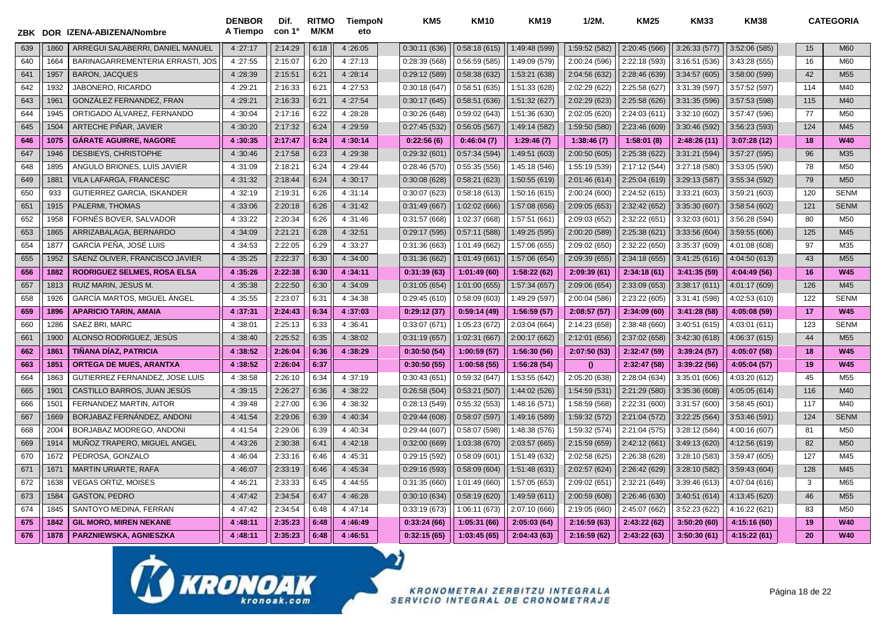| ZBK | DOR | IZENA-ABIZENA/Nombre | DENBOR A Tiempo | Dif. con 1º | RITMO M/KM | TiempoNeto | KM5 | KM10 | KM19 | 1/2M. | KM25 | KM33 | KM38 | | CATEGORIA |
|---|---|---|---|---|---|---|---|---|---|---|---|---|---|---|---|
| 639 | 1860 | ARREGUI SALABERRI, DANIEL MANUEL | 4 :27:17 | 2:14:29 | 6:18 | 4 :26:05 | 0:30:11 (636) | 0:58:18 (615) | 1:49:48 (599) | 1:59:52 (582) | 2:20:45 (566) | 3:26:33 (577) | 3:52:06 (585) | 15 | M60 |
| 640 | 1664 | BARINAGARREMENTERIA ERRASTI, JOS | 4 :27:55 | 2:15:07 | 6:20 | 4 :27:13 | 0:28:39 (568) | 0:56:59 (585) | 1:49:09 (579) | 2:00:24 (596) | 2:22:18 (593) | 3:16:51 (536) | 3:43:28 (555) | 16 | M60 |
| 641 | 1957 | BARON, JACQUES | 4 :28:39 | 2:15:51 | 6:21 | 4 :28:14 | 0:29:12 (589) | 0:58:38 (632) | 1:53:21 (638) | 2:04:56 (632) | 2:28:46 (639) | 3:34:57 (605) | 3:58:00 (599) | 42 | M55 |
| 642 | 1932 | JABONERO, RICARDO | 4 :29:21 | 2:16:33 | 6:21 | 4 :27:53 | 0:30:18 (647) | 0:58:51 (635) | 1:51:33 (628) | 2:02:29 (622) | 2:25:58 (627) | 3:31:39 (597) | 3:57:52 (597) | 114 | M40 |
| 643 | 1961 | GONZÁLEZ FERNANDEZ, FRAN | 4 :29:21 | 2:16:33 | 6:21 | 4 :27:54 | 0:30:17 (645) | 0:58:51 (636) | 1:51:32 (627) | 2:02:29 (623) | 2:25:58 (626) | 3:31:35 (596) | 3:57:53 (598) | 115 | M40 |
| 644 | 1945 | ORTIGADO ÁLVAREZ, FERNANDO | 4 :30:04 | 2:17:16 | 6:22 | 4 :28:28 | 0:30:26 (648) | 0:59:02 (643) | 1:51:36 (630) | 2:02:05 (620) | 2:24:03 (611) | 3:32:10 (602) | 3:57:47 (596) | 77 | M50 |
| 645 | 1504 | ARTECHE PIÑAR, JAVIER | 4 :30:20 | 2:17:32 | 6:24 | 4 :29:59 | 0:27:45 (532) | 0:56:05 (567) | 1:49:14 (582) | 1:59:50 (580) | 2:23:46 (609) | 3:30:46 (592) | 3:56:23 (593) | 124 | M45 |
| **646** | **1075** | **GÁRATE AGUIRRE, NAGORE** | **4 :30:35** | **2:17:47** | **6:24** | **4 :30:14** | **0:22:56 (6)** | **0:46:04 (7)** | **1:29:46 (7)** | **1:38:46 (7)** | **1:58:01 (8)** | **2:48:26 (11)** | **3:07:28 (12)** | **18** | **W40** |
| 647 | 1946 | DESBIEYS, CHRISTOPHE | 4 :30:46 | 2:17:58 | 6:23 | 4 :29:38 | 0:29:32 (601) | 0:57:34 (594) | 1:49:51 (603) | 2:00:50 (605) | 2:25:38 (622) | 3:31:21 (594) | 3:57:27 (595) | 96 | M35 |
| 648 | 1895 | ANGULO BRIONES, LUIS JAVIER | 4 :31:09 | 2:18:21 | 6:24 | 4 :29:44 | 0:28:46 (570) | 0:55:35 (556) | 1:45:18 (546) | 1:55:19 (539) | 2:17:12 (544) | 3:27:18 (580) | 3:53:05 (590) | 78 | M50 |
| 649 | 1881 | VILA LAFARGA, FRANCESC | 4 :31:32 | 2:18:44 | 6:24 | 4 :30:17 | 0:30:08 (628) | 0:58:21 (623) | 1:50:55 (619) | 2:01:46 (614) | 2:25:04 (619) | 3:29:13 (587) | 3:55:34 (592) | 79 | M50 |
| 650 | 933 | GUTIERREZ GARCIA, ISKANDER | 4 :32:19 | 2:19:31 | 6:26 | 4 :31:14 | 0:30:07 (623) | 0:58:18 (613) | 1:50:16 (615) | 2:00:24 (600) | 2:24:52 (615) | 3:33:21 (603) | 3:59:21 (603) | 120 | SENM |
| 651 | 1915 | PALERMI, THOMAS | 4 :33:06 | 2:20:18 | 6:26 | 4 :31:42 | 0:31:49 (667) | 1:02:02 (666) | 1:57:08 (656) | 2:09:05 (653) | 2:32:42 (652) | 3:35:30 (607) | 3:58:54 (602) | 121 | SENM |
| 652 | 1958 | FORNÉS BOVER, SALVADOR | 4 :33:22 | 2:20:34 | 6:26 | 4 :31:46 | 0:31:57 (668) | 1:02:37 (668) | 1:57:51 (661) | 2:09:03 (652) | 2:32:22 (651) | 3:32:03 (601) | 3:56:28 (594) | 80 | M50 |
| 653 | 1865 | ARRIZABALAGA, BERNARDO | 4 :34:09 | 2:21:21 | 6:28 | 4 :32:51 | 0:29:17 (595) | 0:57:11 (588) | 1:49:25 (595) | 2:00:20 (589) | 2:25:38 (621) | 3:33:56 (604) | 3:59:55 (606) | 125 | M45 |
| 654 | 1877 | GARCÍA PEÑA, JOSÉ LUIS | 4 :34:53 | 2:22:05 | 6:29 | 4 :33:27 | 0:31:36 (663) | 1:01:49 (662) | 1:57:06 (655) | 2:09:02 (650) | 2:32:22 (650) | 3:35:37 (609) | 4:01:08 (608) | 97 | M35 |
| 655 | 1952 | SÁENZ OLIVER, FRANCISCO JAVIER | 4 :35:25 | 2:22:37 | 6:30 | 4 :34:00 | 0:31:36 (662) | 1:01:49 (661) | 1:57:06 (654) | 2:09:39 (655) | 2:34:18 (655) | 3:41:25 (616) | 4:04:50 (613) | 43 | M55 |
| **656** | **1882** | **RODRIGUEZ SELMES, ROSA ELSA** | **4 :35:26** | **2:22:38** | **6:30** | **4 :34:11** | **0:31:39 (63)** | **1:01:49 (60)** | **1:58:22 (62)** | **2:09:39 (61)** | **2:34:18 (61)** | **3:41:35 (59)** | **4:04:49 (56)** | **16** | **W45** |
| 657 | 1813 | RUIZ MARIN, JESUS M. | 4 :35:38 | 2:22:50 | 6:30 | 4 :34:09 | 0:31:05 (654) | 1:01:00 (655) | 1:57:34 (657) | 2:09:06 (654) | 2:33:09 (653) | 3:38:17 (611) | 4:01:17 (609) | 126 | M45 |
| 658 | 1926 | GARCÍA MARTOS, MIGUEL ÁNGEL | 4 :35:55 | 2:23:07 | 6:31 | 4 :34:38 | 0:29:45 (610) | 0:58:09 (603) | 1:49:29 (597) | 2:00:04 (586) | 2:23:22 (605) | 3:31:41 (598) | 4:02:53 (610) | 122 | SENM |
| **659** | **1896** | **APARICIO TARIN, AMAIA** | **4 :37:31** | **2:24:43** | **6:34** | **4 :37:03** | **0:29:12 (37)** | **0:59:14 (49)** | **1:56:59 (57)** | **2:08:57 (57)** | **2:34:09 (60)** | **3:41:28 (58)** | **4:05:08 (59)** | **17** | **W45** |
| 660 | 1286 | SAEZ BRI, MARC | 4 :38:01 | 2:25:13 | 6:33 | 4 :36:41 | 0:33:07 (671) | 1:05:23 (672) | 2:03:04 (664) | 2:14:23 (658) | 2:38:48 (660) | 3:40:51 (615) | 4:03:01 (611) | 123 | SENM |
| 661 | 1900 | ALONSO RODRIGUEZ, JESÚS | 4 :38:40 | 2:25:52 | 6:35 | 4 :38:02 | 0:31:19 (657) | 1:02:31 (667) | 2:00:17 (662) | 2:12:01 (656) | 2:37:02 (658) | 3:42:30 (618) | 4:06:37 (615) | 44 | M55 |
| **662** | **1861** | **TIÑANA DÍAZ, PATRICIA** | **4 :38:52** | **2:26:04** | **6:36** | **4 :38:29** | **0:30:50 (54)** | **1:00:59 (57)** | **1:56:30 (56)** | **2:07:50 (53)** | **2:32:47 (59)** | **3:39:24 (57)** | **4:05:07 (58)** | **18** | **W45** |
| **663** | **1851** | **ORTEGA DE MUES, ARANTXA** | **4 :38:52** | **2:26:04** | **6:37** | | **0:30:50 (55)** | **1:00:58 (55)** | **1:56:28 (54)** | **()** | **2:32:47 (58)** | **3:39:22 (56)** | **4:05:04 (57)** | **19** | **W45** |
| 664 | 1863 | GUTIERREZ FERNANDEZ, JOSE LUIS | 4 :38:58 | 2:26:10 | 6:34 | 4 :37:19 | 0:30:43 (651) | 0:59:32 (647) | 1:53:55 (642) | 2:05:20 (638) | 2:28:04 (634) | 3:35:01 (606) | 4:03:20 (612) | 45 | M55 |
| 665 | 1901 | CASTILLO BARROS, JUAN JESÚS | 4 :39:15 | 2:26:27 | 6:36 | 4 :38:22 | 0:26:58 (504) | 0:53:21 (507) | 1:44:02 (526) | 1:54:59 (531) | 2:21:29 (580) | 3:35:36 (608) | 4:05:05 (614) | 116 | M40 |
| 666 | 1501 | FERNANDEZ MARTIN, AITOR | 4 :39:48 | 2:27:00 | 6:36 | 4 :38:32 | 0:28:13 (549) | 0:55:32 (553) | 1:48:16 (571) | 1:58:59 (568) | 2:22:31 (600) | 3:31:57 (600) | 3:58:45 (601) | 117 | M40 |
| 667 | 1669 | BORJABAZ FERNÁNDEZ, ANDONI | 4 :41:54 | 2:29:06 | 6:39 | 4 :40:34 | 0:29:44 (608) | 0:58:07 (597) | 1:49:16 (589) | 1:59:32 (572) | 2:21:04 (572) | 3:22:25 (564) | 3:53:46 (591) | 124 | SENM |
| 668 | 2004 | BORJABAZ MODREGO, ANDONI | 4 :41:54 | 2:29:06 | 6:39 | 4 :40:34 | 0:29:44 (607) | 0:58:07 (598) | 1:48:38 (576) | 1:59:32 (574) | 2:21:04 (575) | 3:28:12 (584) | 4:00:16 (607) | 81 | M50 |
| 669 | 1914 | MUÑOZ TRAPERO, MIGUEL ANGEL | 4 :43:26 | 2:30:38 | 6:41 | 4 :42:18 | 0:32:00 (669) | 1:03:38 (670) | 2:03:57 (665) | 2:15:59 (659) | 2:42:12 (661) | 3:49:13 (620) | 4:12:56 (619) | 82 | M50 |
| 670 | 1672 | PEDROSA, GONZALO | 4 :46:04 | 2:33:16 | 6:46 | 4 :45:31 | 0:29:15 (592) | 0:58:09 (601) | 1:51:49 (632) | 2:02:58 (625) | 2:26:38 (628) | 3:28:10 (583) | 3:59:47 (605) | 127 | M45 |
| 671 | 1671 | MARTIN URIARTE, RAFA | 4 :46:07 | 2:33:19 | 6:46 | 4 :45:34 | 0:29:16 (593) | 0:58:09 (604) | 1:51:48 (631) | 2:02:57 (624) | 2:26:42 (629) | 3:28:10 (582) | 3:59:43 (604) | 128 | M45 |
| 672 | 1638 | VEGAS ORTIZ, MOISES | 4 :46:21 | 2:33:33 | 6:45 | 4 :44:55 | 0:31:35 (660) | 1:01:49 (660) | 1:57:05 (653) | 2:09:02 (651) | 2:32:21 (649) | 3:39:46 (613) | 4:07:04 (616) | 3 | M65 |
| 673 | 1584 | GASTON, PEDRO | 4 :47:42 | 2:34:54 | 6:47 | 4 :46:28 | 0:30:10 (634) | 0:58:19 (620) | 1:49:59 (611) | 2:00:59 (608) | 2:26:46 (630) | 3:40:51 (614) | 4:13:45 (620) | 46 | M55 |
| 674 | 1845 | SANTOYO MEDINA, FERRAN | 4 :47:42 | 2:34:54 | 6:48 | 4 :47:14 | 0:33:19 (673) | 1:06:11 (673) | 2:07:10 (666) | 2:19:05 (660) | 2:45:07 (662) | 3:52:23 (622) | 4:16:22 (621) | 83 | M50 |
| **675** | **1842** | **GIL MORO, MIREN NEKANE** | **4 :48:11** | **2:35:23** | **6:48** | **4 :46:49** | **0:33:24 (66)** | **1:05:31 (66)** | **2:05:03 (64)** | **2:16:59 (63)** | **2:43:22 (62)** | **3:50:20 (60)** | **4:15:16 (60)** | **19** | **W40** |
| **676** | **1878** | **PARZNIEWSKA, AGNIESZKA** | **4 :48:11** | **2:35:23** | **6:48** | **4 :46:51** | **0:32:15 (65)** | **1:03:45 (65)** | **2:04:43 (63)** | **2:16:59 (62)** | **2:43:22 (63)** | **3:50:30 (61)** | **4:15:22 (61)** | **20** | **W40** |

KRONOAK kronoak.com

KRONOMETRAI ZERBITZU INTEGRALA
SERVICIO INTEGRAL DE CRONOMETRAJE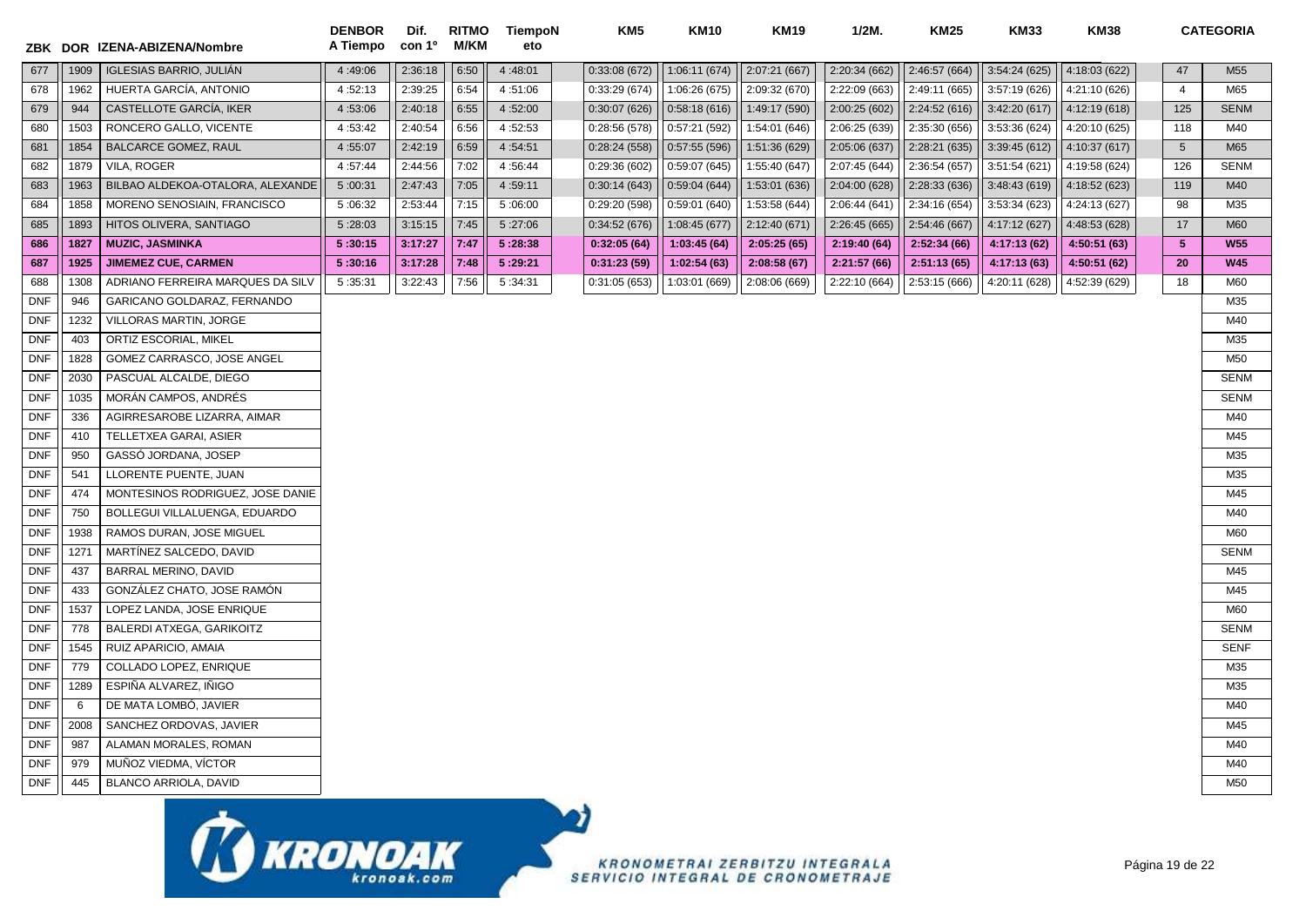| ZBK | DOR | IZENA-ABIZENA/Nombre | DENBOR A Tiempo | Dif. con 1º | RITMO M/KM | TiempoN eto | KM5 | KM10 | KM19 | 1/2M. | KM25 | KM33 | KM38 | | CATEGORIA |
|---|---|---|---|---|---|---|---|---|---|---|---|---|---|---|---|
| 677 | 1909 | IGLESIAS BARRIO, JULIÁN | 4 :49:06 | 2:36:18 | 6:50 | 4 :48:01 | 0:33:08 (672) | 1:06:11 (674) | 2:07:21 (667) | 2:20:34 (662) | 2:46:57 (664) | 3:54:24 (625) | 4:18:03 (622) | 47 | M55 |
| 678 | 1962 | HUERTA GARCÍA, ANTONIO | 4 :52:13 | 2:39:25 | 6:54 | 4 :51:06 | 0:33:29 (674) | 1:06:26 (675) | 2:09:32 (670) | 2:22:09 (663) | 2:49:11 (665) | 3:57:19 (626) | 4:21:10 (626) | 4 | M65 |
| 679 | 944 | CASTELLOTE GARCÍA, IKER | 4 :53:06 | 2:40:18 | 6:55 | 4 :52:00 | 0:30:07 (626) | 0:58:18 (616) | 1:49:17 (590) | 2:00:25 (602) | 2:24:52 (616) | 3:42:20 (617) | 4:12:19 (618) | 125 | SENM |
| 680 | 1503 | RONCERO GALLO, VICENTE | 4 :53:42 | 2:40:54 | 6:56 | 4 :52:53 | 0:28:56 (578) | 0:57:21 (592) | 1:54:01 (646) | 2:06:25 (639) | 2:35:30 (656) | 3:53:36 (624) | 4:20:10 (625) | 118 | M40 |
| 681 | 1854 | BALCARCE GOMEZ, RAUL | 4 :55:07 | 2:42:19 | 6:59 | 4 :54:51 | 0:28:24 (558) | 0:57:55 (596) | 1:51:36 (629) | 2:05:06 (637) | 2:28:21 (635) | 3:39:45 (612) | 4:10:37 (617) | 5 | M65 |
| 682 | 1879 | VILA, ROGER | 4 :57:44 | 2:44:56 | 7:02 | 4 :56:44 | 0:29:36 (602) | 0:59:07 (645) | 1:55:40 (647) | 2:07:45 (644) | 2:36:54 (657) | 3:51:54 (621) | 4:19:58 (624) | 126 | SENM |
| 683 | 1963 | BILBAO ALDEKOA-OTALORA, ALEXANDE | 5 :00:31 | 2:47:43 | 7:05 | 4 :59:11 | 0:30:14 (643) | 0:59:04 (644) | 1:53:01 (636) | 2:04:00 (628) | 2:28:33 (636) | 3:48:43 (619) | 4:18:52 (623) | 119 | M40 |
| 684 | 1858 | MORENO SENOSIAIN, FRANCISCO | 5 :06:32 | 2:53:44 | 7:15 | 5 :06:00 | 0:29:20 (598) | 0:59:01 (640) | 1:53:58 (644) | 2:06:44 (641) | 2:34:16 (654) | 3:53:34 (623) | 4:24:13 (627) | 98 | M35 |
| 685 | 1893 | HITOS OLIVERA, SANTIAGO | 5 :28:03 | 3:15:15 | 7:45 | 5 :27:06 | 0:34:52 (676) | 1:08:45 (677) | 2:12:40 (671) | 2:26:45 (665) | 2:54:46 (667) | 4:17:12 (627) | 4:48:53 (628) | 17 | M60 |
| **686** | **1827** | **MUZIC, JASMINKA** | **5 :30:15** | **3:17:27** | **7:47** | **5 :28:38** | **0:32:05 (64)** | **1:03:45 (64)** | **2:05:25 (65)** | **2:19:40 (64)** | **2:52:34 (66)** | **4:17:13 (62)** | **4:50:51 (63)** | **5** | **W55** |
| **687** | **1925** | **JIMEMEZ CUE, CARMEN** | **5 :30:16** | **3:17:28** | **7:48** | **5 :29:21** | **0:31:23 (59)** | **1:02:54 (63)** | **2:08:58 (67)** | **2:21:57 (66)** | **2:51:13 (65)** | **4:17:13 (63)** | **4:50:51 (62)** | **20** | **W45** |
| 688 | 1308 | ADRIANO FERREIRA MARQUES DA SILV | 5 :35:31 | 3:22:43 | 7:56 | 5 :34:31 | 0:31:05 (653) | 1:03:01 (669) | 2:08:06 (669) | 2:22:10 (664) | 2:53:15 (666) | 4:20:11 (628) | 4:52:39 (629) | 18 | M60 |
| DNF | 946 | GARICANO GOLDARAZ, FERNANDO | | | | | | | | | | | | | M35 |
| DNF | 1232 | VILLORAS MARTIN, JORGE | | | | | | | | | | | | | M40 |
| DNF | 403 | ORTIZ ESCORIAL, MIKEL | | | | | | | | | | | | | M35 |
| DNF | 1828 | GOMEZ CARRASCO, JOSE ANGEL | | | | | | | | | | | | | M50 |
| DNF | 2030 | PASCUAL ALCALDE, DIEGO | | | | | | | | | | | | | SENM |
| DNF | 1035 | MORÁN CAMPOS, ANDRÉS | | | | | | | | | | | | | SENM |
| DNF | 336 | AGIRRESAROBE LIZARRA, AIMAR | | | | | | | | | | | | | M40 |
| DNF | 410 | TELLETXEA GARAI, ASIER | | | | | | | | | | | | | M45 |
| DNF | 950 | GASSÓ JORDANA, JOSEP | | | | | | | | | | | | | M35 |
| DNF | 541 | LLORENTE PUENTE, JUAN | | | | | | | | | | | | | M35 |
| DNF | 474 | MONTESINOS RODRIGUEZ, JOSE DANIE | | | | | | | | | | | | | M45 |
| DNF | 750 | BOLLEGUI VILLALUENGA, EDUARDO | | | | | | | | | | | | | M40 |
| DNF | 1938 | RAMOS DURAN, JOSE MIGUEL | | | | | | | | | | | | | M60 |
| DNF | 1271 | MARTÍNEZ SALCEDO, DAVID | | | | | | | | | | | | | SENM |
| DNF | 437 | BARRAL MERINO, DAVID | | | | | | | | | | | | | M45 |
| DNF | 433 | GONZÁLEZ CHATO, JOSE RAMÓN | | | | | | | | | | | | | M45 |
| DNF | 1537 | LOPEZ LANDA, JOSE ENRIQUE | | | | | | | | | | | | | M60 |
| DNF | 778 | BALERDI ATXEGA, GARIKOITZ | | | | | | | | | | | | | SENM |
| DNF | 1545 | RUIZ APARICIO, AMAIA | | | | | | | | | | | | | SENF |
| DNF | 779 | COLLADO LOPEZ, ENRIQUE | | | | | | | | | | | | | M35 |
| DNF | 1289 | ESPIÑA ALVAREZ, IÑIGO | | | | | | | | | | | | | M35 |
| DNF | 6 | DE MATA LOMBÓ, JAVIER | | | | | | | | | | | | | M40 |
| DNF | 2008 | SANCHEZ ORDOVAS, JAVIER | | | | | | | | | | | | | M45 |
| DNF | 987 | ALAMAN MORALES, ROMAN | | | | | | | | | | | | | M40 |
| DNF | 979 | MUÑOZ VIEDMA, VÍCTOR | | | | | | | | | | | | | M40 |
| DNF | 445 | BLANCO ARRIOLA, DAVID | | | | | | | | | | | | | M50 |

KRONOAK kronoak.com

KRONOMETRAI ZERBITZU INTEGRALA
SERVICIO INTEGRAL DE CRONOMETRAJE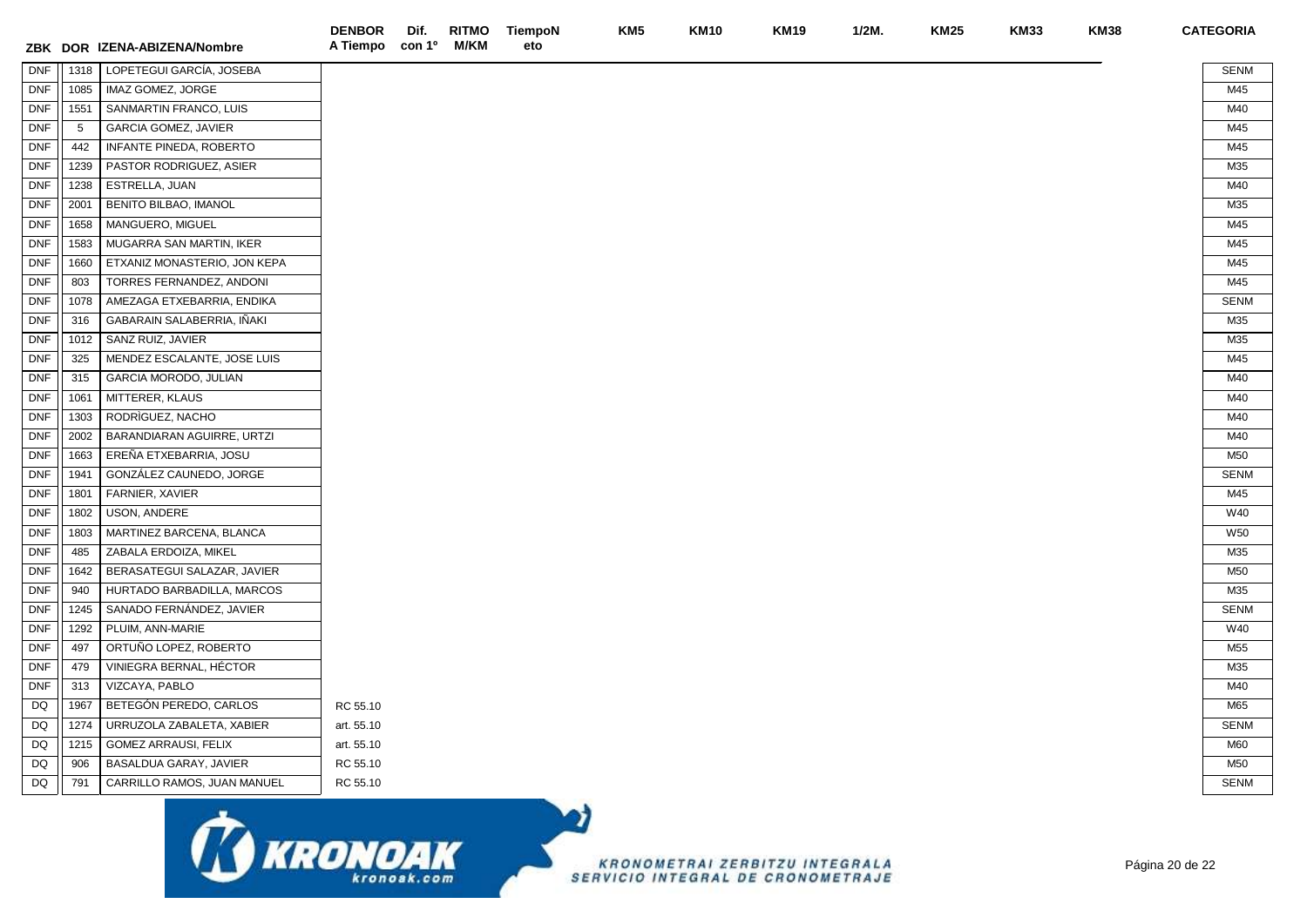| ZBK | DOR | IZENA-ABIZENA/Nombre | DENBOR A Tiempo | Dif. con 1º | RITMO M/KM | TiempoNeto | KM5 | KM10 | KM19 | 1/2M. | KM25 | KM33 | KM38 | CATEGORIA |
|---|---|---|---|---|---|---|---|---|---|---|---|---|---|---|
| DNF | 1318 | LOPETEGUI GARCÍA, JOSEBA | | | | | | | | | | | | SENM |
| DNF | 1085 | IMAZ GOMEZ, JORGE | | | | | | | | | | | | M45 |
| DNF | 1551 | SANMARTIN FRANCO, LUIS | | | | | | | | | | | | M40 |
| DNF | 5 | GARCIA GOMEZ, JAVIER | | | | | | | | | | | | M45 |
| DNF | 442 | INFANTE PINEDA, ROBERTO | | | | | | | | | | | | M45 |
| DNF | 1239 | PASTOR RODRIGUEZ, ASIER | | | | | | | | | | | | M35 |
| DNF | 1238 | ESTRELLA, JUAN | | | | | | | | | | | | M40 |
| DNF | 2001 | BENITO BILBAO, IMANOL | | | | | | | | | | | | M35 |
| DNF | 1658 | MANGUERO, MIGUEL | | | | | | | | | | | | M45 |
| DNF | 1583 | MUGARRA SAN MARTIN, IKER | | | | | | | | | | | | M45 |
| DNF | 1660 | ETXANIZ MONASTERIO, JON KEPA | | | | | | | | | | | | M45 |
| DNF | 803 | TORRES FERNANDEZ, ANDONI | | | | | | | | | | | | M45 |
| DNF | 1078 | AMEZAGA ETXEBARRIA, ENDIKA | | | | | | | | | | | | SENM |
| DNF | 316 | GABARAIN SALABERRIA, IÑAKI | | | | | | | | | | | | M35 |
| DNF | 1012 | SANZ RUIZ, JAVIER | | | | | | | | | | | | M35 |
| DNF | 325 | MENDEZ ESCALANTE, JOSE LUIS | | | | | | | | | | | | M45 |
| DNF | 315 | GARCIA MORODO, JULIAN | | | | | | | | | | | | M40 |
| DNF | 1061 | MITTERER, KLAUS | | | | | | | | | | | | M40 |
| DNF | 1303 | RODRÌGUEZ, NACHO | | | | | | | | | | | | M40 |
| DNF | 2002 | BARANDIARAN AGUIRRE, URTZI | | | | | | | | | | | | M40 |
| DNF | 1663 | EREÑA ETXEBARRIA, JOSU | | | | | | | | | | | | M50 |
| DNF | 1941 | GONZÁLEZ CAUNEDO, JORGE | | | | | | | | | | | | SENM |
| DNF | 1801 | FARNIER, XAVIER | | | | | | | | | | | | M45 |
| DNF | 1802 | USON, ANDERE | | | | | | | | | | | | W40 |
| DNF | 1803 | MARTINEZ BARCENA, BLANCA | | | | | | | | | | | | W50 |
| DNF | 485 | ZABALA ERDOIZA, MIKEL | | | | | | | | | | | | M35 |
| DNF | 1642 | BERASATEGUI SALAZAR, JAVIER | | | | | | | | | | | | M50 |
| DNF | 940 | HURTADO BARBADILLA, MARCOS | | | | | | | | | | | | M35 |
| DNF | 1245 | SANADO FERNÁNDEZ, JAVIER | | | | | | | | | | | | SENM |
| DNF | 1292 | PLUIM, ANN-MARIE | | | | | | | | | | | | W40 |
| DNF | 497 | ORTUÑO LOPEZ, ROBERTO | | | | | | | | | | | | M55 |
| DNF | 479 | VINIEGRA BERNAL, HÉCTOR | | | | | | | | | | | | M35 |
| DNF | 313 | VIZCAYA, PABLO | | | | | | | | | | | | M40 |
| DQ | 1967 | BETEGÓN PEREDO, CARLOS | RC 55.10 | | | | | | | | | | | M65 |
| DQ | 1274 | URRUZOLA ZABALETA, XABIER | art. 55.10 | | | | | | | | | | | SENM |
| DQ | 1215 | GOMEZ ARRAUSI, FELIX | art. 55.10 | | | | | | | | | | | M60 |
| DQ | 906 | BASALDUA GARAY, JAVIER | RC 55.10 | | | | | | | | | | | M50 |
| DQ | 791 | CARRILLO RAMOS, JUAN MANUEL | RC 55.10 | | | | | | | | | | | SENM |

KRONOAK kronoak.com

KRONOMETRAI ZERBITZU INTEGRALA
SERVICIO INTEGRAL DE CRONOMETRAJE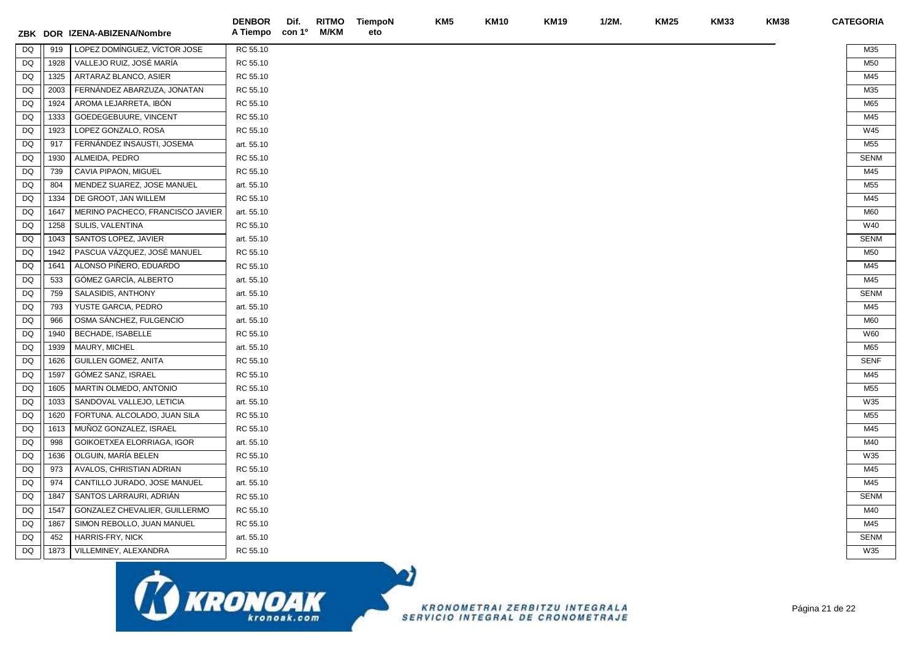| ZBK | DOR | IZENA-ABIZENA/Nombre | DENBOR A Tiempo | Dif. con 1º | RITMO M/KM | TiempoNeto | KM5 | KM10 | KM19 | 1/2M. | KM25 | KM33 | KM38 | CATEGORIA |
|---|---|---|---|---|---|---|---|---|---|---|---|---|---|---|
| DQ | 919 | LOPEZ DOMÍNGUEZ, VÍCTOR JOSE | RC 55.10 | | | | | | | | | | | M35 |
| DQ | 1928 | VALLEJO RUIZ, JOSÉ MARÍA | RC 55.10 | | | | | | | | | | | M50 |
| DQ | 1325 | ARTARAZ BLANCO, ASIER | RC 55.10 | | | | | | | | | | | M45 |
| DQ | 2003 | FERNÁNDEZ ABARZUZA, JONATAN | RC 55.10 | | | | | | | | | | | M35 |
| DQ | 1924 | AROMA LEJARRETA, IBÓN | RC 55.10 | | | | | | | | | | | M65 |
| DQ | 1333 | GOEDEGEBUURE, VINCENT | RC 55.10 | | | | | | | | | | | M45 |
| DQ | 1923 | LOPEZ GONZALO, ROSA | RC 55.10 | | | | | | | | | | | W45 |
| DQ | 917 | FERNÁNDEZ INSAUSTI, JOSEMA | art. 55.10 | | | | | | | | | | | M55 |
| DQ | 1930 | ALMEIDA, PEDRO | RC 55.10 | | | | | | | | | | | SENM |
| DQ | 739 | CAVIA PIPAON, MIGUEL | RC 55.10 | | | | | | | | | | | M45 |
| DQ | 804 | MENDEZ SUAREZ, JOSE MANUEL | art. 55.10 | | | | | | | | | | | M55 |
| DQ | 1334 | DE GROOT, JAN WILLEM | RC 55.10 | | | | | | | | | | | M45 |
| DQ | 1647 | MERINO PACHECO, FRANCISCO JAVIER | art. 55.10 | | | | | | | | | | | M60 |
| DQ | 1258 | SULIS, VALENTINA | RC 55.10 | | | | | | | | | | | W40 |
| DQ | 1043 | SANTOS LOPEZ, JAVIER | art. 55.10 | | | | | | | | | | | SENM |
| DQ | 1942 | PASCUA VÁZQUEZ, JOSÉ MANUEL | RC 55.10 | | | | | | | | | | | M50 |
| DQ | 1641 | ALONSO PIÑERO, EDUARDO | RC 55.10 | | | | | | | | | | | M45 |
| DQ | 533 | GÓMEZ GARCÍA, ALBERTO | art. 55.10 | | | | | | | | | | | M45 |
| DQ | 759 | SALASIDIS, ANTHONY | art. 55.10 | | | | | | | | | | | SENM |
| DQ | 793 | YUSTE GARCIA, PEDRO | art. 55.10 | | | | | | | | | | | M45 |
| DQ | 966 | OSMA SÁNCHEZ, FULGENCIO | art. 55.10 | | | | | | | | | | | M60 |
| DQ | 1940 | BECHADE, ISABELLE | RC 55.10 | | | | | | | | | | | W60 |
| DQ | 1939 | MAURY, MICHEL | art. 55.10 | | | | | | | | | | | M65 |
| DQ | 1626 | GUILLEN GOMEZ, ANITA | RC 55.10 | | | | | | | | | | | SENF |
| DQ | 1597 | GÓMEZ SANZ, ISRAEL | RC 55.10 | | | | | | | | | | | M45 |
| DQ | 1605 | MARTIN OLMEDO, ANTONIO | RC 55.10 | | | | | | | | | | | M55 |
| DQ | 1033 | SANDOVAL VALLEJO, LETICIA | art. 55.10 | | | | | | | | | | | W35 |
| DQ | 1620 | FORTUNA. ALCOLADO, JUAN SILA | RC 55.10 | | | | | | | | | | | M55 |
| DQ | 1613 | MUÑOZ GONZALEZ, ISRAEL | RC 55.10 | | | | | | | | | | | M45 |
| DQ | 998 | GOIKOETXEA ELORRIAGA, IGOR | art. 55.10 | | | | | | | | | | | M40 |
| DQ | 1636 | OLGUIN, MARÍA BELEN | RC 55.10 | | | | | | | | | | | W35 |
| DQ | 973 | AVALOS, CHRISTIAN ADRIAN | RC 55.10 | | | | | | | | | | | M45 |
| DQ | 974 | CANTILLO JURADO, JOSE MANUEL | art. 55.10 | | | | | | | | | | | M45 |
| DQ | 1847 | SANTOS LARRAURI, ADRIÁN | RC 55.10 | | | | | | | | | | | SENM |
| DQ | 1547 | GONZALEZ CHEVALIER, GUILLERMO | RC 55.10 | | | | | | | | | | | M40 |
| DQ | 1867 | SIMON REBOLLO, JUAN MANUEL | RC 55.10 | | | | | | | | | | | M45 |
| DQ | 452 | HARRIS-FRY, NICK | art. 55.10 | | | | | | | | | | | SENM |
| DQ | 1873 | VILLEMINEY, ALEXANDRA | RC 55.10 | | | | | | | | | | | W35 |

KRONOAK kronoak.com

KRONOMETRAI ZERBITZU INTEGRALA
SERVICIO INTEGRAL DE CRONOMETRAJE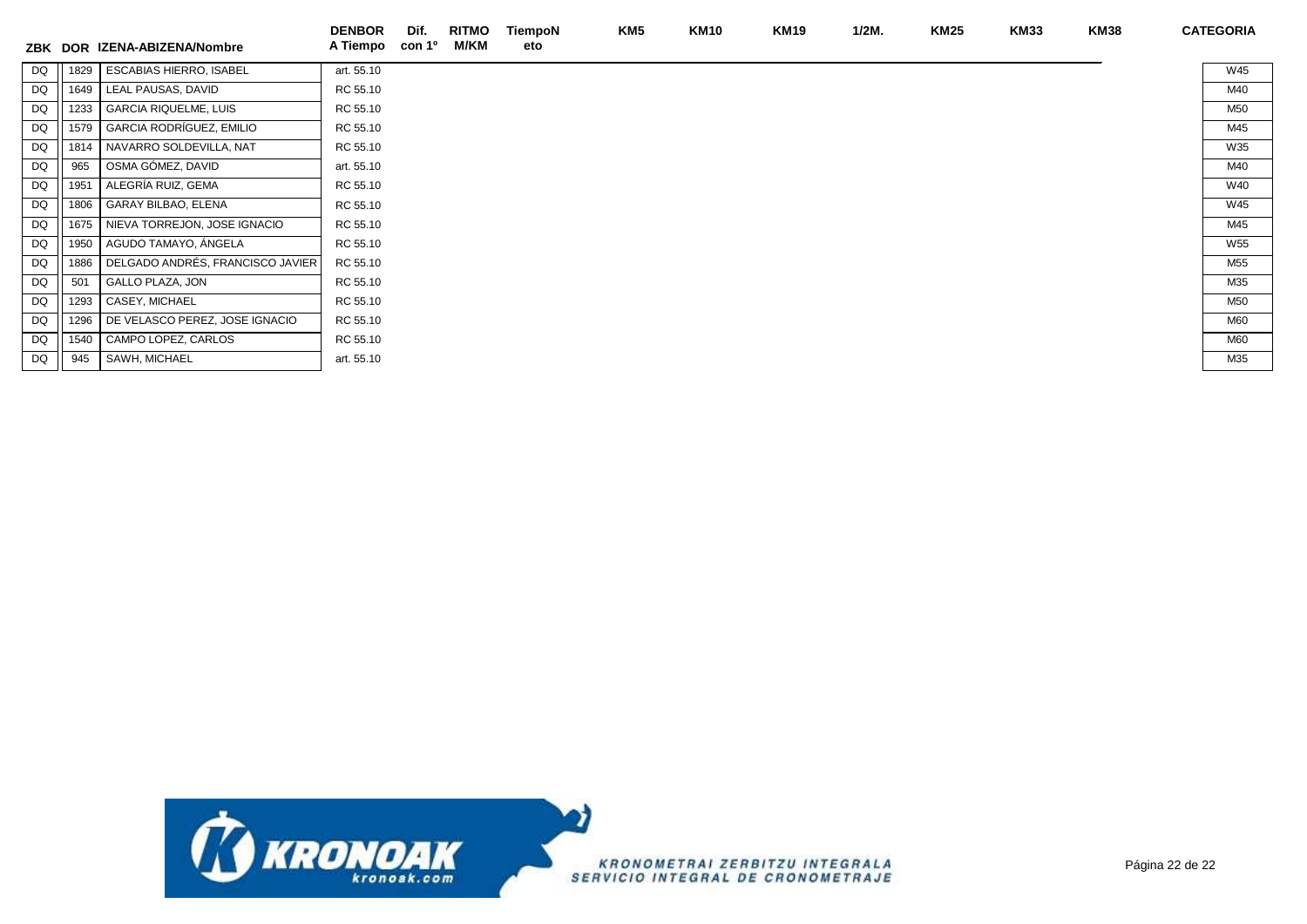| ZBK | DOR | IZENA-ABIZENA/Nombre | DENBOR A Tiempo | Dif. con 1º | RITMO M/KM | TiempoN eto | KM5 | KM10 | KM19 | 1/2M. | KM25 | KM33 | KM38 | CATEGORIA |
|---|---|---|---|---|---|---|---|---|---|---|---|---|---|---|
| DQ | 1829 | ESCABIAS HIERRO, ISABEL | art. 55.10 | | | | | | | | | | | W45 |
| DQ | 1649 | LEAL PAUSAS, DAVID | RC 55.10 | | | | | | | | | | | M40 |
| DQ | 1233 | GARCIA RIQUELME, LUIS | RC 55.10 | | | | | | | | | | | M50 |
| DQ | 1579 | GARCIA RODRÍGUEZ, EMILIO | RC 55.10 | | | | | | | | | | | M45 |
| DQ | 1814 | NAVARRO SOLDEVILLA, NAT | RC 55.10 | | | | | | | | | | | W35 |
| DQ | 965 | OSMA GÓMEZ, DAVID | art. 55.10 | | | | | | | | | | | M40 |
| DQ | 1951 | ALEGRÍA RUIZ, GEMA | RC 55.10 | | | | | | | | | | | W40 |
| DQ | 1806 | GARAY BILBAO, ELENA | RC 55.10 | | | | | | | | | | | W45 |
| DQ | 1675 | NIEVA TORREJON, JOSE IGNACIO | RC 55.10 | | | | | | | | | | | M45 |
| DQ | 1950 | AGUDO TAMAYO, ÁNGELA | RC 55.10 | | | | | | | | | | | W55 |
| DQ | 1886 | DELGADO ANDRÉS, FRANCISCO JAVIER | RC 55.10 | | | | | | | | | | | M55 |
| DQ | 501 | GALLO PLAZA, JON | RC 55.10 | | | | | | | | | | | M35 |
| DQ | 1293 | CASEY, MICHAEL | RC 55.10 | | | | | | | | | | | M50 |
| DQ | 1296 | DE VELASCO PEREZ, JOSE IGNACIO | RC 55.10 | | | | | | | | | | | M60 |
| DQ | 1540 | CAMPO LOPEZ, CARLOS | RC 55.10 | | | | | | | | | | | M60 |
| DQ | 945 | SAWH, MICHAEL | art. 55.10 | | | | | | | | | | | M35 |

KRONOAK kronoak.com

KRONOMETRAI ZERBITZU INTEGRALA
SERVICIO INTEGRAL DE CRONOMETRAJE